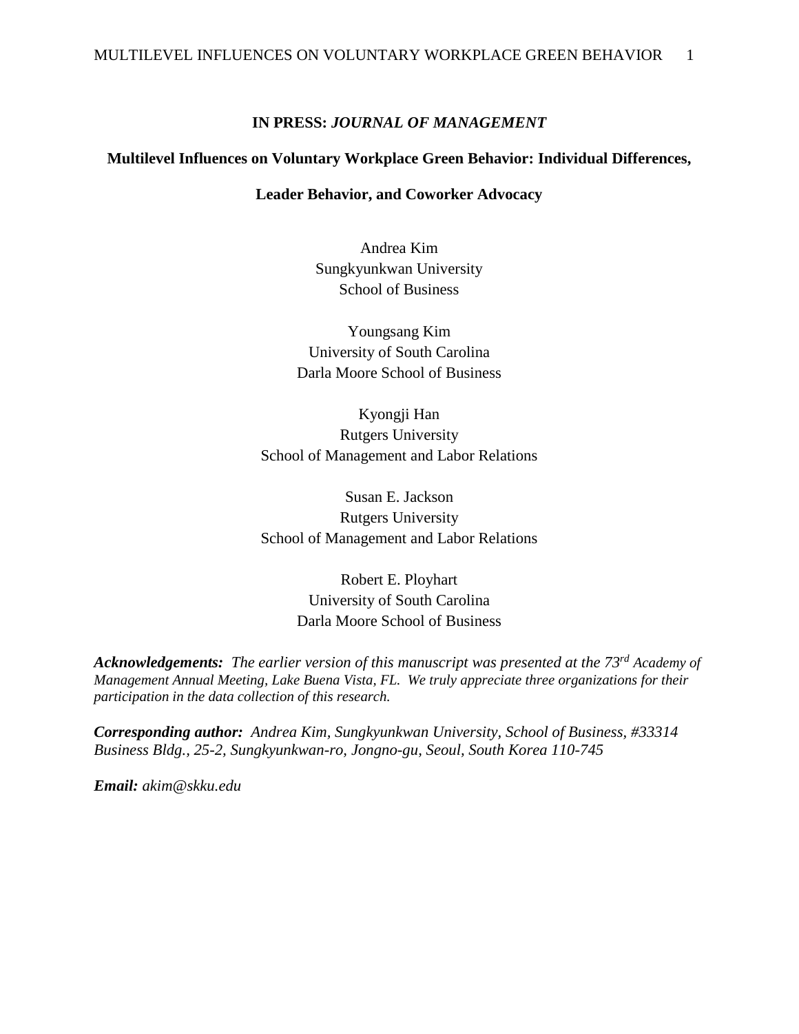**IN PRESS: *JOURNAL OF MANAGEMENT***

# Multilevel Influences on Voluntary Workplace Green Behavior: Individual Differences, Leader Behavior, and Coworker Advocacy

Andrea Kim
Sungkyunkwan University
School of Business

Youngsang Kim
University of South Carolina
Darla Moore School of Business

Kyongji Han
Rutgers University
School of Management and Labor Relations

Susan E. Jackson
Rutgers University
School of Management and Labor Relations

Robert E. Ployhart
University of South Carolina
Darla Moore School of Business

***Acknowledgements:*** *The earlier version of this manuscript was presented at the 73rd Academy of Management Annual Meeting, Lake Buena Vista, FL. We truly appreciate three organizations for their participation in the data collection of this research.*

***Corresponding author:*** *Andrea Kim, Sungkyunkwan University, School of Business, #33314 Business Bldg., 25-2, Sungkyunkwan-ro, Jongno-gu, Seoul, South Korea 110-745*

***Email:*** *akim@skku.edu*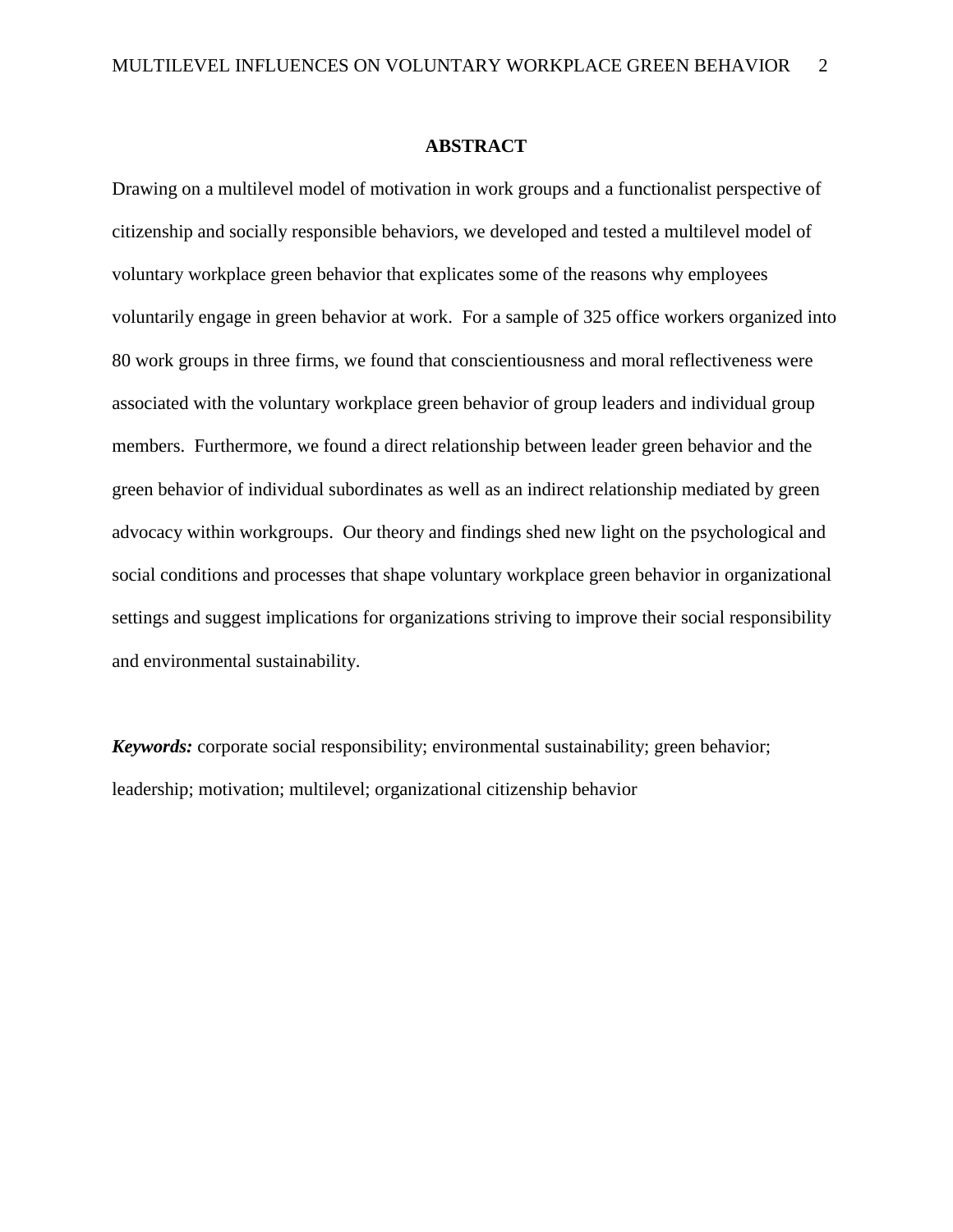## ABSTRACT

Drawing on a multilevel model of motivation in work groups and a functionalist perspective of citizenship and socially responsible behaviors, we developed and tested a multilevel model of voluntary workplace green behavior that explicates some of the reasons why employees voluntarily engage in green behavior at work. For a sample of 325 office workers organized into 80 work groups in three firms, we found that conscientiousness and moral reflectiveness were associated with the voluntary workplace green behavior of group leaders and individual group members. Furthermore, we found a direct relationship between leader green behavior and the green behavior of individual subordinates as well as an indirect relationship mediated by green advocacy within workgroups. Our theory and findings shed new light on the psychological and social conditions and processes that shape voluntary workplace green behavior in organizational settings and suggest implications for organizations striving to improve their social responsibility and environmental sustainability.

***Keywords:*** corporate social responsibility; environmental sustainability; green behavior; leadership; motivation; multilevel; organizational citizenship behavior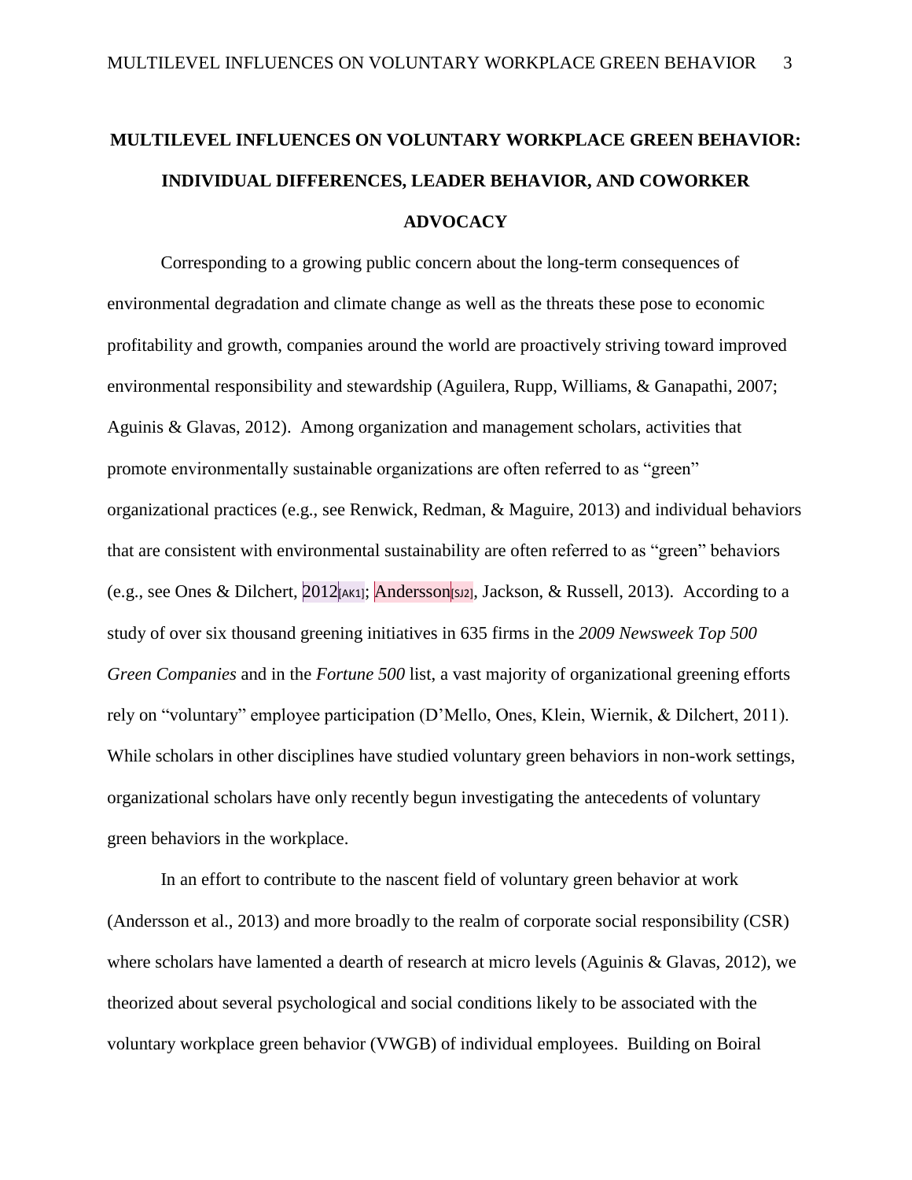# MULTILEVEL INFLUENCES ON VOLUNTARY WORKPLACE GREEN BEHAVIOR: INDIVIDUAL DIFFERENCES, LEADER BEHAVIOR, AND COWORKER ADVOCACY

Corresponding to a growing public concern about the long-term consequences of environmental degradation and climate change as well as the threats these pose to economic profitability and growth, companies around the world are proactively striving toward improved environmental responsibility and stewardship (Aguilera, Rupp, Williams, & Ganapathi, 2007; Aguinis & Glavas, 2012). Among organization and management scholars, activities that promote environmentally sustainable organizations are often referred to as "green" organizational practices (e.g., see Renwick, Redman, & Maguire, 2013) and individual behaviors that are consistent with environmental sustainability are often referred to as "green" behaviors (e.g., see Ones & Dilchert, 2012[AK1]; Andersson[SJ2], Jackson, & Russell, 2013). According to a study of over six thousand greening initiatives in 635 firms in the *2009 Newsweek Top 500 Green Companies* and in the *Fortune 500* list, a vast majority of organizational greening efforts rely on "voluntary" employee participation (D'Mello, Ones, Klein, Wiernik, & Dilchert, 2011). While scholars in other disciplines have studied voluntary green behaviors in non-work settings, organizational scholars have only recently begun investigating the antecedents of voluntary green behaviors in the workplace.

In an effort to contribute to the nascent field of voluntary green behavior at work (Andersson et al., 2013) and more broadly to the realm of corporate social responsibility (CSR) where scholars have lamented a dearth of research at micro levels (Aguinis & Glavas, 2012), we theorized about several psychological and social conditions likely to be associated with the voluntary workplace green behavior (VWGB) of individual employees. Building on Boiral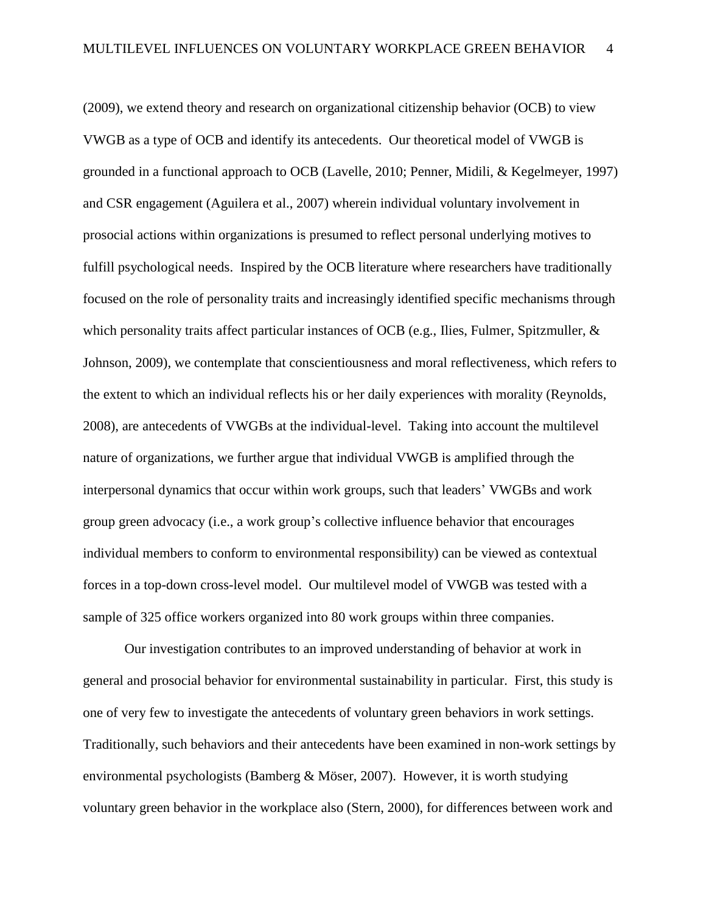(2009), we extend theory and research on organizational citizenship behavior (OCB) to view VWGB as a type of OCB and identify its antecedents. Our theoretical model of VWGB is grounded in a functional approach to OCB (Lavelle, 2010; Penner, Midili, & Kegelmeyer, 1997) and CSR engagement (Aguilera et al., 2007) wherein individual voluntary involvement in prosocial actions within organizations is presumed to reflect personal underlying motives to fulfill psychological needs. Inspired by the OCB literature where researchers have traditionally focused on the role of personality traits and increasingly identified specific mechanisms through which personality traits affect particular instances of OCB (e.g., Ilies, Fulmer, Spitzmuller, & Johnson, 2009), we contemplate that conscientiousness and moral reflectiveness, which refers to the extent to which an individual reflects his or her daily experiences with morality (Reynolds, 2008), are antecedents of VWGBs at the individual-level. Taking into account the multilevel nature of organizations, we further argue that individual VWGB is amplified through the interpersonal dynamics that occur within work groups, such that leaders' VWGBs and work group green advocacy (i.e., a work group's collective influence behavior that encourages individual members to conform to environmental responsibility) can be viewed as contextual forces in a top-down cross-level model. Our multilevel model of VWGB was tested with a sample of 325 office workers organized into 80 work groups within three companies.

Our investigation contributes to an improved understanding of behavior at work in general and prosocial behavior for environmental sustainability in particular. First, this study is one of very few to investigate the antecedents of voluntary green behaviors in work settings. Traditionally, such behaviors and their antecedents have been examined in non-work settings by environmental psychologists (Bamberg & Möser, 2007). However, it is worth studying voluntary green behavior in the workplace also (Stern, 2000), for differences between work and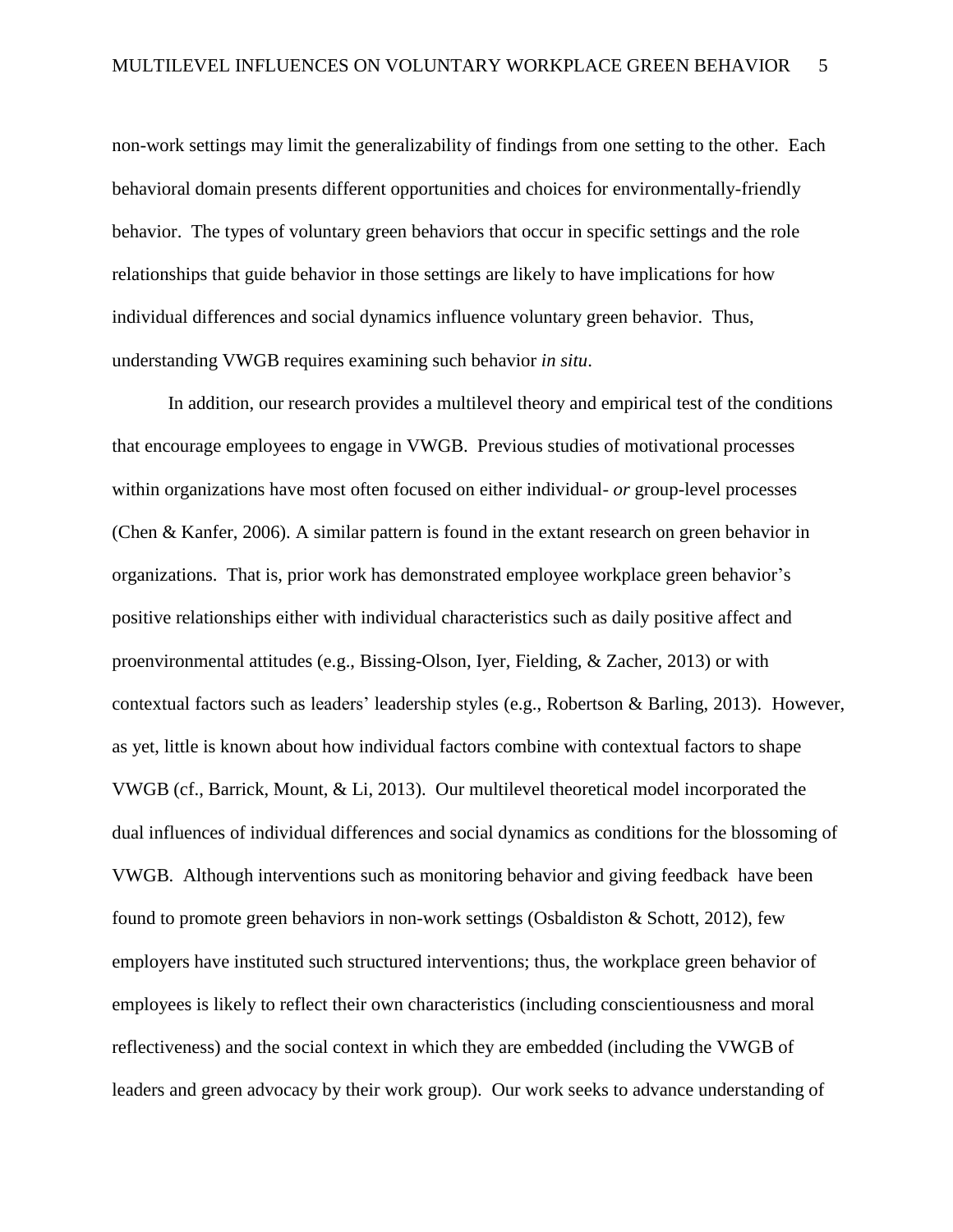non-work settings may limit the generalizability of findings from one setting to the other. Each behavioral domain presents different opportunities and choices for environmentally-friendly behavior. The types of voluntary green behaviors that occur in specific settings and the role relationships that guide behavior in those settings are likely to have implications for how individual differences and social dynamics influence voluntary green behavior. Thus, understanding VWGB requires examining such behavior *in situ*.

In addition, our research provides a multilevel theory and empirical test of the conditions that encourage employees to engage in VWGB. Previous studies of motivational processes within organizations have most often focused on either individual- *or* group-level processes (Chen & Kanfer, 2006). A similar pattern is found in the extant research on green behavior in organizations. That is, prior work has demonstrated employee workplace green behavior's positive relationships either with individual characteristics such as daily positive affect and proenvironmental attitudes (e.g., Bissing-Olson, Iyer, Fielding, & Zacher, 2013) or with contextual factors such as leaders' leadership styles (e.g., Robertson & Barling, 2013). However, as yet, little is known about how individual factors combine with contextual factors to shape VWGB (cf., Barrick, Mount, & Li, 2013). Our multilevel theoretical model incorporated the dual influences of individual differences and social dynamics as conditions for the blossoming of VWGB. Although interventions such as monitoring behavior and giving feedback have been found to promote green behaviors in non-work settings (Osbaldiston & Schott, 2012), few employers have instituted such structured interventions; thus, the workplace green behavior of employees is likely to reflect their own characteristics (including conscientiousness and moral reflectiveness) and the social context in which they are embedded (including the VWGB of leaders and green advocacy by their work group). Our work seeks to advance understanding of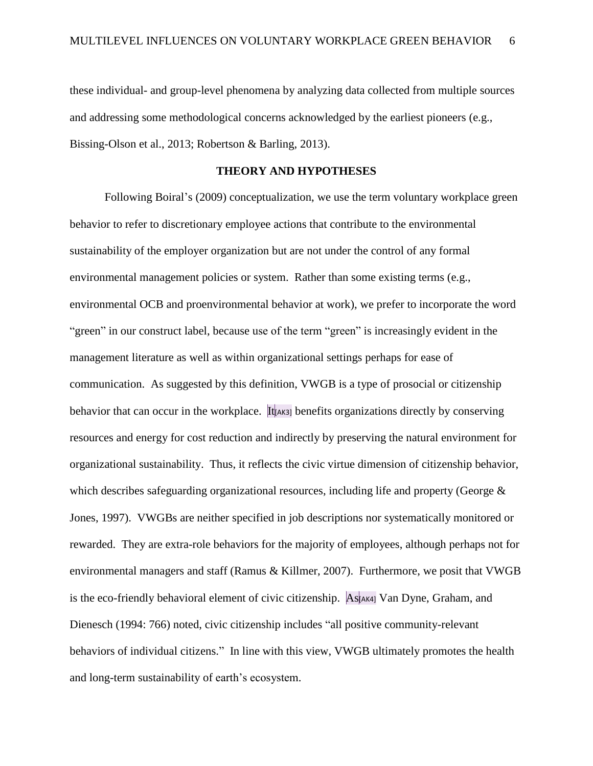these individual- and group-level phenomena by analyzing data collected from multiple sources and addressing some methodological concerns acknowledged by the earliest pioneers (e.g., Bissing-Olson et al., 2013; Robertson & Barling, 2013).

## THEORY AND HYPOTHESES

Following Boiral's (2009) conceptualization, we use the term voluntary workplace green behavior to refer to discretionary employee actions that contribute to the environmental sustainability of the employer organization but are not under the control of any formal environmental management policies or system. Rather than some existing terms (e.g., environmental OCB and proenvironmental behavior at work), we prefer to incorporate the word "green" in our construct label, because use of the term "green" is increasingly evident in the management literature as well as within organizational settings perhaps for ease of communication. As suggested by this definition, VWGB is a type of prosocial or citizenship behavior that can occur in the workplace. It[AK3] benefits organizations directly by conserving resources and energy for cost reduction and indirectly by preserving the natural environment for organizational sustainability. Thus, it reflects the civic virtue dimension of citizenship behavior, which describes safeguarding organizational resources, including life and property (George & Jones, 1997). VWGBs are neither specified in job descriptions nor systematically monitored or rewarded. They are extra-role behaviors for the majority of employees, although perhaps not for environmental managers and staff (Ramus & Killmer, 2007). Furthermore, we posit that VWGB is the eco-friendly behavioral element of civic citizenship. As[AK4] Van Dyne, Graham, and Dienesch (1994: 766) noted, civic citizenship includes "all positive community-relevant behaviors of individual citizens." In line with this view, VWGB ultimately promotes the health and long-term sustainability of earth's ecosystem.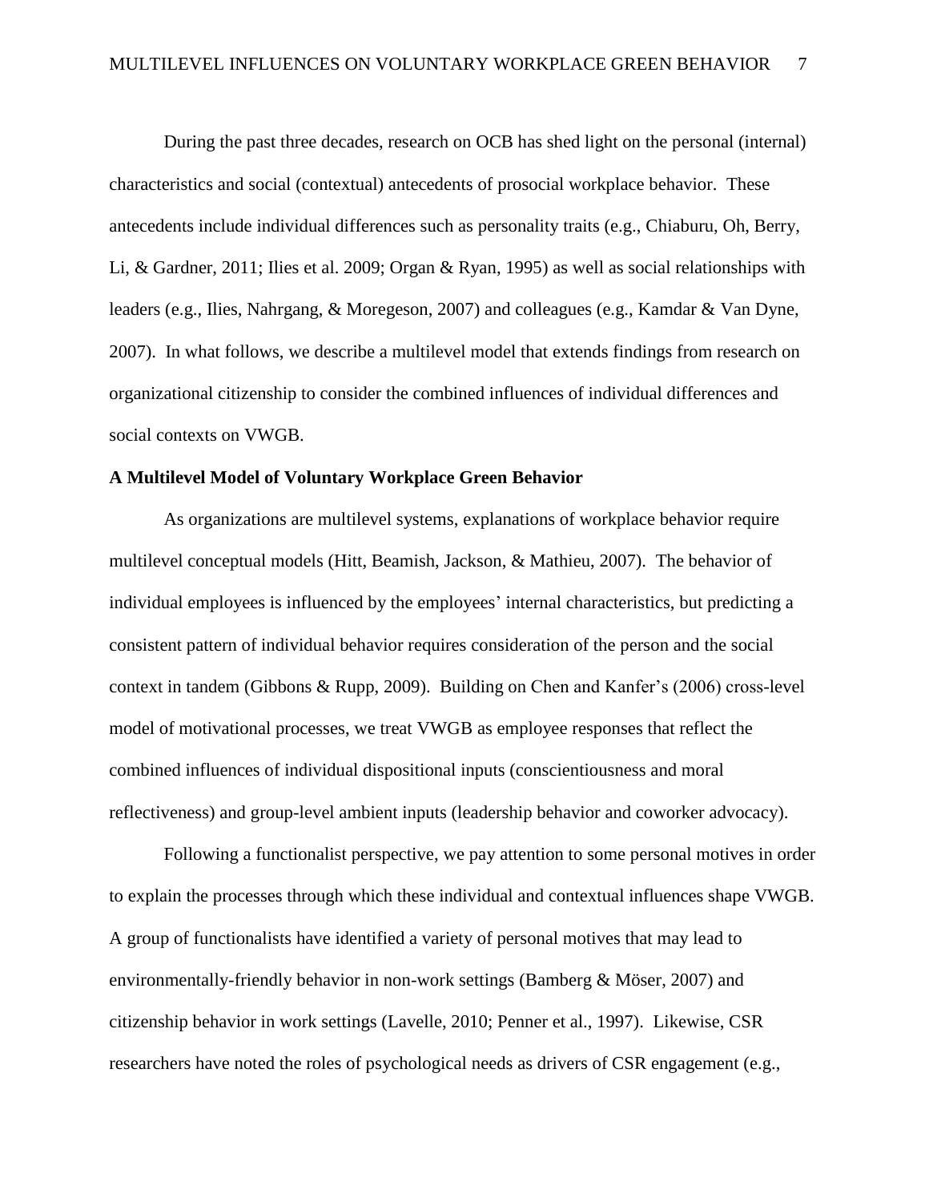During the past three decades, research on OCB has shed light on the personal (internal) characteristics and social (contextual) antecedents of prosocial workplace behavior. These antecedents include individual differences such as personality traits (e.g., Chiaburu, Oh, Berry, Li, & Gardner, 2011; Ilies et al. 2009; Organ & Ryan, 1995) as well as social relationships with leaders (e.g., Ilies, Nahrgang, & Moregeson, 2007) and colleagues (e.g., Kamdar & Van Dyne, 2007). In what follows, we describe a multilevel model that extends findings from research on organizational citizenship to consider the combined influences of individual differences and social contexts on VWGB.

**A Multilevel Model of Voluntary Workplace Green Behavior**

As organizations are multilevel systems, explanations of workplace behavior require multilevel conceptual models (Hitt, Beamish, Jackson, & Mathieu, 2007). The behavior of individual employees is influenced by the employees' internal characteristics, but predicting a consistent pattern of individual behavior requires consideration of the person and the social context in tandem (Gibbons & Rupp, 2009). Building on Chen and Kanfer's (2006) cross-level model of motivational processes, we treat VWGB as employee responses that reflect the combined influences of individual dispositional inputs (conscientiousness and moral reflectiveness) and group-level ambient inputs (leadership behavior and coworker advocacy).

Following a functionalist perspective, we pay attention to some personal motives in order to explain the processes through which these individual and contextual influences shape VWGB. A group of functionalists have identified a variety of personal motives that may lead to environmentally-friendly behavior in non-work settings (Bamberg & Möser, 2007) and citizenship behavior in work settings (Lavelle, 2010; Penner et al., 1997). Likewise, CSR researchers have noted the roles of psychological needs as drivers of CSR engagement (e.g.,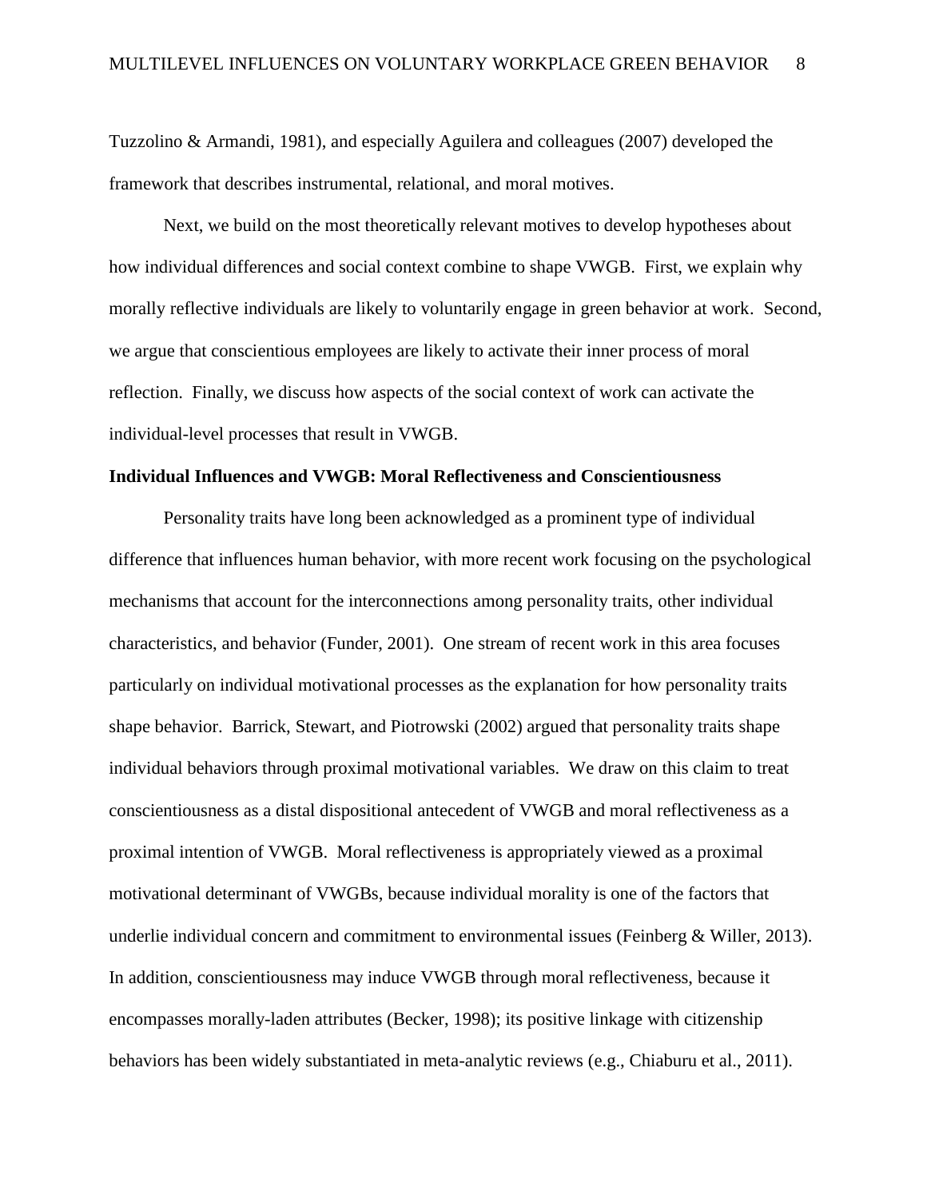Tuzzolino & Armandi, 1981), and especially Aguilera and colleagues (2007) developed the framework that describes instrumental, relational, and moral motives.

Next, we build on the most theoretically relevant motives to develop hypotheses about how individual differences and social context combine to shape VWGB. First, we explain why morally reflective individuals are likely to voluntarily engage in green behavior at work. Second, we argue that conscientious employees are likely to activate their inner process of moral reflection. Finally, we discuss how aspects of the social context of work can activate the individual-level processes that result in VWGB.

**Individual Influences and VWGB: Moral Reflectiveness and Conscientiousness**

Personality traits have long been acknowledged as a prominent type of individual difference that influences human behavior, with more recent work focusing on the psychological mechanisms that account for the interconnections among personality traits, other individual characteristics, and behavior (Funder, 2001). One stream of recent work in this area focuses particularly on individual motivational processes as the explanation for how personality traits shape behavior. Barrick, Stewart, and Piotrowski (2002) argued that personality traits shape individual behaviors through proximal motivational variables. We draw on this claim to treat conscientiousness as a distal dispositional antecedent of VWGB and moral reflectiveness as a proximal intention of VWGB. Moral reflectiveness is appropriately viewed as a proximal motivational determinant of VWGBs, because individual morality is one of the factors that underlie individual concern and commitment to environmental issues (Feinberg & Willer, 2013). In addition, conscientiousness may induce VWGB through moral reflectiveness, because it encompasses morally-laden attributes (Becker, 1998); its positive linkage with citizenship behaviors has been widely substantiated in meta-analytic reviews (e.g., Chiaburu et al., 2011).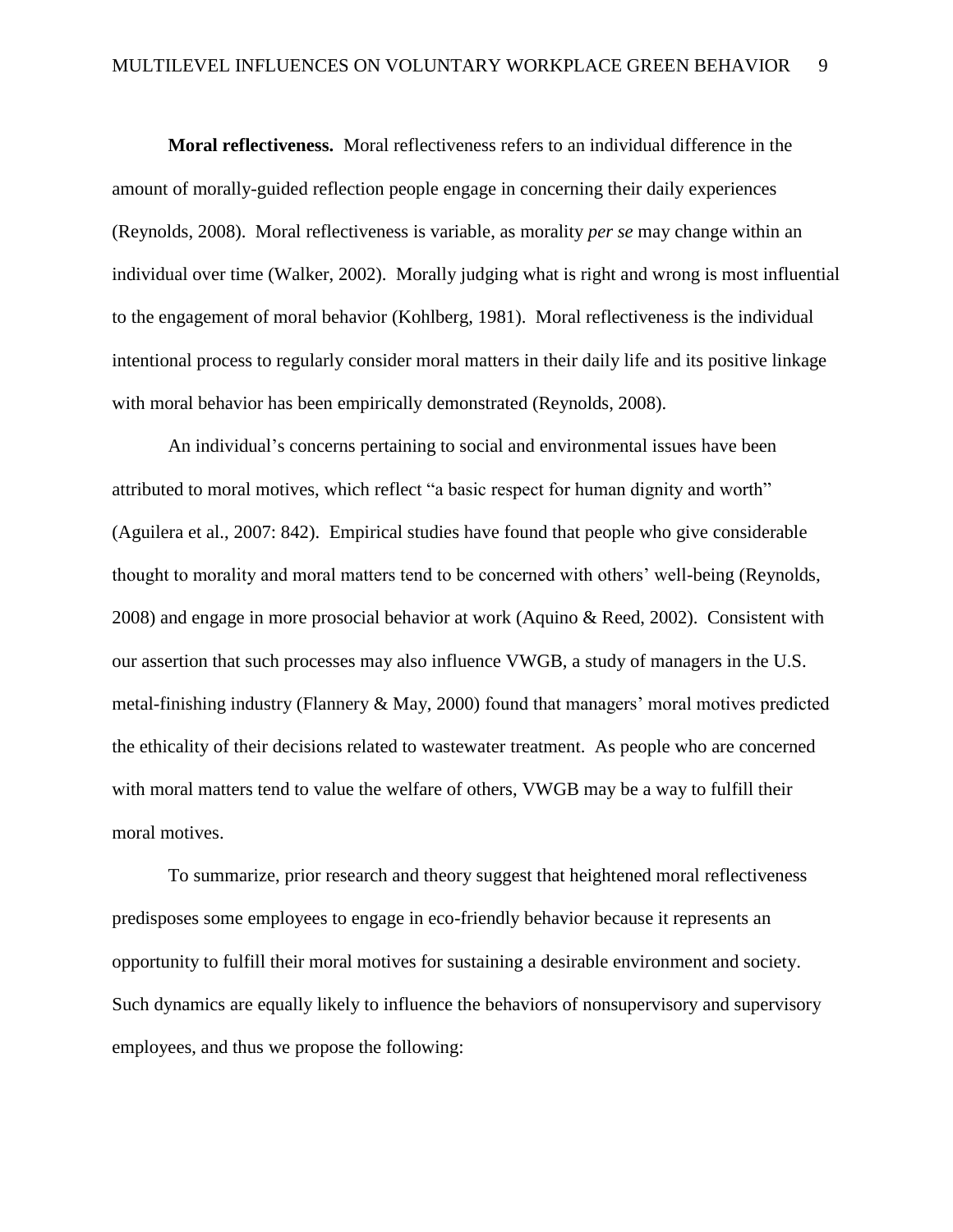**Moral reflectiveness.** Moral reflectiveness refers to an individual difference in the amount of morally-guided reflection people engage in concerning their daily experiences (Reynolds, 2008). Moral reflectiveness is variable, as morality *per se* may change within an individual over time (Walker, 2002). Morally judging what is right and wrong is most influential to the engagement of moral behavior (Kohlberg, 1981). Moral reflectiveness is the individual intentional process to regularly consider moral matters in their daily life and its positive linkage with moral behavior has been empirically demonstrated (Reynolds, 2008).

An individual's concerns pertaining to social and environmental issues have been attributed to moral motives, which reflect "a basic respect for human dignity and worth" (Aguilera et al., 2007: 842). Empirical studies have found that people who give considerable thought to morality and moral matters tend to be concerned with others' well-being (Reynolds, 2008) and engage in more prosocial behavior at work (Aquino & Reed, 2002). Consistent with our assertion that such processes may also influence VWGB, a study of managers in the U.S. metal-finishing industry (Flannery & May, 2000) found that managers' moral motives predicted the ethicality of their decisions related to wastewater treatment. As people who are concerned with moral matters tend to value the welfare of others, VWGB may be a way to fulfill their moral motives.

To summarize, prior research and theory suggest that heightened moral reflectiveness predisposes some employees to engage in eco-friendly behavior because it represents an opportunity to fulfill their moral motives for sustaining a desirable environment and society. Such dynamics are equally likely to influence the behaviors of nonsupervisory and supervisory employees, and thus we propose the following: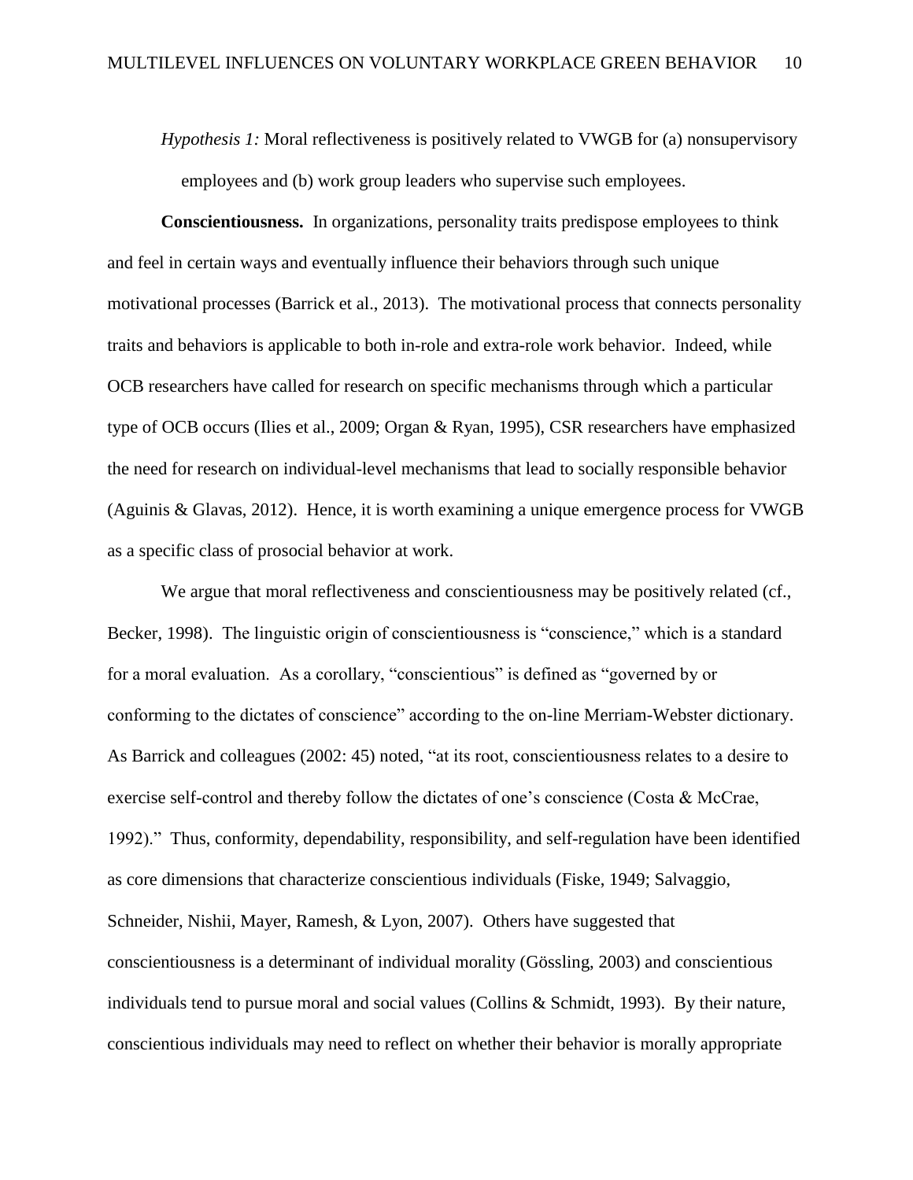*Hypothesis 1:* Moral reflectiveness is positively related to VWGB for (a) nonsupervisory employees and (b) work group leaders who supervise such employees.

**Conscientiousness.** In organizations, personality traits predispose employees to think and feel in certain ways and eventually influence their behaviors through such unique motivational processes (Barrick et al., 2013). The motivational process that connects personality traits and behaviors is applicable to both in-role and extra-role work behavior. Indeed, while OCB researchers have called for research on specific mechanisms through which a particular type of OCB occurs (Ilies et al., 2009; Organ & Ryan, 1995), CSR researchers have emphasized the need for research on individual-level mechanisms that lead to socially responsible behavior (Aguinis & Glavas, 2012). Hence, it is worth examining a unique emergence process for VWGB as a specific class of prosocial behavior at work.

We argue that moral reflectiveness and conscientiousness may be positively related (cf., Becker, 1998). The linguistic origin of conscientiousness is "conscience," which is a standard for a moral evaluation. As a corollary, "conscientious" is defined as "governed by or conforming to the dictates of conscience" according to the on-line Merriam-Webster dictionary. As Barrick and colleagues (2002: 45) noted, "at its root, conscientiousness relates to a desire to exercise self-control and thereby follow the dictates of one's conscience (Costa & McCrae, 1992)." Thus, conformity, dependability, responsibility, and self-regulation have been identified as core dimensions that characterize conscientious individuals (Fiske, 1949; Salvaggio, Schneider, Nishii, Mayer, Ramesh, & Lyon, 2007). Others have suggested that conscientiousness is a determinant of individual morality (Gössling, 2003) and conscientious individuals tend to pursue moral and social values (Collins & Schmidt, 1993). By their nature, conscientious individuals may need to reflect on whether their behavior is morally appropriate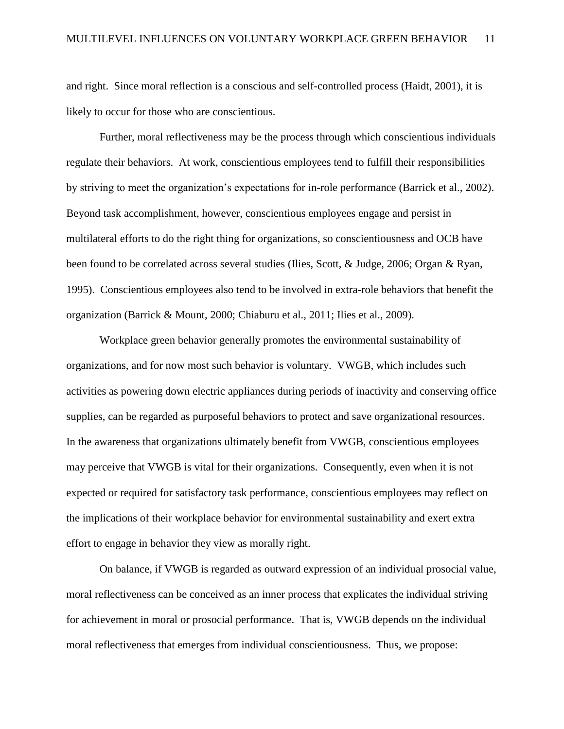and right. Since moral reflection is a conscious and self-controlled process (Haidt, 2001), it is likely to occur for those who are conscientious.

Further, moral reflectiveness may be the process through which conscientious individuals regulate their behaviors. At work, conscientious employees tend to fulfill their responsibilities by striving to meet the organization's expectations for in-role performance (Barrick et al., 2002). Beyond task accomplishment, however, conscientious employees engage and persist in multilateral efforts to do the right thing for organizations, so conscientiousness and OCB have been found to be correlated across several studies (Ilies, Scott, & Judge, 2006; Organ & Ryan, 1995). Conscientious employees also tend to be involved in extra-role behaviors that benefit the organization (Barrick & Mount, 2000; Chiaburu et al., 2011; Ilies et al., 2009).

Workplace green behavior generally promotes the environmental sustainability of organizations, and for now most such behavior is voluntary. VWGB, which includes such activities as powering down electric appliances during periods of inactivity and conserving office supplies, can be regarded as purposeful behaviors to protect and save organizational resources. In the awareness that organizations ultimately benefit from VWGB, conscientious employees may perceive that VWGB is vital for their organizations. Consequently, even when it is not expected or required for satisfactory task performance, conscientious employees may reflect on the implications of their workplace behavior for environmental sustainability and exert extra effort to engage in behavior they view as morally right.

On balance, if VWGB is regarded as outward expression of an individual prosocial value, moral reflectiveness can be conceived as an inner process that explicates the individual striving for achievement in moral or prosocial performance. That is, VWGB depends on the individual moral reflectiveness that emerges from individual conscientiousness. Thus, we propose: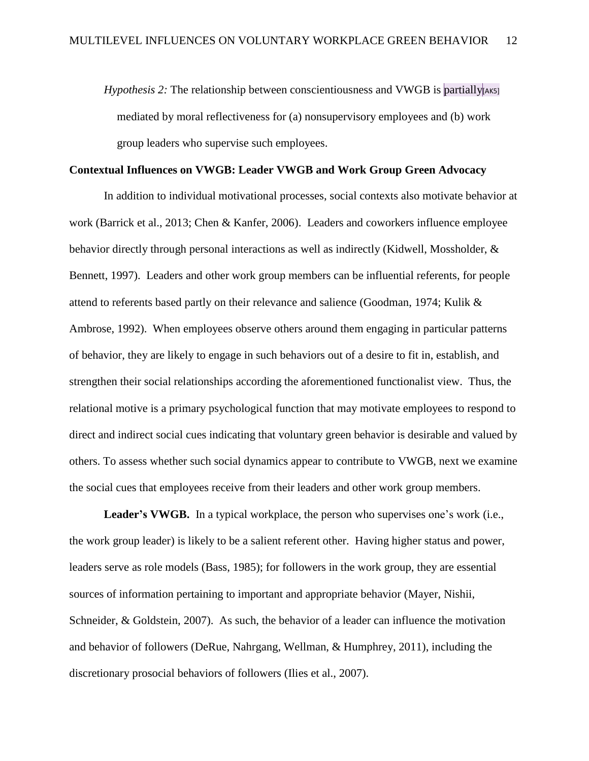*Hypothesis 2:* The relationship between conscientiousness and VWGB is partially[AK5] mediated by moral reflectiveness for (a) nonsupervisory employees and (b) work group leaders who supervise such employees.

**Contextual Influences on VWGB: Leader VWGB and Work Group Green Advocacy**

In addition to individual motivational processes, social contexts also motivate behavior at work (Barrick et al., 2013; Chen & Kanfer, 2006). Leaders and coworkers influence employee behavior directly through personal interactions as well as indirectly (Kidwell, Mossholder, & Bennett, 1997). Leaders and other work group members can be influential referents, for people attend to referents based partly on their relevance and salience (Goodman, 1974; Kulik & Ambrose, 1992). When employees observe others around them engaging in particular patterns of behavior, they are likely to engage in such behaviors out of a desire to fit in, establish, and strengthen their social relationships according the aforementioned functionalist view. Thus, the relational motive is a primary psychological function that may motivate employees to respond to direct and indirect social cues indicating that voluntary green behavior is desirable and valued by others. To assess whether such social dynamics appear to contribute to VWGB, next we examine the social cues that employees receive from their leaders and other work group members.

**Leader's VWGB.** In a typical workplace, the person who supervises one's work (i.e., the work group leader) is likely to be a salient referent other. Having higher status and power, leaders serve as role models (Bass, 1985); for followers in the work group, they are essential sources of information pertaining to important and appropriate behavior (Mayer, Nishii, Schneider, & Goldstein, 2007). As such, the behavior of a leader can influence the motivation and behavior of followers (DeRue, Nahrgang, Wellman, & Humphrey, 2011), including the discretionary prosocial behaviors of followers (Ilies et al., 2007).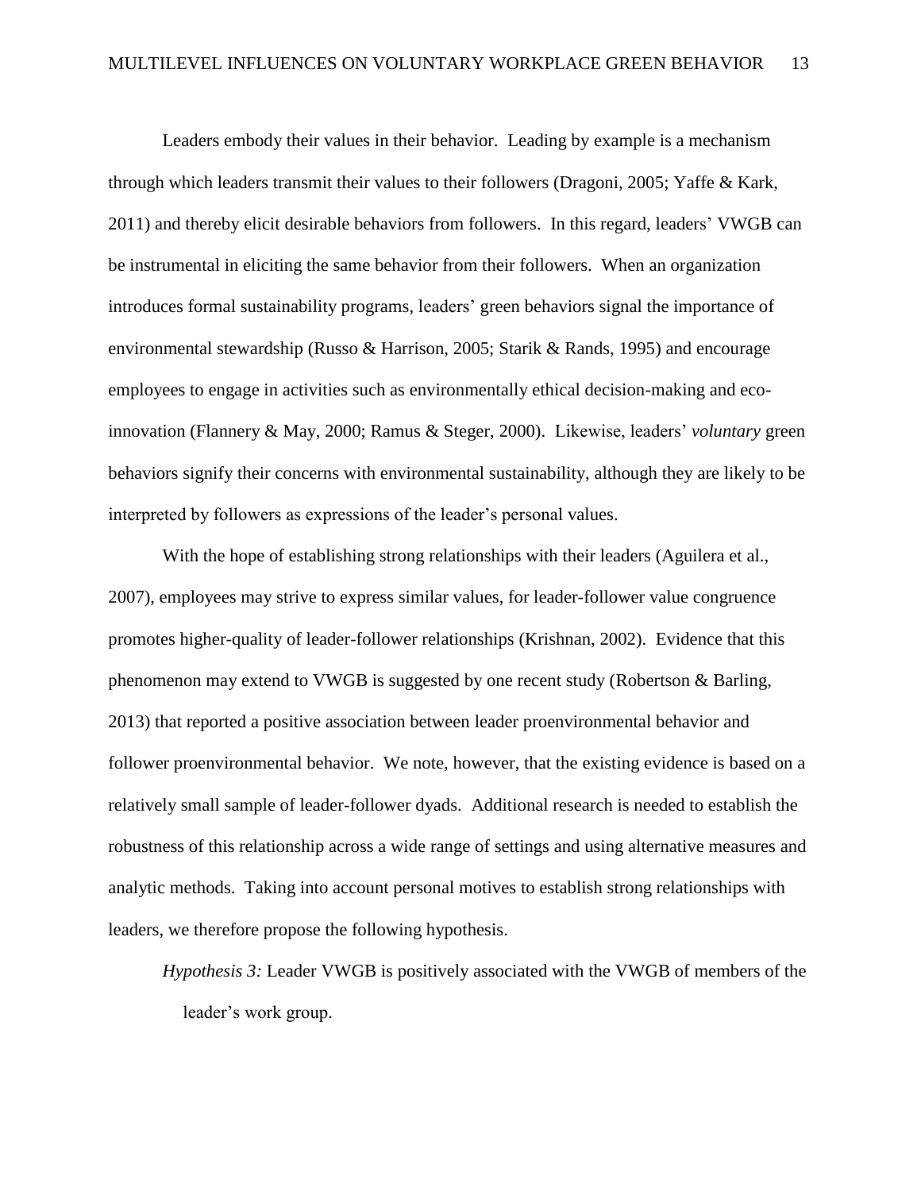Leaders embody their values in their behavior. Leading by example is a mechanism through which leaders transmit their values to their followers (Dragoni, 2005; Yaffe & Kark, 2011) and thereby elicit desirable behaviors from followers. In this regard, leaders' VWGB can be instrumental in eliciting the same behavior from their followers. When an organization introduces formal sustainability programs, leaders' green behaviors signal the importance of environmental stewardship (Russo & Harrison, 2005; Starik & Rands, 1995) and encourage employees to engage in activities such as environmentally ethical decision-making and eco-innovation (Flannery & May, 2000; Ramus & Steger, 2000). Likewise, leaders' *voluntary* green behaviors signify their concerns with environmental sustainability, although they are likely to be interpreted by followers as expressions of the leader's personal values.

With the hope of establishing strong relationships with their leaders (Aguilera et al., 2007), employees may strive to express similar values, for leader-follower value congruence promotes higher-quality of leader-follower relationships (Krishnan, 2002). Evidence that this phenomenon may extend to VWGB is suggested by one recent study (Robertson & Barling, 2013) that reported a positive association between leader proenvironmental behavior and follower proenvironmental behavior. We note, however, that the existing evidence is based on a relatively small sample of leader-follower dyads. Additional research is needed to establish the robustness of this relationship across a wide range of settings and using alternative measures and analytic methods. Taking into account personal motives to establish strong relationships with leaders, we therefore propose the following hypothesis.

*Hypothesis 3:* Leader VWGB is positively associated with the VWGB of members of the leader's work group.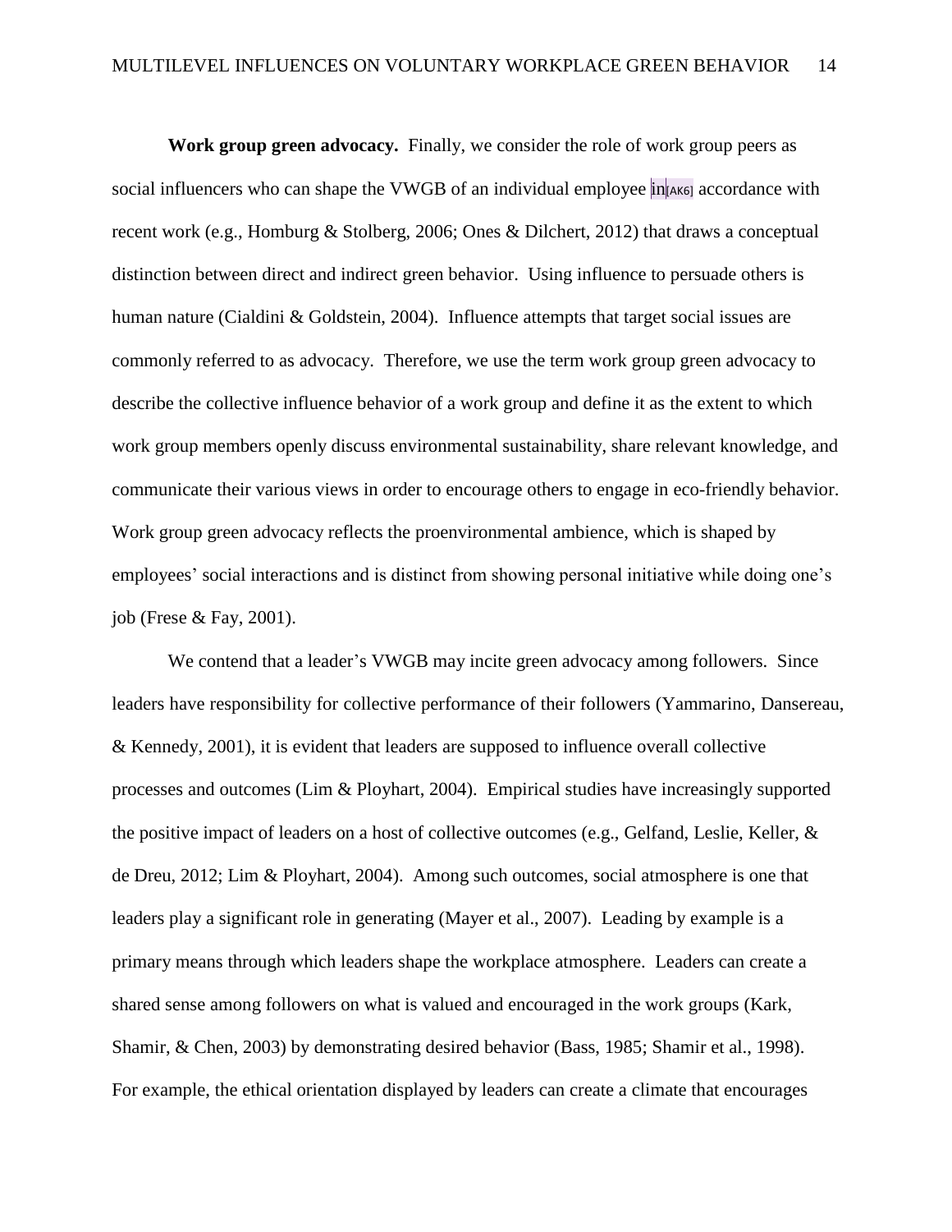**Work group green advocacy.** Finally, we consider the role of work group peers as social influencers who can shape the VWGB of an individual employee in[AK6] accordance with recent work (e.g., Homburg & Stolberg, 2006; Ones & Dilchert, 2012) that draws a conceptual distinction between direct and indirect green behavior. Using influence to persuade others is human nature (Cialdini & Goldstein, 2004). Influence attempts that target social issues are commonly referred to as advocacy. Therefore, we use the term work group green advocacy to describe the collective influence behavior of a work group and define it as the extent to which work group members openly discuss environmental sustainability, share relevant knowledge, and communicate their various views in order to encourage others to engage in eco-friendly behavior. Work group green advocacy reflects the proenvironmental ambience, which is shaped by employees' social interactions and is distinct from showing personal initiative while doing one's job (Frese & Fay, 2001).

We contend that a leader's VWGB may incite green advocacy among followers. Since leaders have responsibility for collective performance of their followers (Yammarino, Dansereau, & Kennedy, 2001), it is evident that leaders are supposed to influence overall collective processes and outcomes (Lim & Ployhart, 2004). Empirical studies have increasingly supported the positive impact of leaders on a host of collective outcomes (e.g., Gelfand, Leslie, Keller, & de Dreu, 2012; Lim & Ployhart, 2004). Among such outcomes, social atmosphere is one that leaders play a significant role in generating (Mayer et al., 2007). Leading by example is a primary means through which leaders shape the workplace atmosphere. Leaders can create a shared sense among followers on what is valued and encouraged in the work groups (Kark, Shamir, & Chen, 2003) by demonstrating desired behavior (Bass, 1985; Shamir et al., 1998). For example, the ethical orientation displayed by leaders can create a climate that encourages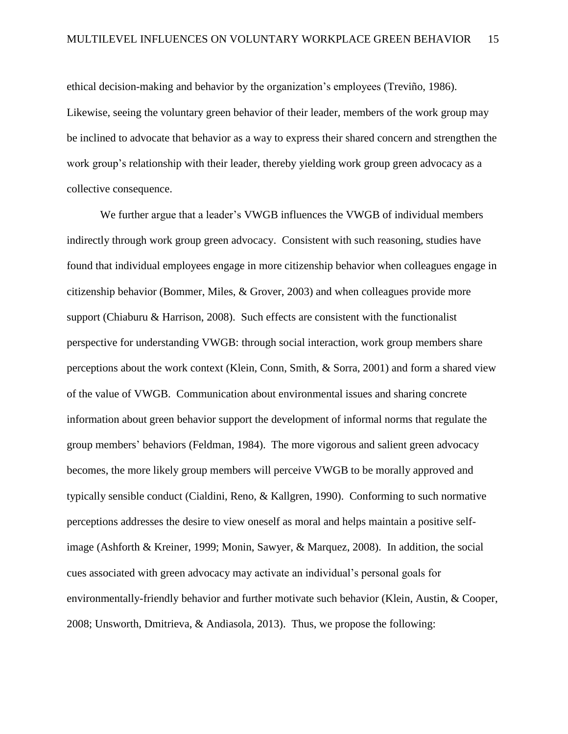ethical decision-making and behavior by the organization's employees (Treviño, 1986). Likewise, seeing the voluntary green behavior of their leader, members of the work group may be inclined to advocate that behavior as a way to express their shared concern and strengthen the work group's relationship with their leader, thereby yielding work group green advocacy as a collective consequence.

We further argue that a leader's VWGB influences the VWGB of individual members indirectly through work group green advocacy. Consistent with such reasoning, studies have found that individual employees engage in more citizenship behavior when colleagues engage in citizenship behavior (Bommer, Miles, & Grover, 2003) and when colleagues provide more support (Chiaburu & Harrison, 2008). Such effects are consistent with the functionalist perspective for understanding VWGB: through social interaction, work group members share perceptions about the work context (Klein, Conn, Smith, & Sorra, 2001) and form a shared view of the value of VWGB. Communication about environmental issues and sharing concrete information about green behavior support the development of informal norms that regulate the group members' behaviors (Feldman, 1984). The more vigorous and salient green advocacy becomes, the more likely group members will perceive VWGB to be morally approved and typically sensible conduct (Cialdini, Reno, & Kallgren, 1990). Conforming to such normative perceptions addresses the desire to view oneself as moral and helps maintain a positive self-image (Ashforth & Kreiner, 1999; Monin, Sawyer, & Marquez, 2008). In addition, the social cues associated with green advocacy may activate an individual's personal goals for environmentally-friendly behavior and further motivate such behavior (Klein, Austin, & Cooper, 2008; Unsworth, Dmitrieva, & Andiasola, 2013). Thus, we propose the following: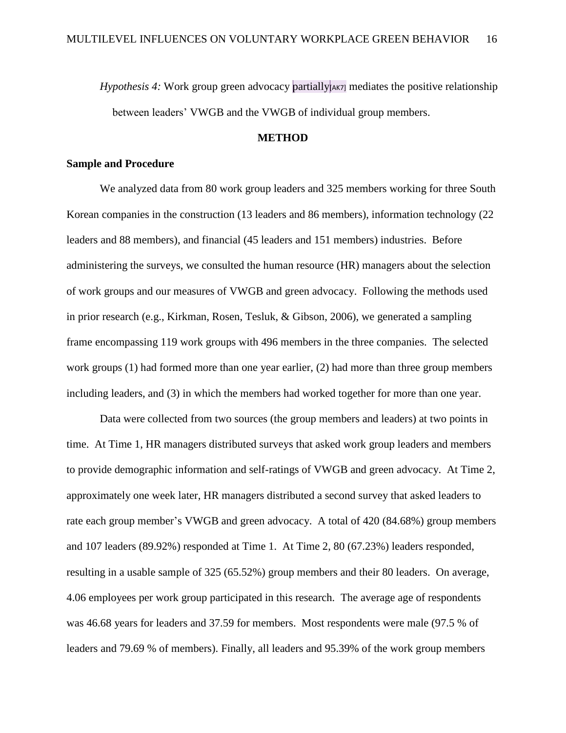*Hypothesis 4:* Work group green advocacy partially[AK7] mediates the positive relationship between leaders' VWGB and the VWGB of individual group members.

## METHOD

### Sample and Procedure

We analyzed data from 80 work group leaders and 325 members working for three South Korean companies in the construction (13 leaders and 86 members), information technology (22 leaders and 88 members), and financial (45 leaders and 151 members) industries. Before administering the surveys, we consulted the human resource (HR) managers about the selection of work groups and our measures of VWGB and green advocacy. Following the methods used in prior research (e.g., Kirkman, Rosen, Tesluk, & Gibson, 2006), we generated a sampling frame encompassing 119 work groups with 496 members in the three companies. The selected work groups (1) had formed more than one year earlier, (2) had more than three group members including leaders, and (3) in which the members had worked together for more than one year.

Data were collected from two sources (the group members and leaders) at two points in time. At Time 1, HR managers distributed surveys that asked work group leaders and members to provide demographic information and self-ratings of VWGB and green advocacy. At Time 2, approximately one week later, HR managers distributed a second survey that asked leaders to rate each group member's VWGB and green advocacy. A total of 420 (84.68%) group members and 107 leaders (89.92%) responded at Time 1. At Time 2, 80 (67.23%) leaders responded, resulting in a usable sample of 325 (65.52%) group members and their 80 leaders. On average, 4.06 employees per work group participated in this research. The average age of respondents was 46.68 years for leaders and 37.59 for members. Most respondents were male (97.5 % of leaders and 79.69 % of members). Finally, all leaders and 95.39% of the work group members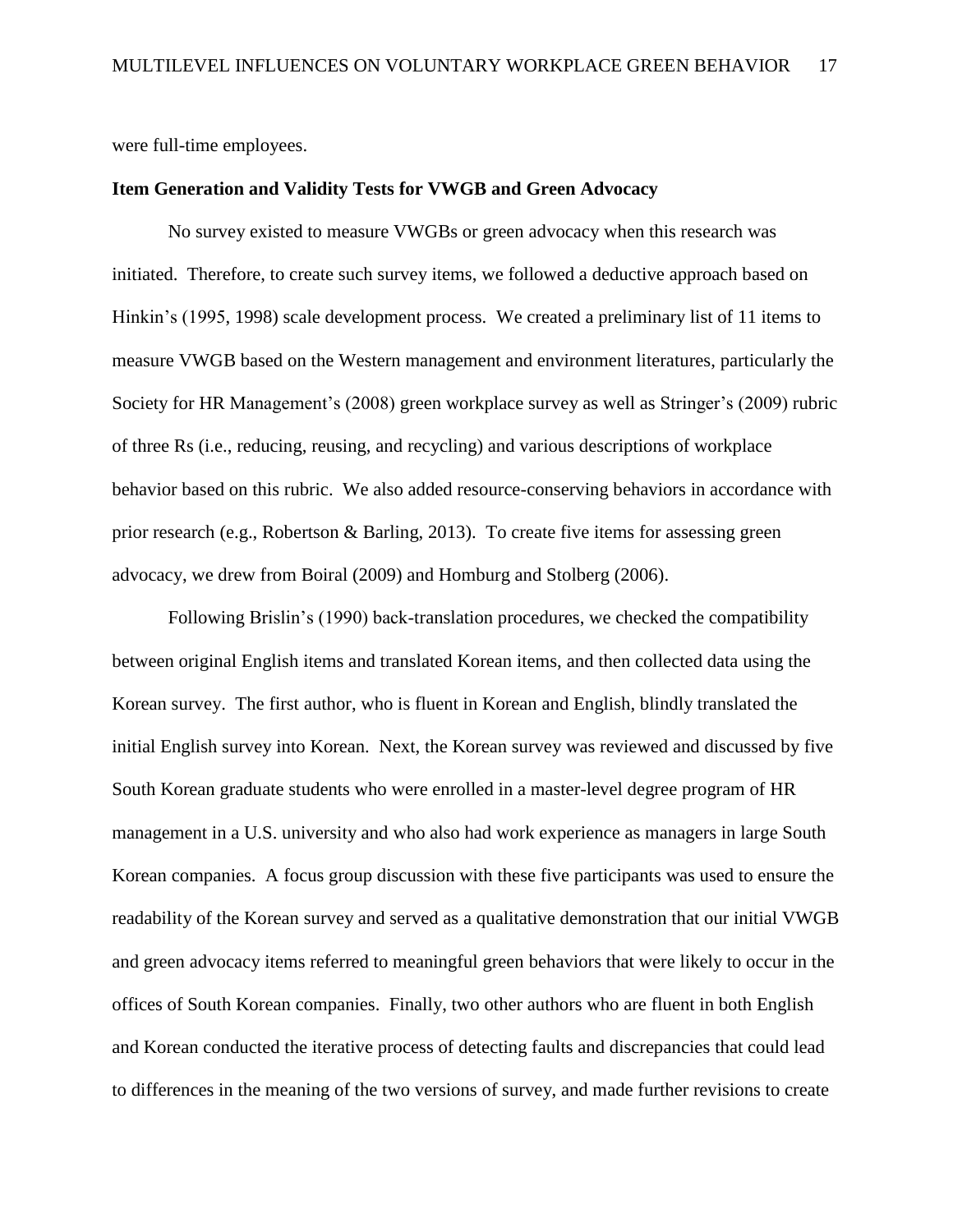were full-time employees.

**Item Generation and Validity Tests for VWGB and Green Advocacy**

No survey existed to measure VWGBs or green advocacy when this research was initiated. Therefore, to create such survey items, we followed a deductive approach based on Hinkin's (1995, 1998) scale development process. We created a preliminary list of 11 items to measure VWGB based on the Western management and environment literatures, particularly the Society for HR Management's (2008) green workplace survey as well as Stringer's (2009) rubric of three Rs (i.e., reducing, reusing, and recycling) and various descriptions of workplace behavior based on this rubric. We also added resource-conserving behaviors in accordance with prior research (e.g., Robertson & Barling, 2013). To create five items for assessing green advocacy, we drew from Boiral (2009) and Homburg and Stolberg (2006).

Following Brislin's (1990) back-translation procedures, we checked the compatibility between original English items and translated Korean items, and then collected data using the Korean survey. The first author, who is fluent in Korean and English, blindly translated the initial English survey into Korean. Next, the Korean survey was reviewed and discussed by five South Korean graduate students who were enrolled in a master-level degree program of HR management in a U.S. university and who also had work experience as managers in large South Korean companies. A focus group discussion with these five participants was used to ensure the readability of the Korean survey and served as a qualitative demonstration that our initial VWGB and green advocacy items referred to meaningful green behaviors that were likely to occur in the offices of South Korean companies. Finally, two other authors who are fluent in both English and Korean conducted the iterative process of detecting faults and discrepancies that could lead to differences in the meaning of the two versions of survey, and made further revisions to create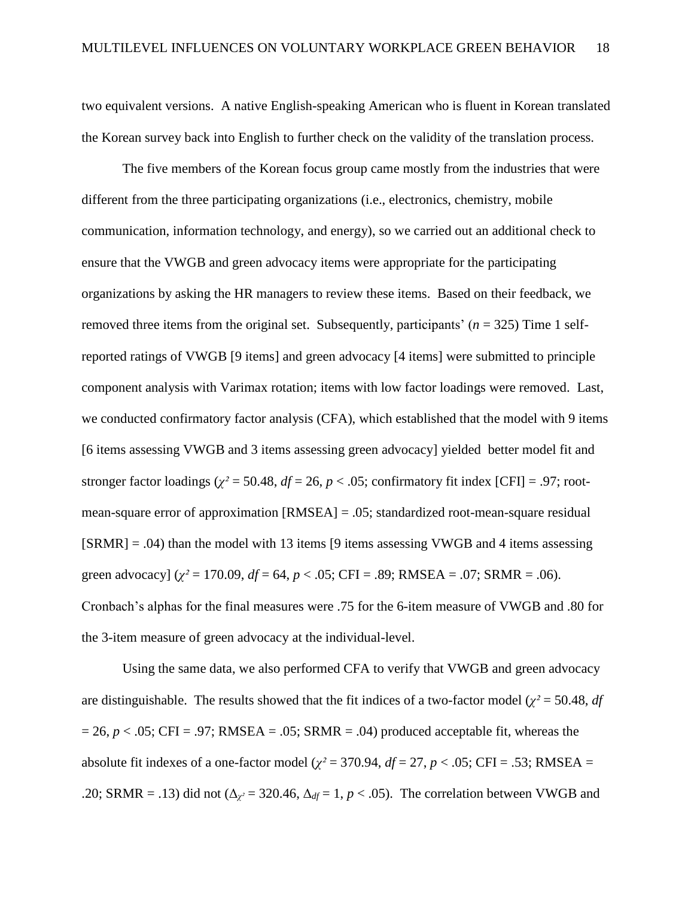two equivalent versions. A native English-speaking American who is fluent in Korean translated the Korean survey back into English to further check on the validity of the translation process.

The five members of the Korean focus group came mostly from the industries that were different from the three participating organizations (i.e., electronics, chemistry, mobile communication, information technology, and energy), so we carried out an additional check to ensure that the VWGB and green advocacy items were appropriate for the participating organizations by asking the HR managers to review these items. Based on their feedback, we removed three items from the original set. Subsequently, participants' ($n$ = 325) Time 1 self-reported ratings of VWGB [9 items] and green advocacy [4 items] were submitted to principle component analysis with Varimax rotation; items with low factor loadings were removed. Last, we conducted confirmatory factor analysis (CFA), which established that the model with 9 items [6 items assessing VWGB and 3 items assessing green advocacy] yielded better model fit and stronger factor loadings ($\chi^2 = 50.48$, $df = 26$, $p < .05$; confirmatory fit index [CFI] = .97; root-mean-square error of approximation [RMSEA] = .05; standardized root-mean-square residual [SRMR] = .04) than the model with 13 items [9 items assessing VWGB and 4 items assessing green advocacy] ($\chi^2 = 170.09$, $df = 64$, $p < .05$; CFI = .89; RMSEA = .07; SRMR = .06). Cronbach's alphas for the final measures were .75 for the 6-item measure of VWGB and .80 for the 3-item measure of green advocacy at the individual-level.

Using the same data, we also performed CFA to verify that VWGB and green advocacy are distinguishable. The results showed that the fit indices of a two-factor model ($\chi^2 = 50.48$, $df = 26$, $p < .05$; CFI = .97; RMSEA = .05; SRMR = .04) produced acceptable fit, whereas the absolute fit indexes of a one-factor model ($\chi^2 = 370.94$, $df = 27$, $p < .05$; CFI = .53; RMSEA = .20; SRMR = .13) did not ($\Delta_{\chi^2} = 320.46$, $\Delta_{df} = 1$, $p < .05$). The correlation between VWGB and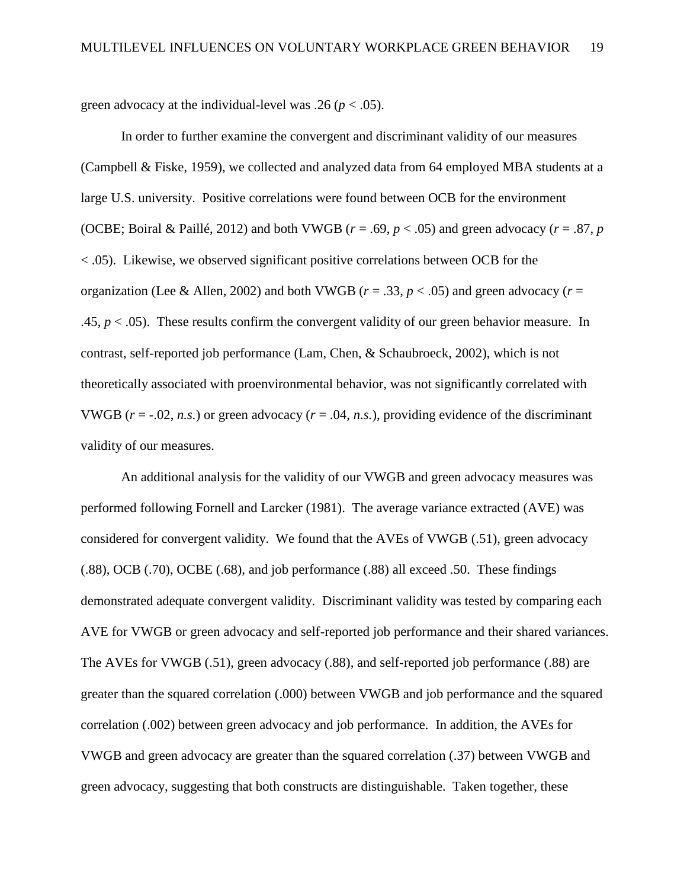green advocacy at the individual-level was .26 ($p < .05$).

In order to further examine the convergent and discriminant validity of our measures (Campbell & Fiske, 1959), we collected and analyzed data from 64 employed MBA students at a large U.S. university. Positive correlations were found between OCB for the environment (OCBE; Boiral & Paillé, 2012) and both VWGB ($r = .69$, $p < .05$) and green advocacy ($r = .87$, $p < .05$). Likewise, we observed significant positive correlations between OCB for the organization (Lee & Allen, 2002) and both VWGB ($r = .33$, $p < .05$) and green advocacy ($r = .45$, $p < .05$). These results confirm the convergent validity of our green behavior measure. In contrast, self-reported job performance (Lam, Chen, & Schaubroeck, 2002), which is not theoretically associated with proenvironmental behavior, was not significantly correlated with VWGB ($r = -.02$, *n.s.*) or green advocacy ($r = .04$, *n.s.*), providing evidence of the discriminant validity of our measures.

An additional analysis for the validity of our VWGB and green advocacy measures was performed following Fornell and Larcker (1981). The average variance extracted (AVE) was considered for convergent validity. We found that the AVEs of VWGB (.51), green advocacy (.88), OCB (.70), OCBE (.68), and job performance (.88) all exceed .50. These findings demonstrated adequate convergent validity. Discriminant validity was tested by comparing each AVE for VWGB or green advocacy and self-reported job performance and their shared variances. The AVEs for VWGB (.51), green advocacy (.88), and self-reported job performance (.88) are greater than the squared correlation (.000) between VWGB and job performance and the squared correlation (.002) between green advocacy and job performance. In addition, the AVEs for VWGB and green advocacy are greater than the squared correlation (.37) between VWGB and green advocacy, suggesting that both constructs are distinguishable. Taken together, these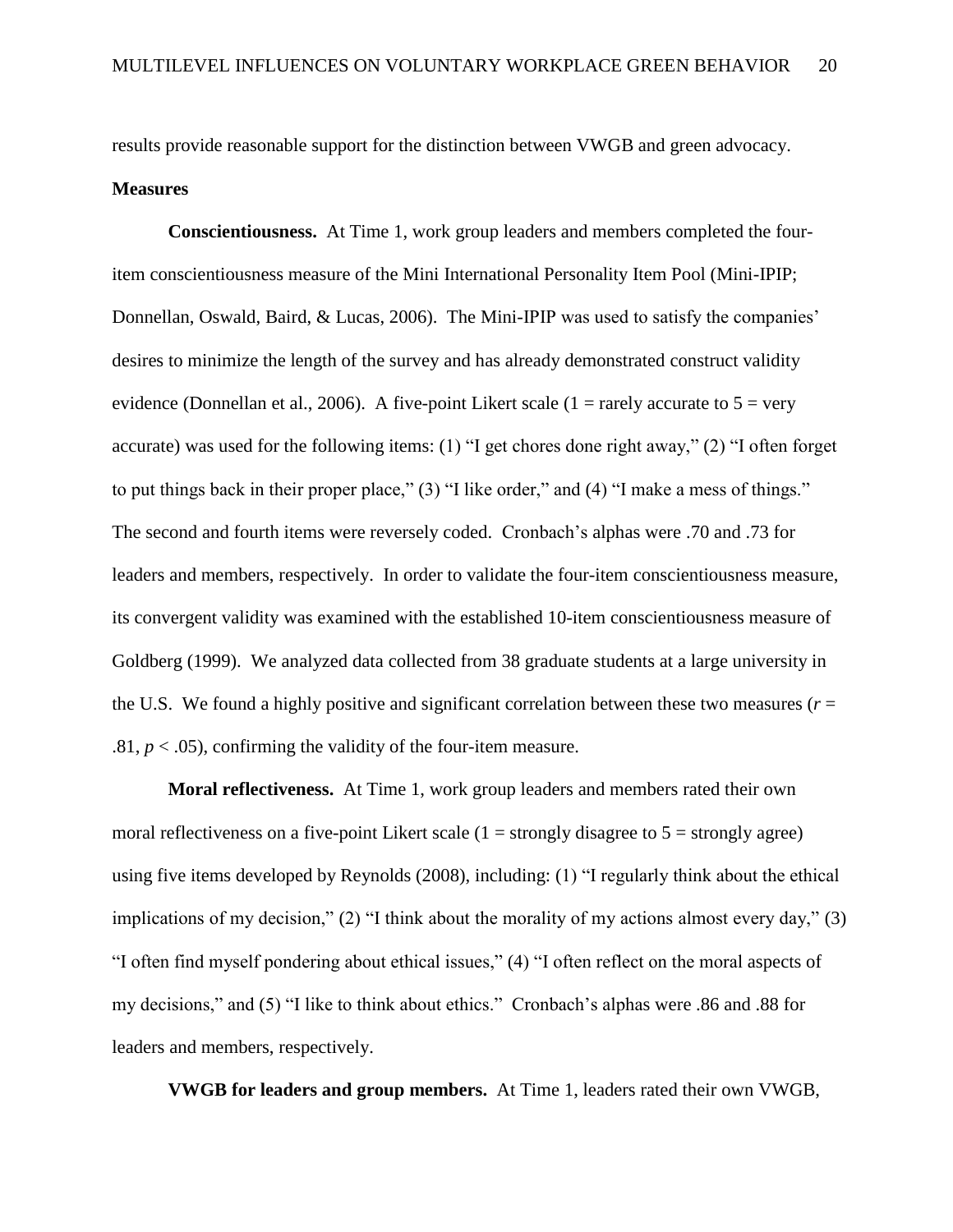results provide reasonable support for the distinction between VWGB and green advocacy.

## Measures

**Conscientiousness.** At Time 1, work group leaders and members completed the four-item conscientiousness measure of the Mini International Personality Item Pool (Mini-IPIP; Donnellan, Oswald, Baird, & Lucas, 2006). The Mini-IPIP was used to satisfy the companies' desires to minimize the length of the survey and has already demonstrated construct validity evidence (Donnellan et al., 2006). A five-point Likert scale (1 = rarely accurate to 5 = very accurate) was used for the following items: (1) "I get chores done right away," (2) "I often forget to put things back in their proper place," (3) "I like order," and (4) "I make a mess of things." The second and fourth items were reversely coded. Cronbach's alphas were .70 and .73 for leaders and members, respectively. In order to validate the four-item conscientiousness measure, its convergent validity was examined with the established 10-item conscientiousness measure of Goldberg (1999). We analyzed data collected from 38 graduate students at a large university in the U.S. We found a highly positive and significant correlation between these two measures ($r$ = .81, $p < .05$), confirming the validity of the four-item measure.

**Moral reflectiveness.** At Time 1, work group leaders and members rated their own moral reflectiveness on a five-point Likert scale (1 = strongly disagree to 5 = strongly agree) using five items developed by Reynolds (2008), including: (1) "I regularly think about the ethical implications of my decision," (2) "I think about the morality of my actions almost every day," (3) "I often find myself pondering about ethical issues," (4) "I often reflect on the moral aspects of my decisions," and (5) "I like to think about ethics." Cronbach's alphas were .86 and .88 for leaders and members, respectively.

**VWGB for leaders and group members.** At Time 1, leaders rated their own VWGB,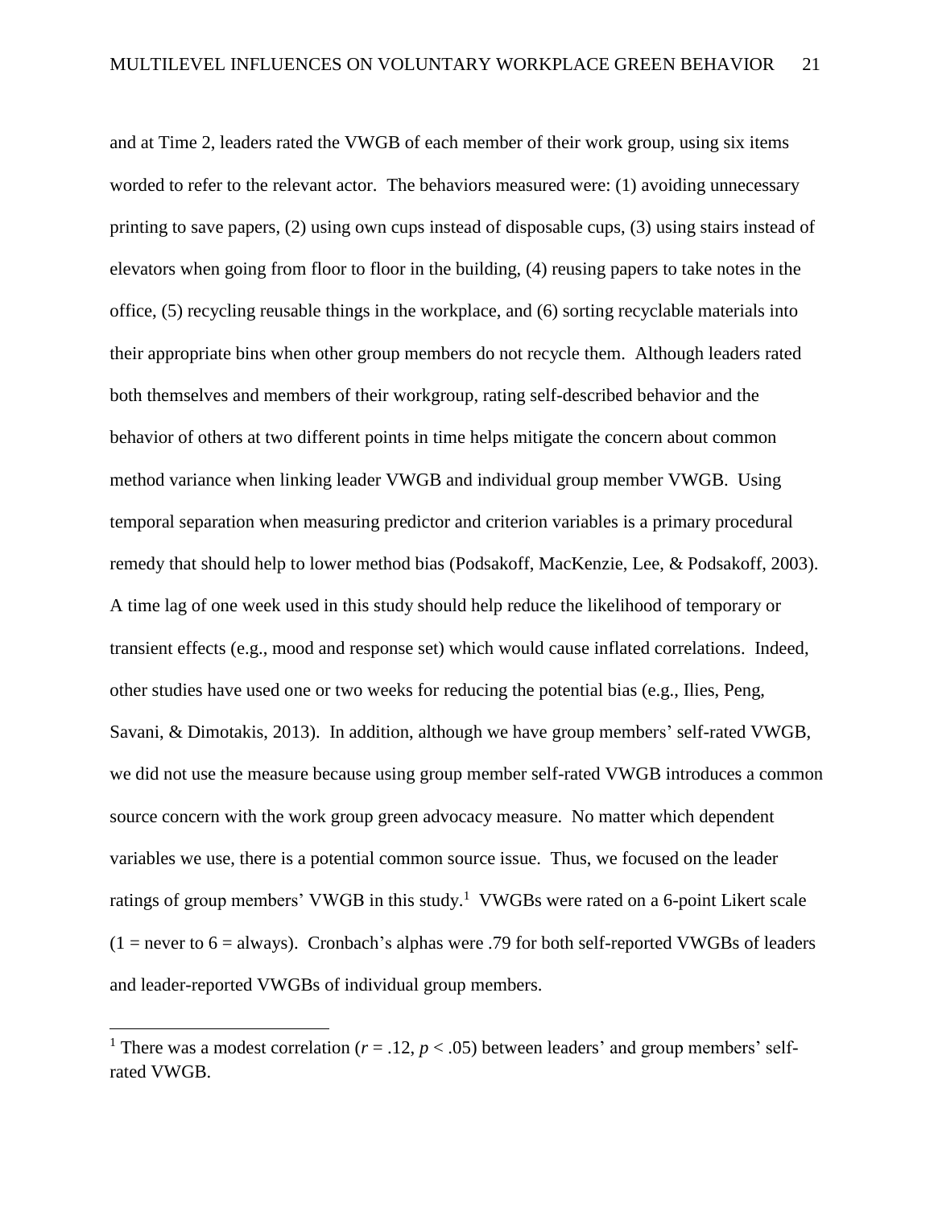and at Time 2, leaders rated the VWGB of each member of their work group, using six items worded to refer to the relevant actor. The behaviors measured were: (1) avoiding unnecessary printing to save papers, (2) using own cups instead of disposable cups, (3) using stairs instead of elevators when going from floor to floor in the building, (4) reusing papers to take notes in the office, (5) recycling reusable things in the workplace, and (6) sorting recyclable materials into their appropriate bins when other group members do not recycle them. Although leaders rated both themselves and members of their workgroup, rating self-described behavior and the behavior of others at two different points in time helps mitigate the concern about common method variance when linking leader VWGB and individual group member VWGB. Using temporal separation when measuring predictor and criterion variables is a primary procedural remedy that should help to lower method bias (Podsakoff, MacKenzie, Lee, & Podsakoff, 2003). A time lag of one week used in this study should help reduce the likelihood of temporary or transient effects (e.g., mood and response set) which would cause inflated correlations. Indeed, other studies have used one or two weeks for reducing the potential bias (e.g., Ilies, Peng, Savani, & Dimotakis, 2013). In addition, although we have group members' self-rated VWGB, we did not use the measure because using group member self-rated VWGB introduces a common source concern with the work group green advocacy measure. No matter which dependent variables we use, there is a potential common source issue. Thus, we focused on the leader ratings of group members' VWGB in this study.[1] VWGBs were rated on a 6-point Likert scale (1 = never to 6 = always). Cronbach's alphas were .79 for both self-reported VWGBs of leaders and leader-reported VWGBs of individual group members.

---

[1] There was a modest correlation ($r = .12$, $p < .05$) between leaders' and group members' self-rated VWGB.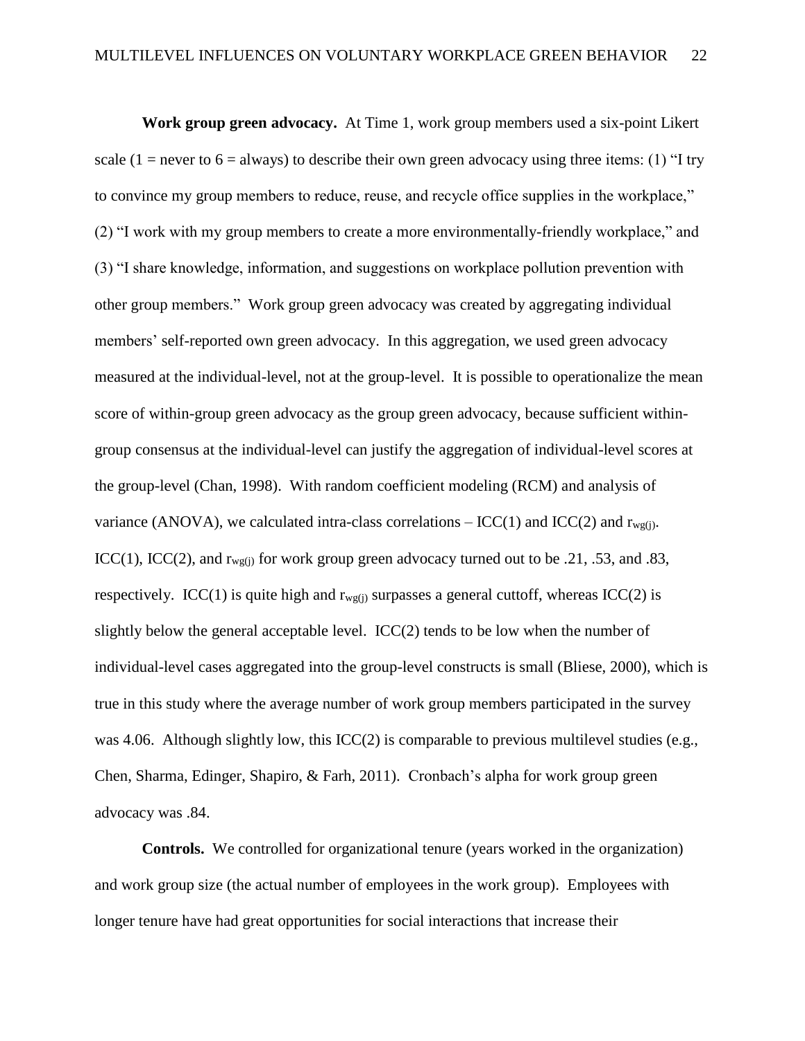**Work group green advocacy.** At Time 1, work group members used a six-point Likert scale (1 = never to 6 = always) to describe their own green advocacy using three items: (1) "I try to convince my group members to reduce, reuse, and recycle office supplies in the workplace," (2) "I work with my group members to create a more environmentally-friendly workplace," and (3) "I share knowledge, information, and suggestions on workplace pollution prevention with other group members." Work group green advocacy was created by aggregating individual members' self-reported own green advocacy. In this aggregation, we used green advocacy measured at the individual-level, not at the group-level. It is possible to operationalize the mean score of within-group green advocacy as the group green advocacy, because sufficient within-group consensus at the individual-level can justify the aggregation of individual-level scores at the group-level (Chan, 1998). With random coefficient modeling (RCM) and analysis of variance (ANOVA), we calculated intra-class correlations – ICC(1) and ICC(2) and $r_{wg(j)}$. ICC(1), ICC(2), and $r_{wg(j)}$ for work group green advocacy turned out to be .21, .53, and .83, respectively. ICC(1) is quite high and $r_{wg(j)}$ surpasses a general cuttoff, whereas ICC(2) is slightly below the general acceptable level. ICC(2) tends to be low when the number of individual-level cases aggregated into the group-level constructs is small (Bliese, 2000), which is true in this study where the average number of work group members participated in the survey was 4.06. Although slightly low, this ICC(2) is comparable to previous multilevel studies (e.g., Chen, Sharma, Edinger, Shapiro, & Farh, 2011). Cronbach's alpha for work group green advocacy was .84.

**Controls.** We controlled for organizational tenure (years worked in the organization) and work group size (the actual number of employees in the work group). Employees with longer tenure have had great opportunities for social interactions that increase their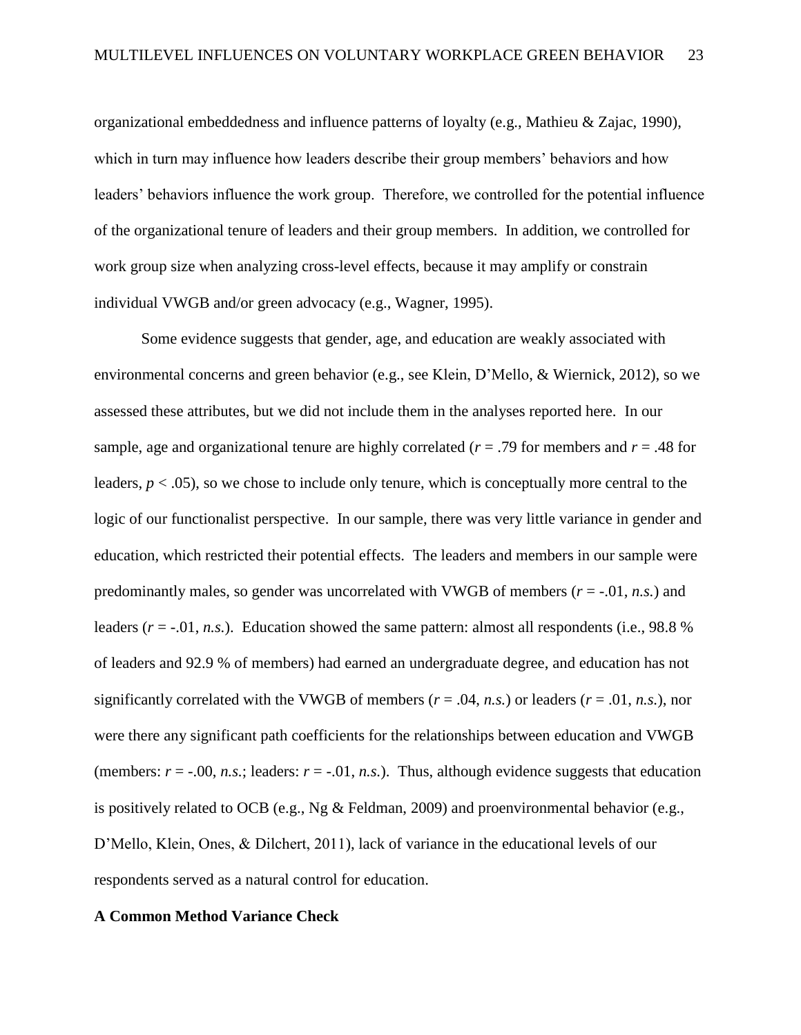organizational embeddedness and influence patterns of loyalty (e.g., Mathieu & Zajac, 1990), which in turn may influence how leaders describe their group members' behaviors and how leaders' behaviors influence the work group. Therefore, we controlled for the potential influence of the organizational tenure of leaders and their group members. In addition, we controlled for work group size when analyzing cross-level effects, because it may amplify or constrain individual VWGB and/or green advocacy (e.g., Wagner, 1995).

Some evidence suggests that gender, age, and education are weakly associated with environmental concerns and green behavior (e.g., see Klein, D'Mello, & Wiernick, 2012), so we assessed these attributes, but we did not include them in the analyses reported here. In our sample, age and organizational tenure are highly correlated ($r = .79$ for members and $r = .48$ for leaders, $p < .05$), so we chose to include only tenure, which is conceptually more central to the logic of our functionalist perspective. In our sample, there was very little variance in gender and education, which restricted their potential effects. The leaders and members in our sample were predominantly males, so gender was uncorrelated with VWGB of members ($r = -.01$, *n.s.*) and leaders ($r = -.01$, *n.s.*). Education showed the same pattern: almost all respondents (i.e., 98.8 % of leaders and 92.9 % of members) had earned an undergraduate degree, and education has not significantly correlated with the VWGB of members ($r = .04$, *n.s.*) or leaders ($r = .01$, *n.s.*), nor were there any significant path coefficients for the relationships between education and VWGB (members: $r = -.00$, *n.s.*; leaders: $r = -.01$, *n.s.*). Thus, although evidence suggests that education is positively related to OCB (e.g., Ng & Feldman, 2009) and proenvironmental behavior (e.g., D'Mello, Klein, Ones, & Dilchert, 2011), lack of variance in the educational levels of our respondents served as a natural control for education.

**A Common Method Variance Check**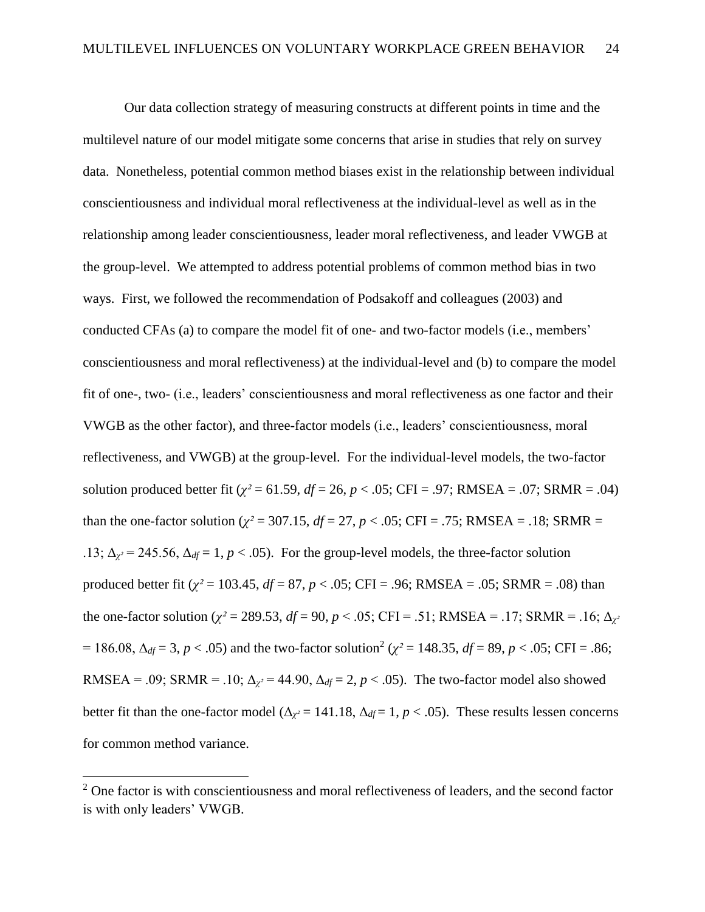Our data collection strategy of measuring constructs at different points in time and the multilevel nature of our model mitigate some concerns that arise in studies that rely on survey data. Nonetheless, potential common method biases exist in the relationship between individual conscientiousness and individual moral reflectiveness at the individual-level as well as in the relationship among leader conscientiousness, leader moral reflectiveness, and leader VWGB at the group-level. We attempted to address potential problems of common method bias in two ways. First, we followed the recommendation of Podsakoff and colleagues (2003) and conducted CFAs (a) to compare the model fit of one- and two-factor models (i.e., members' conscientiousness and moral reflectiveness) at the individual-level and (b) to compare the model fit of one-, two- (i.e., leaders' conscientiousness and moral reflectiveness as one factor and their VWGB as the other factor), and three-factor models (i.e., leaders' conscientiousness, moral reflectiveness, and VWGB) at the group-level. For the individual-level models, the two-factor solution produced better fit ($\chi^2 = 61.59$, $df = 26$, $p < .05$; CFI = .97; RMSEA = .07; SRMR = .04) than the one-factor solution ($\chi^2 = 307.15$, $df = 27$, $p < .05$; CFI = .75; RMSEA = .18; SRMR = .13; $\Delta_{\chi^2} = 245.56$, $\Delta_{df} = 1$, $p < .05$). For the group-level models, the three-factor solution produced better fit ($\chi^2 = 103.45$, $df = 87$, $p < .05$; CFI = .96; RMSEA = .05; SRMR = .08) than the one-factor solution ($\chi^2 = 289.53$, $df = 90$, $p < .05$; CFI = .51; RMSEA = .17; SRMR = .16; $\Delta_{\chi^2} = 186.08$, $\Delta_{df} = 3$, $p < .05$) and the two-factor solution[2] ($\chi^2 = 148.35$, $df = 89$, $p < .05$; CFI = .86; RMSEA = .09; SRMR = .10; $\Delta_{\chi^2} = 44.90$, $\Delta_{df} = 2$, $p < .05$). The two-factor model also showed better fit than the one-factor model ($\Delta_{\chi^2} = 141.18$, $\Delta_{df} = 1$, $p < .05$). These results lessen concerns for common method variance.

---

[2] One factor is with conscientiousness and moral reflectiveness of leaders, and the second factor is with only leaders' VWGB.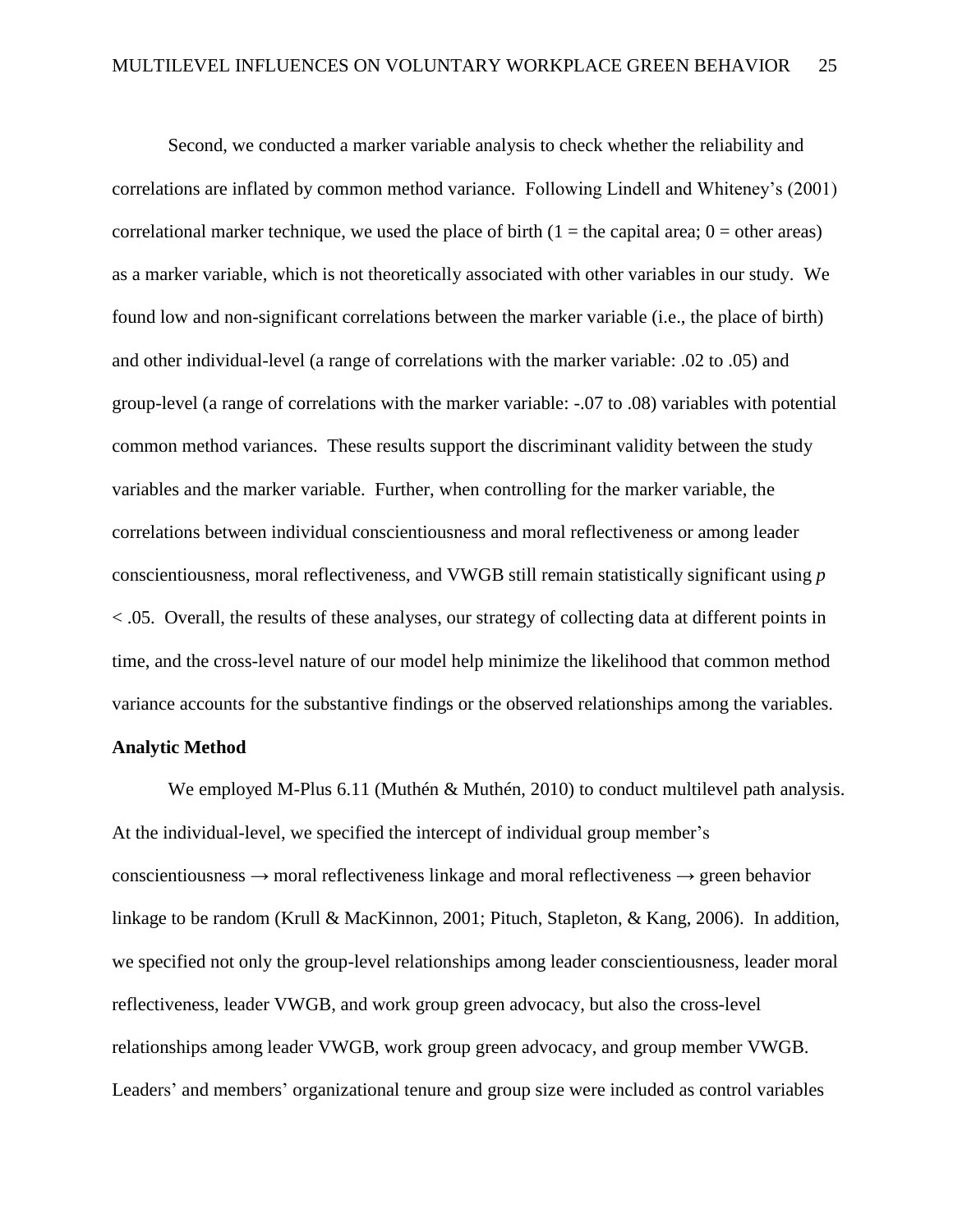Second, we conducted a marker variable analysis to check whether the reliability and correlations are inflated by common method variance. Following Lindell and Whiteney's (2001) correlational marker technique, we used the place of birth (1 = the capital area; 0 = other areas) as a marker variable, which is not theoretically associated with other variables in our study. We found low and non-significant correlations between the marker variable (i.e., the place of birth) and other individual-level (a range of correlations with the marker variable: .02 to .05) and group-level (a range of correlations with the marker variable: -.07 to .08) variables with potential common method variances. These results support the discriminant validity between the study variables and the marker variable. Further, when controlling for the marker variable, the correlations between individual conscientiousness and moral reflectiveness or among leader conscientiousness, moral reflectiveness, and VWGB still remain statistically significant using $p < .05$. Overall, the results of these analyses, our strategy of collecting data at different points in time, and the cross-level nature of our model help minimize the likelihood that common method variance accounts for the substantive findings or the observed relationships among the variables.

### Analytic Method

We employed M-Plus 6.11 (Muthén & Muthén, 2010) to conduct multilevel path analysis. At the individual-level, we specified the intercept of individual group member's conscientiousness → moral reflectiveness linkage and moral reflectiveness → green behavior linkage to be random (Krull & MacKinnon, 2001; Pituch, Stapleton, & Kang, 2006). In addition, we specified not only the group-level relationships among leader conscientiousness, leader moral reflectiveness, leader VWGB, and work group green advocacy, but also the cross-level relationships among leader VWGB, work group green advocacy, and group member VWGB. Leaders' and members' organizational tenure and group size were included as control variables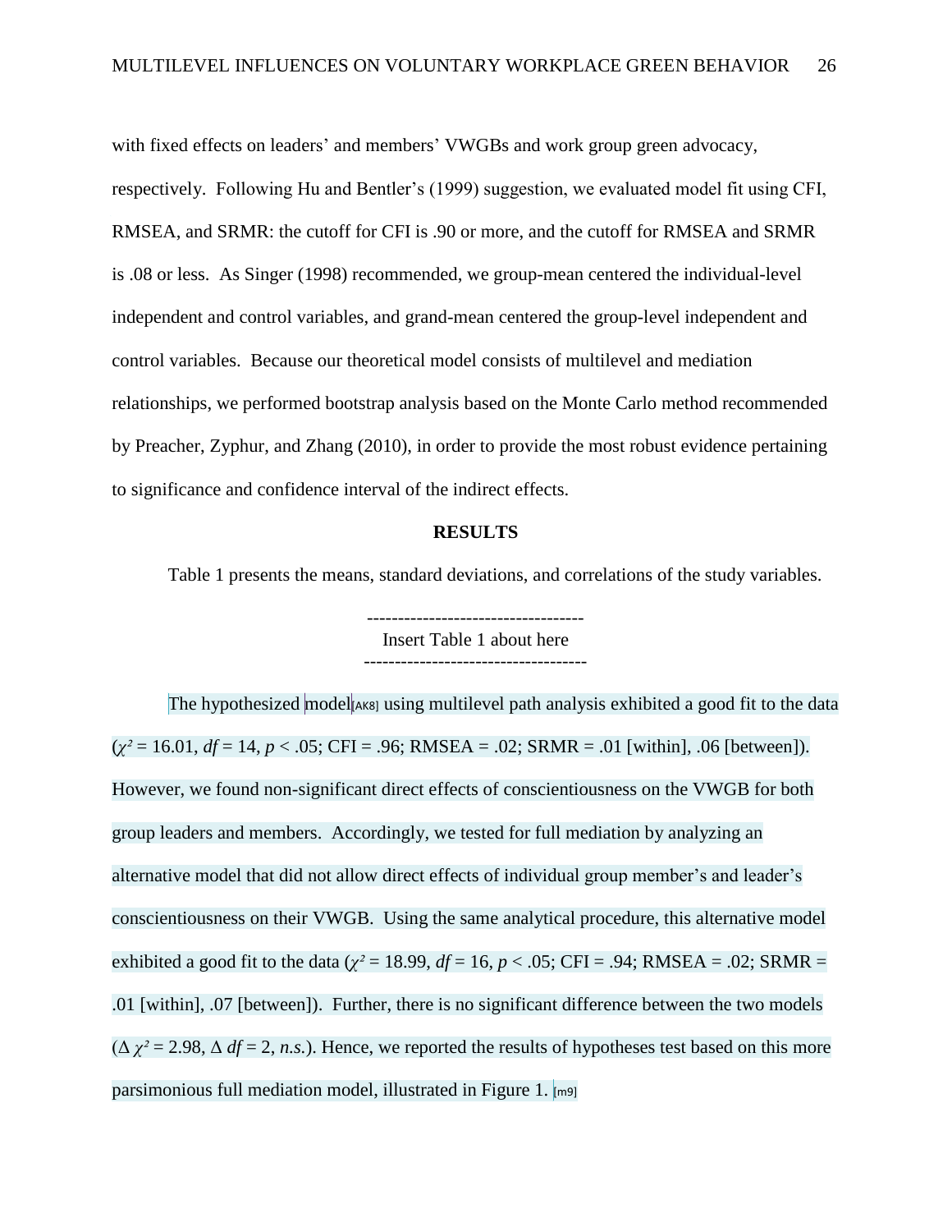with fixed effects on leaders' and members' VWGBs and work group green advocacy, respectively. Following Hu and Bentler's (1999) suggestion, we evaluated model fit using CFI, RMSEA, and SRMR: the cutoff for CFI is .90 or more, and the cutoff for RMSEA and SRMR is .08 or less. As Singer (1998) recommended, we group-mean centered the individual-level independent and control variables, and grand-mean centered the group-level independent and control variables. Because our theoretical model consists of multilevel and mediation relationships, we performed bootstrap analysis based on the Monte Carlo method recommended by Preacher, Zyphur, and Zhang (2010), in order to provide the most robust evidence pertaining to significance and confidence interval of the indirect effects.

## RESULTS

Table 1 presents the means, standard deviations, and correlations of the study variables.

-----------------------------------
Insert Table 1 about here
-----------------------------------

The hypothesized model[AK8] using multilevel path analysis exhibited a good fit to the data ($\chi^2$ = 16.01, *df* = 14, *p* < .05; CFI = .96; RMSEA = .02; SRMR = .01 [within], .06 [between]). However, we found non-significant direct effects of conscientiousness on the VWGB for both group leaders and members. Accordingly, we tested for full mediation by analyzing an alternative model that did not allow direct effects of individual group member's and leader's conscientiousness on their VWGB. Using the same analytical procedure, this alternative model exhibited a good fit to the data ($\chi^2$ = 18.99, *df* = 16, *p* < .05; CFI = .94; RMSEA = .02; SRMR = .01 [within], .07 [between]). Further, there is no significant difference between the two models ($\Delta\chi^2$ = 2.98, $\Delta$ *df* = 2, *n.s.*). Hence, we reported the results of hypotheses test based on this more parsimonious full mediation model, illustrated in Figure 1. [m9]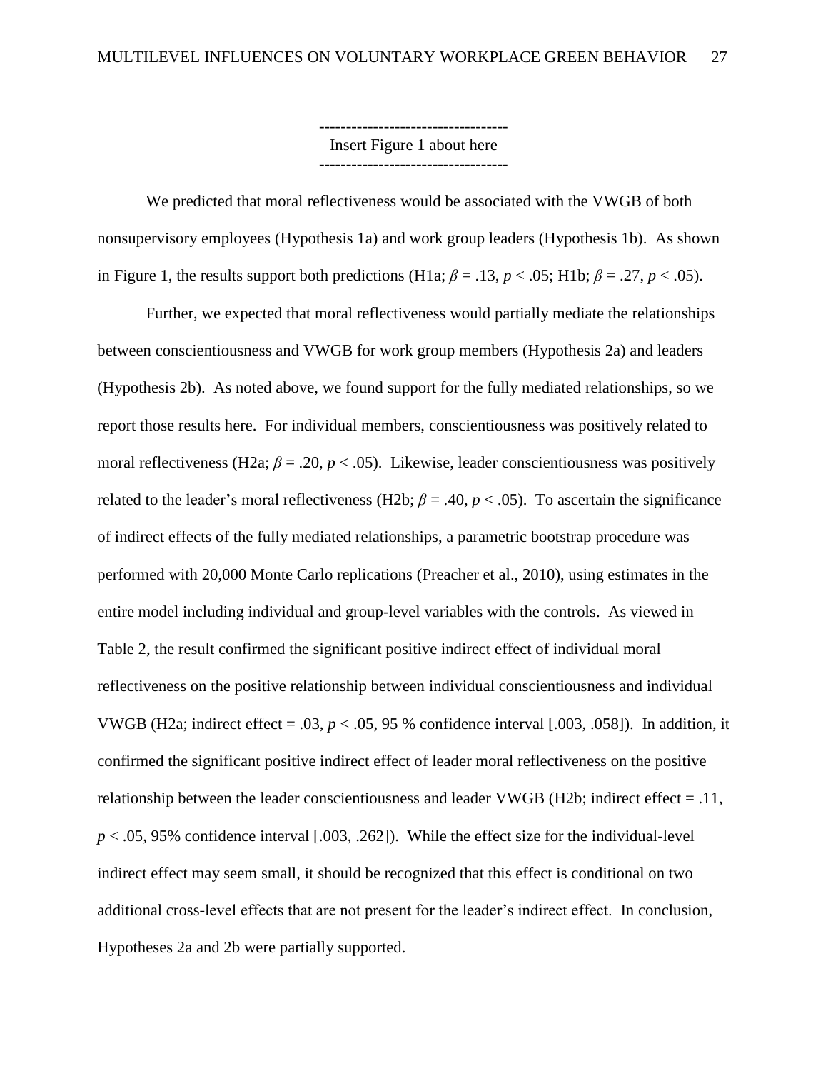-----------------------------------
Insert Figure 1 about here
-----------------------------------

We predicted that moral reflectiveness would be associated with the VWGB of both nonsupervisory employees (Hypothesis 1a) and work group leaders (Hypothesis 1b). As shown in Figure 1, the results support both predictions (H1a; $\beta = .13$, $p < .05$; H1b; $\beta = .27$, $p < .05$).

Further, we expected that moral reflectiveness would partially mediate the relationships between conscientiousness and VWGB for work group members (Hypothesis 2a) and leaders (Hypothesis 2b). As noted above, we found support for the fully mediated relationships, so we report those results here. For individual members, conscientiousness was positively related to moral reflectiveness (H2a; $\beta = .20$, $p < .05$). Likewise, leader conscientiousness was positively related to the leader's moral reflectiveness (H2b; $\beta = .40$, $p < .05$). To ascertain the significance of indirect effects of the fully mediated relationships, a parametric bootstrap procedure was performed with 20,000 Monte Carlo replications (Preacher et al., 2010), using estimates in the entire model including individual and group-level variables with the controls. As viewed in Table 2, the result confirmed the significant positive indirect effect of individual moral reflectiveness on the positive relationship between individual conscientiousness and individual VWGB (H2a; indirect effect = .03, $p < .05$, 95 % confidence interval [.003, .058]). In addition, it confirmed the significant positive indirect effect of leader moral reflectiveness on the positive relationship between the leader conscientiousness and leader VWGB (H2b; indirect effect = .11, $p < .05$, 95% confidence interval [.003, .262]). While the effect size for the individual-level indirect effect may seem small, it should be recognized that this effect is conditional on two additional cross-level effects that are not present for the leader's indirect effect. In conclusion, Hypotheses 2a and 2b were partially supported.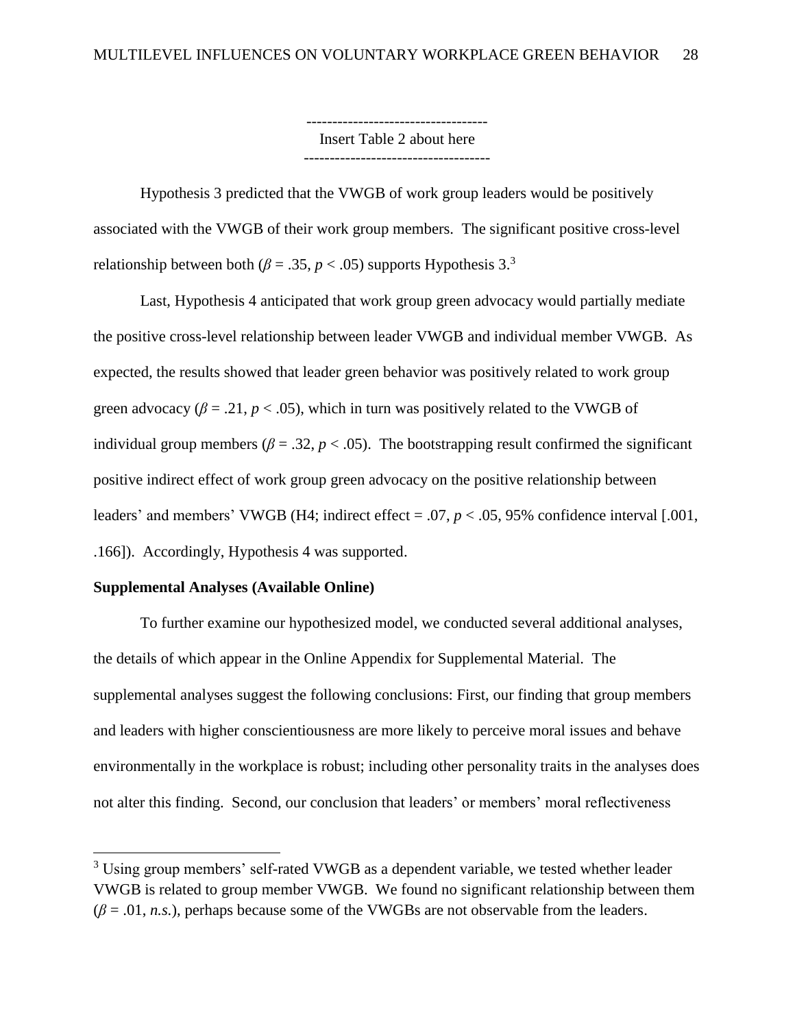-----------------------------------
Insert Table 2 about here
-----------------------------------

Hypothesis 3 predicted that the VWGB of work group leaders would be positively associated with the VWGB of their work group members. The significant positive cross-level relationship between both ($\beta = .35$, $p < .05$) supports Hypothesis 3.[3]

Last, Hypothesis 4 anticipated that work group green advocacy would partially mediate the positive cross-level relationship between leader VWGB and individual member VWGB. As expected, the results showed that leader green behavior was positively related to work group green advocacy ($\beta = .21$, $p < .05$), which in turn was positively related to the VWGB of individual group members ($\beta = .32$, $p < .05$). The bootstrapping result confirmed the significant positive indirect effect of work group green advocacy on the positive relationship between leaders' and members' VWGB (H4; indirect effect = .07, $p < .05$, 95% confidence interval [.001, .166]). Accordingly, Hypothesis 4 was supported.

**Supplemental Analyses (Available Online)**

To further examine our hypothesized model, we conducted several additional analyses, the details of which appear in the Online Appendix for Supplemental Material. The supplemental analyses suggest the following conclusions: First, our finding that group members and leaders with higher conscientiousness are more likely to perceive moral issues and behave environmentally in the workplace is robust; including other personality traits in the analyses does not alter this finding. Second, our conclusion that leaders' or members' moral reflectiveness

[3] Using group members' self-rated VWGB as a dependent variable, we tested whether leader VWGB is related to group member VWGB. We found no significant relationship between them ($\beta = .01$, *n.s.*), perhaps because some of the VWGBs are not observable from the leaders.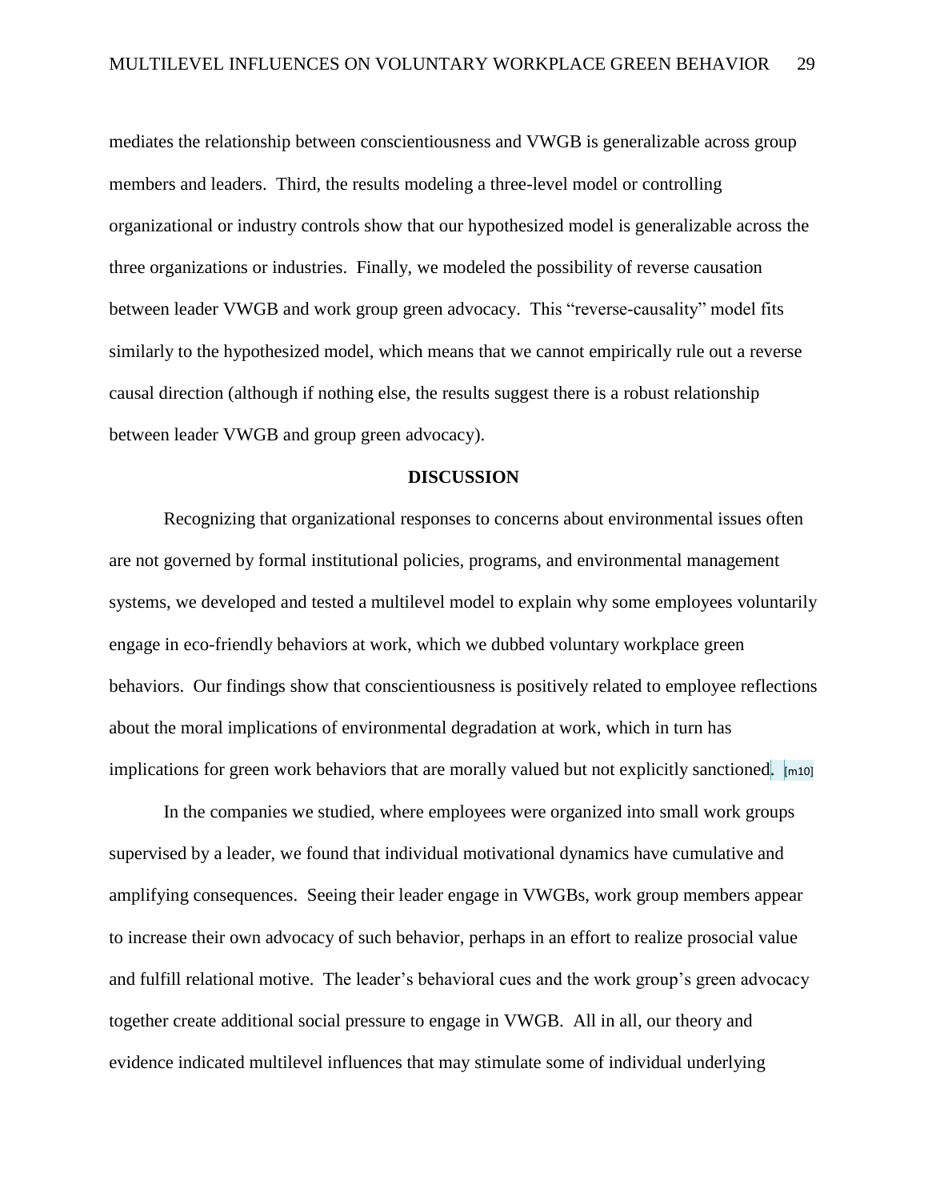mediates the relationship between conscientiousness and VWGB is generalizable across group members and leaders. Third, the results modeling a three-level model or controlling organizational or industry controls show that our hypothesized model is generalizable across the three organizations or industries. Finally, we modeled the possibility of reverse causation between leader VWGB and work group green advocacy. This "reverse-causality" model fits similarly to the hypothesized model, which means that we cannot empirically rule out a reverse causal direction (although if nothing else, the results suggest there is a robust relationship between leader VWGB and group green advocacy).

## DISCUSSION

Recognizing that organizational responses to concerns about environmental issues often are not governed by formal institutional policies, programs, and environmental management systems, we developed and tested a multilevel model to explain why some employees voluntarily engage in eco-friendly behaviors at work, which we dubbed voluntary workplace green behaviors. Our findings show that conscientiousness is positively related to employee reflections about the moral implications of environmental degradation at work, which in turn has implications for green work behaviors that are morally valued but not explicitly sanctioned. [m10]

In the companies we studied, where employees were organized into small work groups supervised by a leader, we found that individual motivational dynamics have cumulative and amplifying consequences. Seeing their leader engage in VWGBs, work group members appear to increase their own advocacy of such behavior, perhaps in an effort to realize prosocial value and fulfill relational motive. The leader's behavioral cues and the work group's green advocacy together create additional social pressure to engage in VWGB. All in all, our theory and evidence indicated multilevel influences that may stimulate some of individual underlying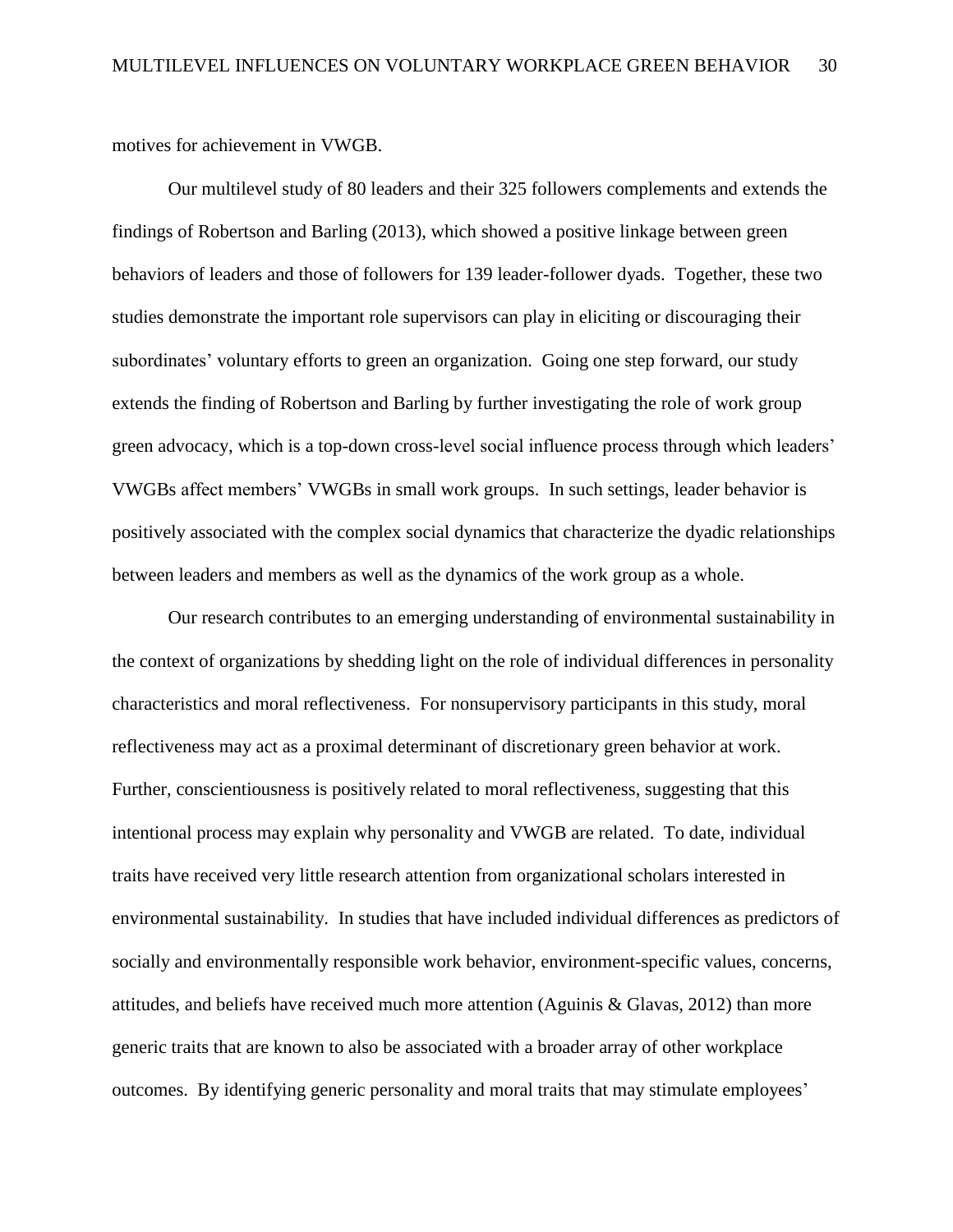motives for achievement in VWGB.

Our multilevel study of 80 leaders and their 325 followers complements and extends the findings of Robertson and Barling (2013), which showed a positive linkage between green behaviors of leaders and those of followers for 139 leader-follower dyads. Together, these two studies demonstrate the important role supervisors can play in eliciting or discouraging their subordinates' voluntary efforts to green an organization. Going one step forward, our study extends the finding of Robertson and Barling by further investigating the role of work group green advocacy, which is a top-down cross-level social influence process through which leaders' VWGBs affect members' VWGBs in small work groups. In such settings, leader behavior is positively associated with the complex social dynamics that characterize the dyadic relationships between leaders and members as well as the dynamics of the work group as a whole.

Our research contributes to an emerging understanding of environmental sustainability in the context of organizations by shedding light on the role of individual differences in personality characteristics and moral reflectiveness. For nonsupervisory participants in this study, moral reflectiveness may act as a proximal determinant of discretionary green behavior at work. Further, conscientiousness is positively related to moral reflectiveness, suggesting that this intentional process may explain why personality and VWGB are related. To date, individual traits have received very little research attention from organizational scholars interested in environmental sustainability. In studies that have included individual differences as predictors of socially and environmentally responsible work behavior, environment-specific values, concerns, attitudes, and beliefs have received much more attention (Aguinis & Glavas, 2012) than more generic traits that are known to also be associated with a broader array of other workplace outcomes. By identifying generic personality and moral traits that may stimulate employees'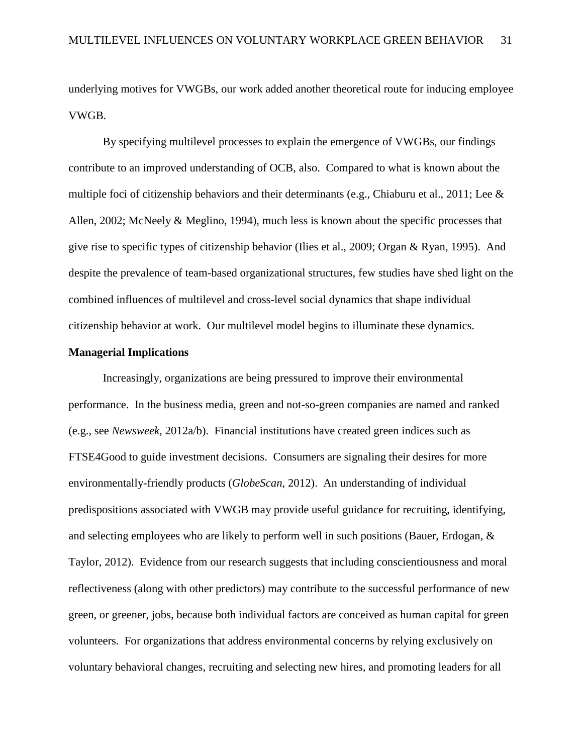underlying motives for VWGBs, our work added another theoretical route for inducing employee VWGB.

By specifying multilevel processes to explain the emergence of VWGBs, our findings contribute to an improved understanding of OCB, also. Compared to what is known about the multiple foci of citizenship behaviors and their determinants (e.g., Chiaburu et al., 2011; Lee & Allen, 2002; McNeely & Meglino, 1994), much less is known about the specific processes that give rise to specific types of citizenship behavior (Ilies et al., 2009; Organ & Ryan, 1995). And despite the prevalence of team-based organizational structures, few studies have shed light on the combined influences of multilevel and cross-level social dynamics that shape individual citizenship behavior at work. Our multilevel model begins to illuminate these dynamics.

**Managerial Implications**

Increasingly, organizations are being pressured to improve their environmental performance. In the business media, green and not-so-green companies are named and ranked (e.g., see *Newsweek*, 2012a/b). Financial institutions have created green indices such as FTSE4Good to guide investment decisions. Consumers are signaling their desires for more environmentally-friendly products (*GlobeScan*, 2012). An understanding of individual predispositions associated with VWGB may provide useful guidance for recruiting, identifying, and selecting employees who are likely to perform well in such positions (Bauer, Erdogan, & Taylor, 2012). Evidence from our research suggests that including conscientiousness and moral reflectiveness (along with other predictors) may contribute to the successful performance of new green, or greener, jobs, because both individual factors are conceived as human capital for green volunteers. For organizations that address environmental concerns by relying exclusively on voluntary behavioral changes, recruiting and selecting new hires, and promoting leaders for all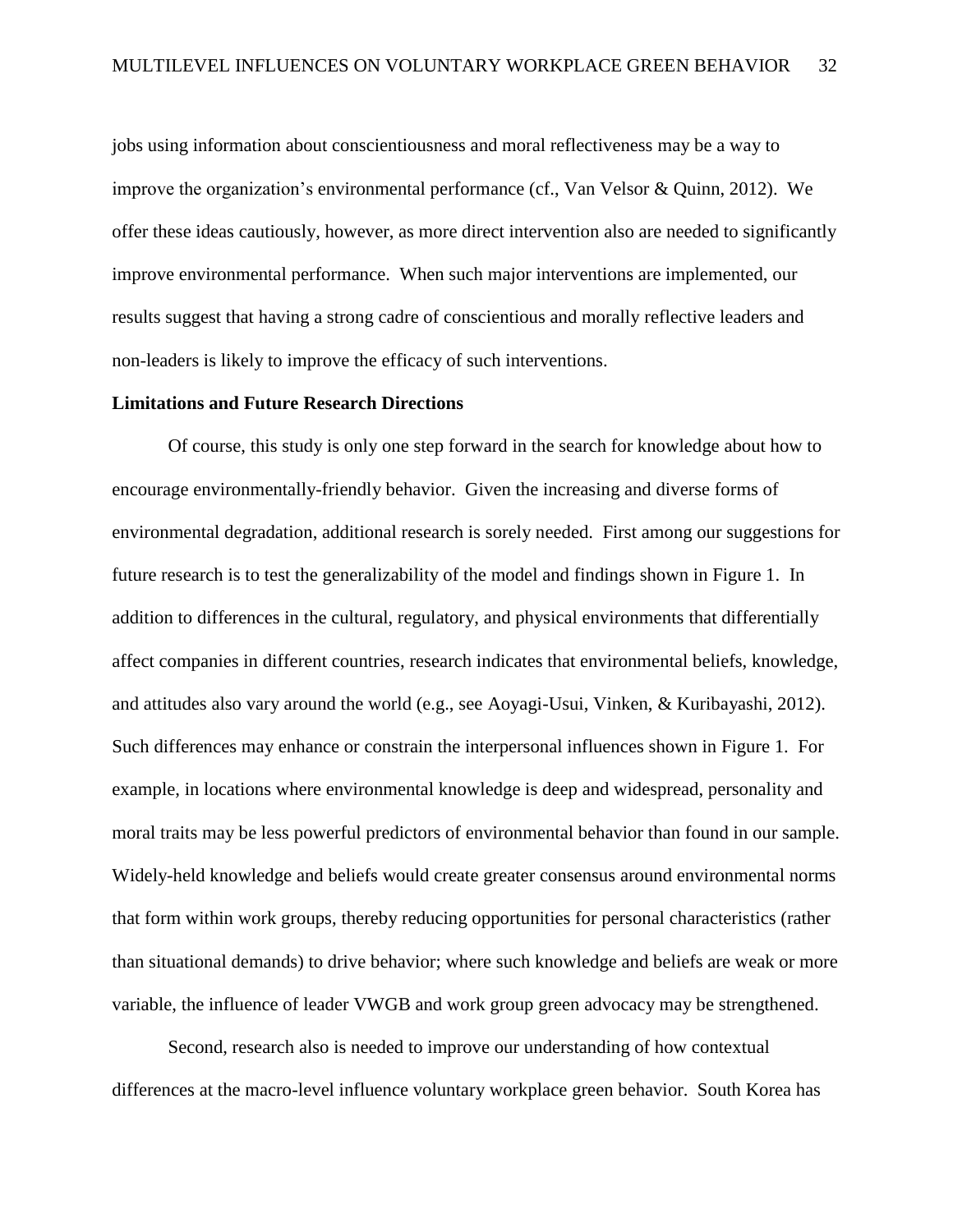jobs using information about conscientiousness and moral reflectiveness may be a way to improve the organization's environmental performance (cf., Van Velsor & Quinn, 2012). We offer these ideas cautiously, however, as more direct intervention also are needed to significantly improve environmental performance. When such major interventions are implemented, our results suggest that having a strong cadre of conscientious and morally reflective leaders and non-leaders is likely to improve the efficacy of such interventions.

**Limitations and Future Research Directions**

Of course, this study is only one step forward in the search for knowledge about how to encourage environmentally-friendly behavior. Given the increasing and diverse forms of environmental degradation, additional research is sorely needed. First among our suggestions for future research is to test the generalizability of the model and findings shown in Figure 1. In addition to differences in the cultural, regulatory, and physical environments that differentially affect companies in different countries, research indicates that environmental beliefs, knowledge, and attitudes also vary around the world (e.g., see Aoyagi-Usui, Vinken, & Kuribayashi, 2012). Such differences may enhance or constrain the interpersonal influences shown in Figure 1. For example, in locations where environmental knowledge is deep and widespread, personality and moral traits may be less powerful predictors of environmental behavior than found in our sample. Widely-held knowledge and beliefs would create greater consensus around environmental norms that form within work groups, thereby reducing opportunities for personal characteristics (rather than situational demands) to drive behavior; where such knowledge and beliefs are weak or more variable, the influence of leader VWGB and work group green advocacy may be strengthened.

Second, research also is needed to improve our understanding of how contextual differences at the macro-level influence voluntary workplace green behavior. South Korea has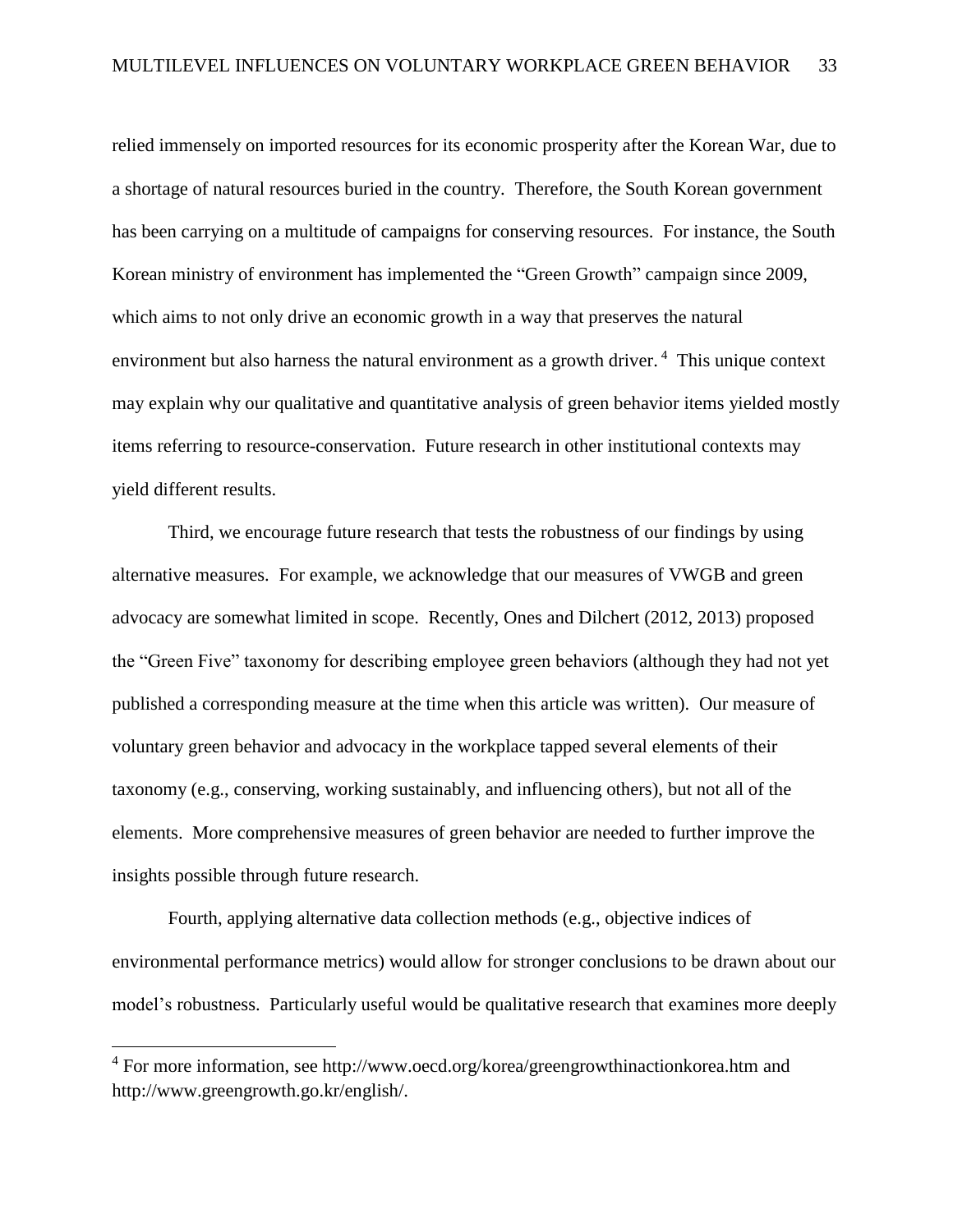relied immensely on imported resources for its economic prosperity after the Korean War, due to a shortage of natural resources buried in the country. Therefore, the South Korean government has been carrying on a multitude of campaigns for conserving resources. For instance, the South Korean ministry of environment has implemented the "Green Growth" campaign since 2009, which aims to not only drive an economic growth in a way that preserves the natural environment but also harness the natural environment as a growth driver.[4] This unique context may explain why our qualitative and quantitative analysis of green behavior items yielded mostly items referring to resource-conservation. Future research in other institutional contexts may yield different results.

Third, we encourage future research that tests the robustness of our findings by using alternative measures. For example, we acknowledge that our measures of VWGB and green advocacy are somewhat limited in scope. Recently, Ones and Dilchert (2012, 2013) proposed the "Green Five" taxonomy for describing employee green behaviors (although they had not yet published a corresponding measure at the time when this article was written). Our measure of voluntary green behavior and advocacy in the workplace tapped several elements of their taxonomy (e.g., conserving, working sustainably, and influencing others), but not all of the elements. More comprehensive measures of green behavior are needed to further improve the insights possible through future research.

Fourth, applying alternative data collection methods (e.g., objective indices of environmental performance metrics) would allow for stronger conclusions to be drawn about our model's robustness. Particularly useful would be qualitative research that examines more deeply

---

[4] For more information, see http://www.oecd.org/korea/greengrowthinactionkorea.htm and http://www.greengrowth.go.kr/english/.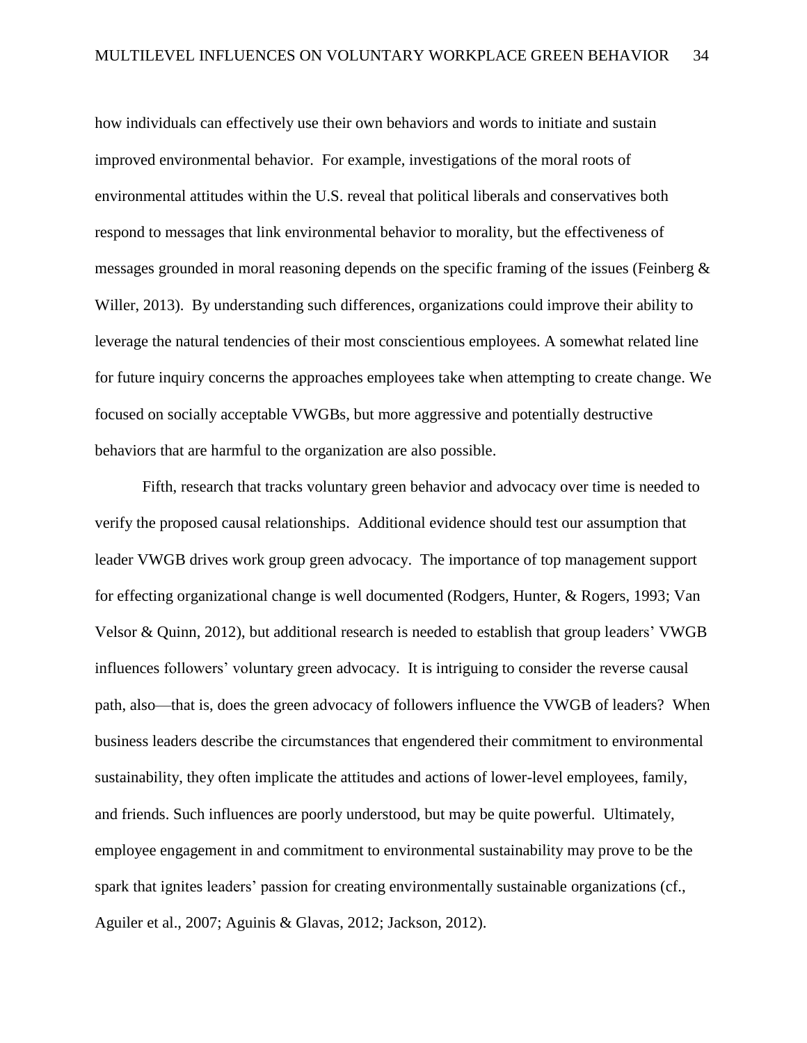how individuals can effectively use their own behaviors and words to initiate and sustain improved environmental behavior. For example, investigations of the moral roots of environmental attitudes within the U.S. reveal that political liberals and conservatives both respond to messages that link environmental behavior to morality, but the effectiveness of messages grounded in moral reasoning depends on the specific framing of the issues (Feinberg & Willer, 2013). By understanding such differences, organizations could improve their ability to leverage the natural tendencies of their most conscientious employees. A somewhat related line for future inquiry concerns the approaches employees take when attempting to create change. We focused on socially acceptable VWGBs, but more aggressive and potentially destructive behaviors that are harmful to the organization are also possible.

Fifth, research that tracks voluntary green behavior and advocacy over time is needed to verify the proposed causal relationships. Additional evidence should test our assumption that leader VWGB drives work group green advocacy. The importance of top management support for effecting organizational change is well documented (Rodgers, Hunter, & Rogers, 1993; Van Velsor & Quinn, 2012), but additional research is needed to establish that group leaders' VWGB influences followers' voluntary green advocacy. It is intriguing to consider the reverse causal path, also—that is, does the green advocacy of followers influence the VWGB of leaders? When business leaders describe the circumstances that engendered their commitment to environmental sustainability, they often implicate the attitudes and actions of lower-level employees, family, and friends. Such influences are poorly understood, but may be quite powerful. Ultimately, employee engagement in and commitment to environmental sustainability may prove to be the spark that ignites leaders' passion for creating environmentally sustainable organizations (cf., Aguiler et al., 2007; Aguinis & Glavas, 2012; Jackson, 2012).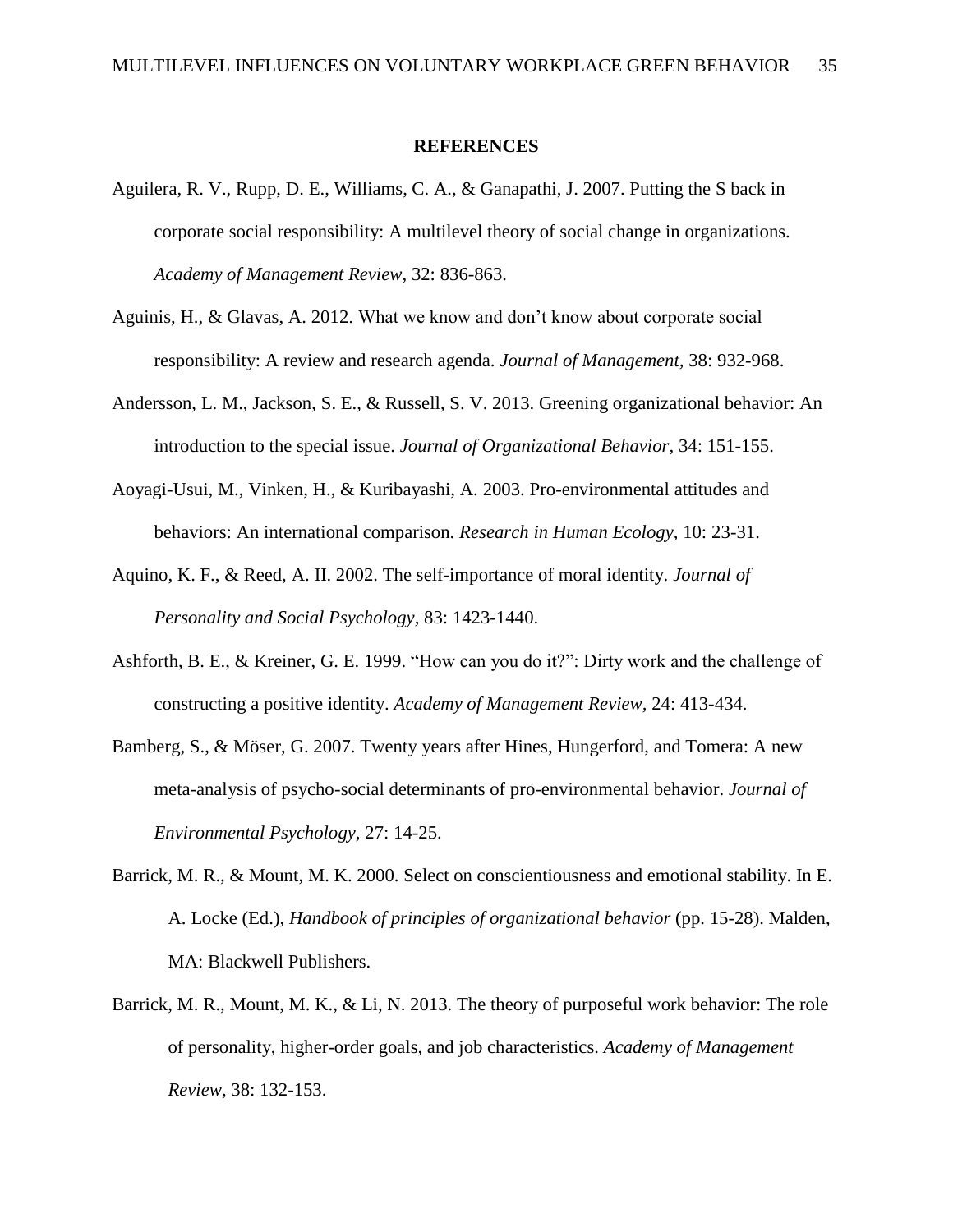## REFERENCES

Aguilera, R. V., Rupp, D. E., Williams, C. A., & Ganapathi, J. 2007. Putting the S back in corporate social responsibility: A multilevel theory of social change in organizations. *Academy of Management Review,* 32: 836-863.

Aguinis, H., & Glavas, A. 2012. What we know and don't know about corporate social responsibility: A review and research agenda. *Journal of Management,* 38: 932-968.

Andersson, L. M., Jackson, S. E., & Russell, S. V. 2013. Greening organizational behavior: An introduction to the special issue. *Journal of Organizational Behavior,* 34: 151-155.

Aoyagi-Usui, M., Vinken, H., & Kuribayashi, A. 2003. Pro-environmental attitudes and behaviors: An international comparison. *Research in Human Ecology,* 10: 23-31.

Aquino, K. F., & Reed, A. II. 2002. The self-importance of moral identity. *Journal of Personality and Social Psychology,* 83: 1423-1440.

Ashforth, B. E., & Kreiner, G. E. 1999. "How can you do it?": Dirty work and the challenge of constructing a positive identity. *Academy of Management Review,* 24: 413-434.

Bamberg, S., & Möser, G. 2007. Twenty years after Hines, Hungerford, and Tomera: A new meta-analysis of psycho-social determinants of pro-environmental behavior. *Journal of Environmental Psychology,* 27: 14-25.

Barrick, M. R., & Mount, M. K. 2000. Select on conscientiousness and emotional stability. In E. A. Locke (Ed.), *Handbook of principles of organizational behavior* (pp. 15-28). Malden, MA: Blackwell Publishers.

Barrick, M. R., Mount, M. K., & Li, N. 2013. The theory of purposeful work behavior: The role of personality, higher-order goals, and job characteristics. *Academy of Management Review,* 38: 132-153.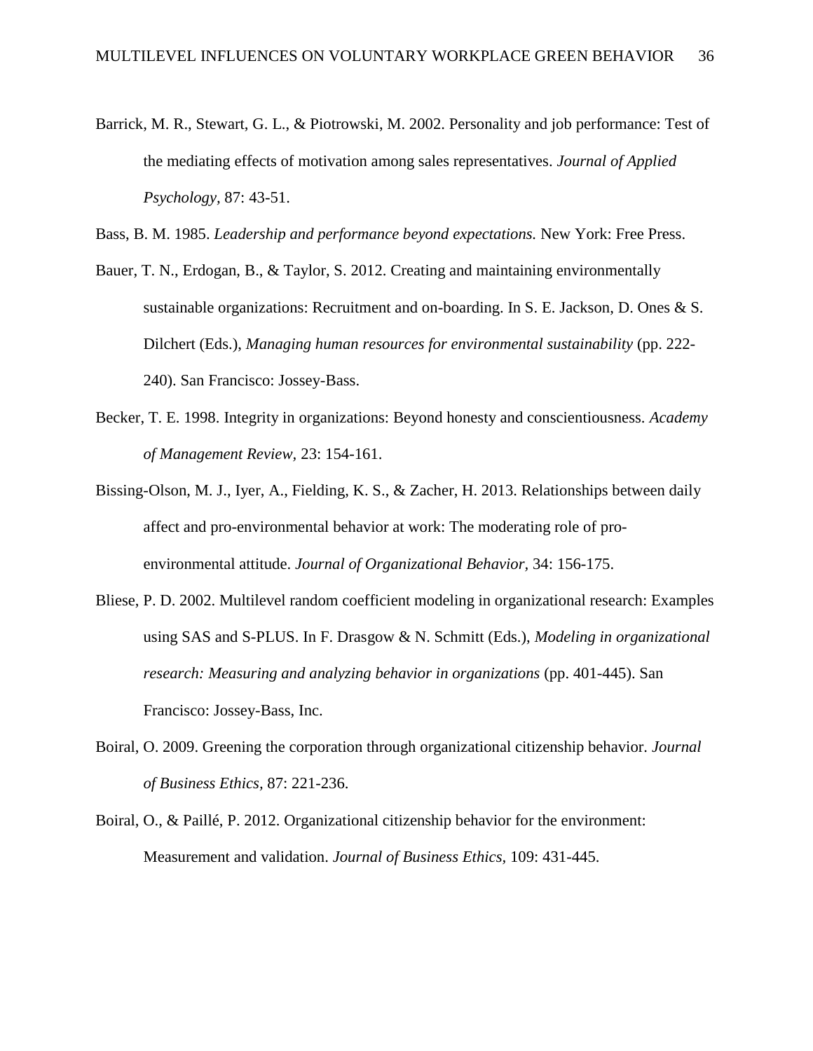Barrick, M. R., Stewart, G. L., & Piotrowski, M. 2002. Personality and job performance: Test of the mediating effects of motivation among sales representatives. *Journal of Applied Psychology,* 87: 43-51.

Bass, B. M. 1985. *Leadership and performance beyond expectations.* New York: Free Press.

Bauer, T. N., Erdogan, B., & Taylor, S. 2012. Creating and maintaining environmentally sustainable organizations: Recruitment and on-boarding. In S. E. Jackson, D. Ones & S. Dilchert (Eds.), *Managing human resources for environmental sustainability* (pp. 222-240). San Francisco: Jossey-Bass.

Becker, T. E. 1998. Integrity in organizations: Beyond honesty and conscientiousness. *Academy of Management Review,* 23: 154-161.

Bissing-Olson, M. J., Iyer, A., Fielding, K. S., & Zacher, H. 2013. Relationships between daily affect and pro-environmental behavior at work: The moderating role of pro-environmental attitude. *Journal of Organizational Behavior,* 34: 156-175.

Bliese, P. D. 2002. Multilevel random coefficient modeling in organizational research: Examples using SAS and S-PLUS. In F. Drasgow & N. Schmitt (Eds.), *Modeling in organizational research: Measuring and analyzing behavior in organizations* (pp. 401-445). San Francisco: Jossey-Bass, Inc.

Boiral, O. 2009. Greening the corporation through organizational citizenship behavior. *Journal of Business Ethics,* 87: 221-236.

Boiral, O., & Paillé, P. 2012. Organizational citizenship behavior for the environment: Measurement and validation. *Journal of Business Ethics,* 109: 431-445.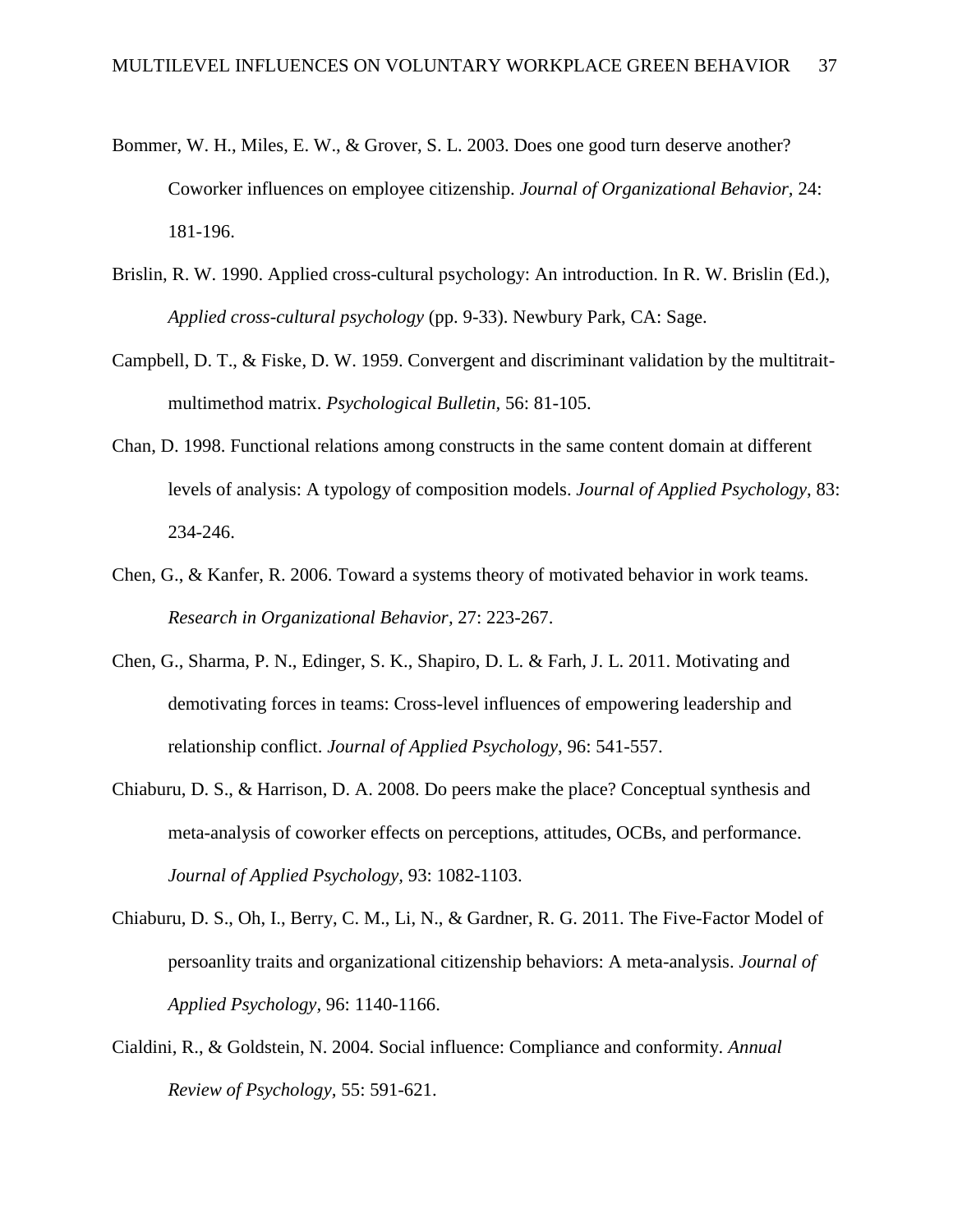Bommer, W. H., Miles, E. W., & Grover, S. L. 2003. Does one good turn deserve another? Coworker influences on employee citizenship. *Journal of Organizational Behavior,* 24: 181-196.

Brislin, R. W. 1990. Applied cross-cultural psychology: An introduction. In R. W. Brislin (Ed.), *Applied cross-cultural psychology* (pp. 9-33). Newbury Park, CA: Sage.

Campbell, D. T., & Fiske, D. W. 1959. Convergent and discriminant validation by the multitrait-multimethod matrix. *Psychological Bulletin,* 56: 81-105.

Chan, D. 1998. Functional relations among constructs in the same content domain at different levels of analysis: A typology of composition models. *Journal of Applied Psychology*, 83: 234-246.

Chen, G., & Kanfer, R. 2006. Toward a systems theory of motivated behavior in work teams. *Research in Organizational Behavior,* 27: 223-267.

Chen, G., Sharma, P. N., Edinger, S. K., Shapiro, D. L. & Farh, J. L. 2011. Motivating and demotivating forces in teams: Cross-level influences of empowering leadership and relationship conflict. *Journal of Applied Psychology*, 96: 541-557.

Chiaburu, D. S., & Harrison, D. A. 2008. Do peers make the place? Conceptual synthesis and meta-analysis of coworker effects on perceptions, attitudes, OCBs, and performance. *Journal of Applied Psychology,* 93: 1082-1103.

Chiaburu, D. S., Oh, I., Berry, C. M., Li, N., & Gardner, R. G. 2011. The Five-Factor Model of persoanlity traits and organizational citizenship behaviors: A meta-analysis. *Journal of Applied Psychology,* 96: 1140-1166.

Cialdini, R., & Goldstein, N. 2004. Social influence: Compliance and conformity. *Annual Review of Psychology,* 55: 591-621.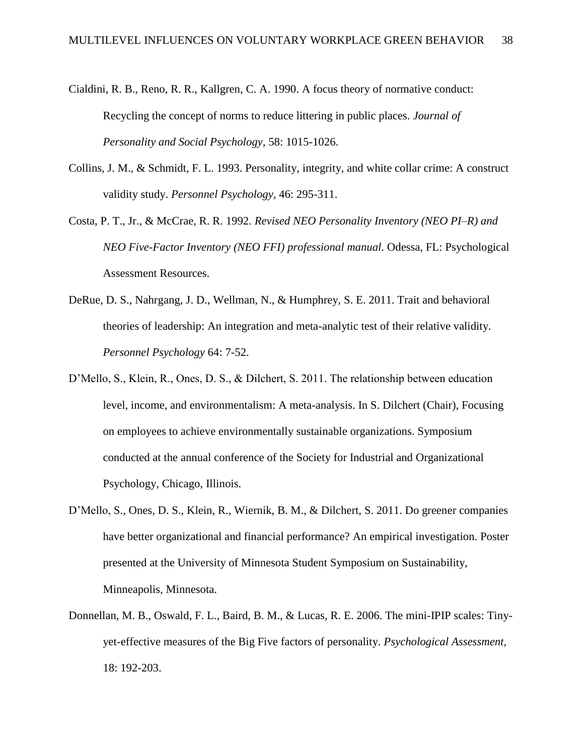Cialdini, R. B., Reno, R. R., Kallgren, C. A. 1990. A focus theory of normative conduct: Recycling the concept of norms to reduce littering in public places. *Journal of Personality and Social Psychology,* 58: 1015-1026.

Collins, J. M., & Schmidt, F. L. 1993. Personality, integrity, and white collar crime: A construct validity study. *Personnel Psychology,* 46: 295-311.

Costa, P. T., Jr., & McCrae, R. R. 1992. *Revised NEO Personality Inventory (NEO PI–R) and NEO Five-Factor Inventory (NEO FFI) professional manual.* Odessa, FL: Psychological Assessment Resources.

DeRue, D. S., Nahrgang, J. D., Wellman, N., & Humphrey, S. E. 2011. Trait and behavioral theories of leadership: An integration and meta-analytic test of their relative validity. *Personnel Psychology* 64: 7-52.

D'Mello, S., Klein, R., Ones, D. S., & Dilchert, S. 2011. The relationship between education level, income, and environmentalism: A meta-analysis. In S. Dilchert (Chair), Focusing on employees to achieve environmentally sustainable organizations. Symposium conducted at the annual conference of the Society for Industrial and Organizational Psychology, Chicago, Illinois.

D'Mello, S., Ones, D. S., Klein, R., Wiernik, B. M., & Dilchert, S. 2011. Do greener companies have better organizational and financial performance? An empirical investigation. Poster presented at the University of Minnesota Student Symposium on Sustainability, Minneapolis, Minnesota.

Donnellan, M. B., Oswald, F. L., Baird, B. M., & Lucas, R. E. 2006. The mini-IPIP scales: Tiny-yet-effective measures of the Big Five factors of personality. *Psychological Assessment,* 18: 192-203.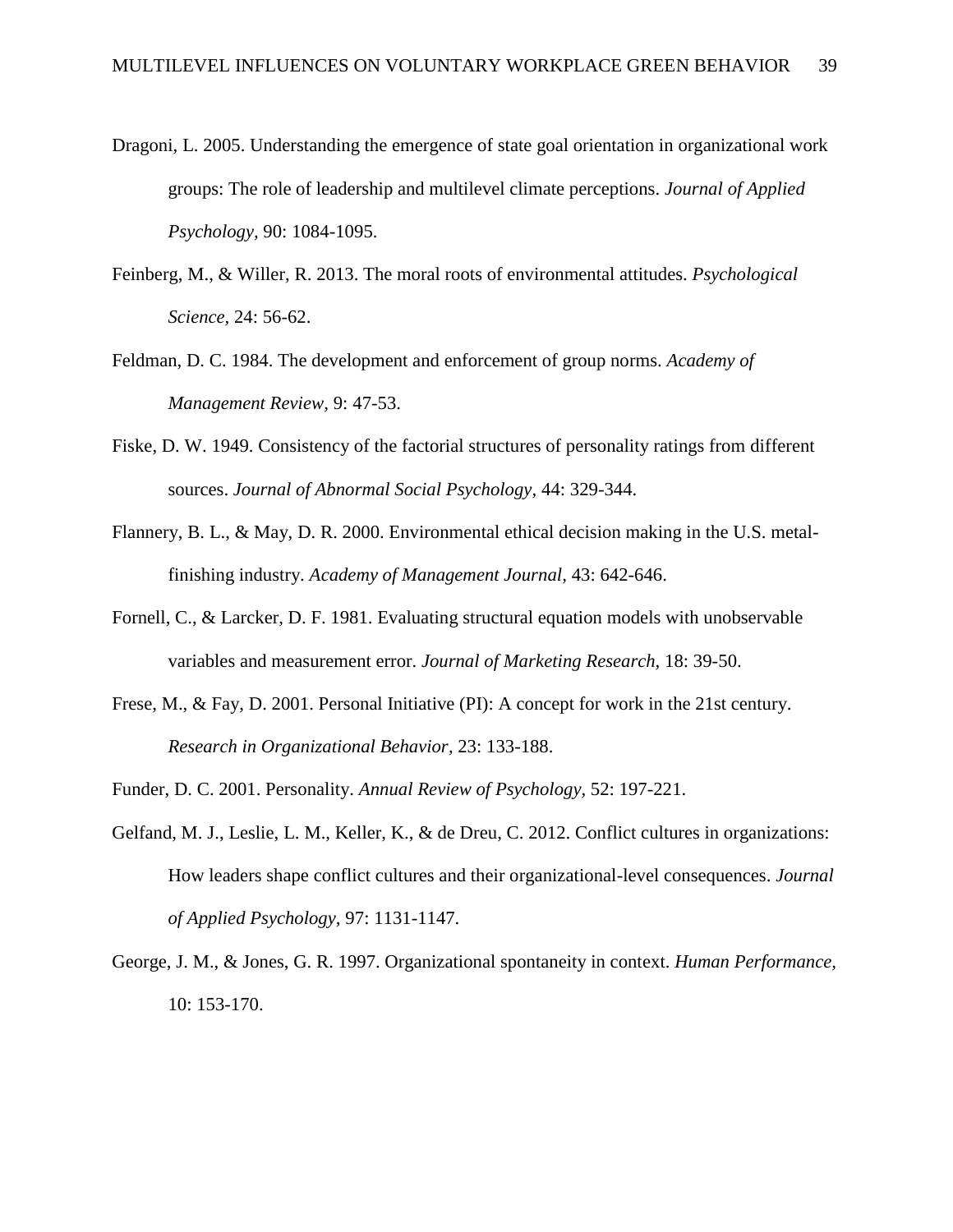Dragoni, L. 2005. Understanding the emergence of state goal orientation in organizational work groups: The role of leadership and multilevel climate perceptions. *Journal of Applied Psychology*, 90: 1084-1095.

Feinberg, M., & Willer, R. 2013. The moral roots of environmental attitudes. *Psychological Science,* 24: 56-62.

Feldman, D. C. 1984. The development and enforcement of group norms. *Academy of Management Review,* 9: 47-53.

Fiske, D. W. 1949. Consistency of the factorial structures of personality ratings from different sources. *Journal of Abnormal Social Psychology,* 44: 329-344.

Flannery, B. L., & May, D. R. 2000. Environmental ethical decision making in the U.S. metal-finishing industry. *Academy of Management Journal,* 43: 642-646.

Fornell, C., & Larcker, D. F. 1981. Evaluating structural equation models with unobservable variables and measurement error. *Journal of Marketing Research,* 18: 39-50.

Frese, M., & Fay, D. 2001. Personal Initiative (PI): A concept for work in the 21st century. *Research in Organizational Behavior,* 23: 133-188.

Funder, D. C. 2001. Personality. *Annual Review of Psychology,* 52: 197-221.

Gelfand, M. J., Leslie, L. M., Keller, K., & de Dreu, C. 2012. Conflict cultures in organizations: How leaders shape conflict cultures and their organizational-level consequences. *Journal of Applied Psychology,* 97: 1131-1147.

George, J. M., & Jones, G. R. 1997. Organizational spontaneity in context. *Human Performance,* 10: 153-170.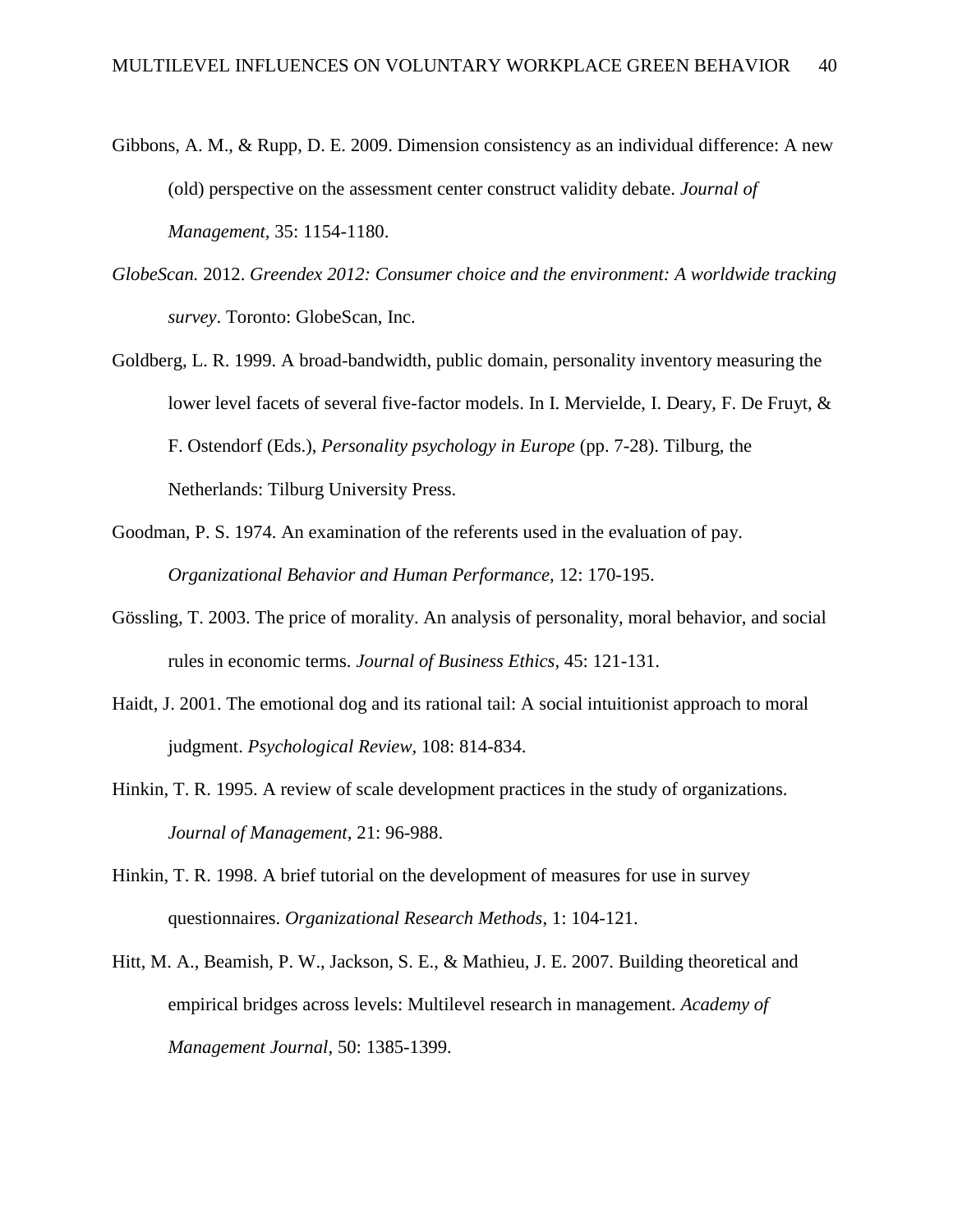Gibbons, A. M., & Rupp, D. E. 2009. Dimension consistency as an individual difference: A new (old) perspective on the assessment center construct validity debate. *Journal of Management*, 35: 1154-1180.

*GlobeScan.* 2012. *Greendex 2012: Consumer choice and the environment: A worldwide tracking survey*. Toronto: GlobeScan, Inc.

Goldberg, L. R. 1999. A broad-bandwidth, public domain, personality inventory measuring the lower level facets of several five-factor models. In I. Mervielde, I. Deary, F. De Fruyt, & F. Ostendorf (Eds.), *Personality psychology in Europe* (pp. 7-28). Tilburg, the Netherlands: Tilburg University Press.

Goodman, P. S. 1974. An examination of the referents used in the evaluation of pay. *Organizational Behavior and Human Performance*, 12: 170-195.

Gössling, T. 2003. The price of morality. An analysis of personality, moral behavior, and social rules in economic terms. *Journal of Business Ethics*, 45: 121-131.

Haidt, J. 2001. The emotional dog and its rational tail: A social intuitionist approach to moral judgment. *Psychological Review*, 108: 814-834.

Hinkin, T. R. 1995. A review of scale development practices in the study of organizations. *Journal of Management*, 21: 96-988.

Hinkin, T. R. 1998. A brief tutorial on the development of measures for use in survey questionnaires. *Organizational Research Methods*, 1: 104-121.

Hitt, M. A., Beamish, P. W., Jackson, S. E., & Mathieu, J. E. 2007. Building theoretical and empirical bridges across levels: Multilevel research in management. *Academy of Management Journal*, 50: 1385-1399.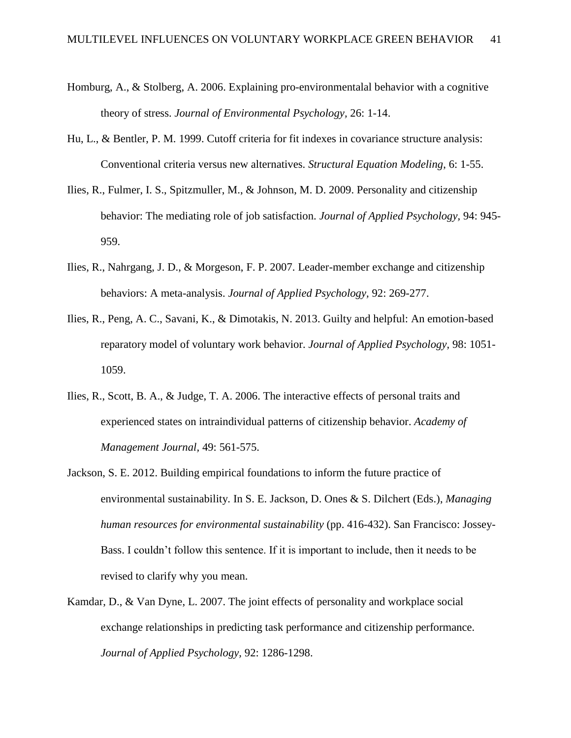Homburg, A., & Stolberg, A. 2006. Explaining pro-environmentalal behavior with a cognitive theory of stress. *Journal of Environmental Psychology*, 26: 1-14.

Hu, L., & Bentler, P. M. 1999. Cutoff criteria for fit indexes in covariance structure analysis: Conventional criteria versus new alternatives. *Structural Equation Modeling*, 6: 1-55.

Ilies, R., Fulmer, I. S., Spitzmuller, M., & Johnson, M. D. 2009. Personality and citizenship behavior: The mediating role of job satisfaction. *Journal of Applied Psychology*, 94: 945-959.

Ilies, R., Nahrgang, J. D., & Morgeson, F. P. 2007. Leader-member exchange and citizenship behaviors: A meta-analysis. *Journal of Applied Psychology*, 92: 269-277.

Ilies, R., Peng, A. C., Savani, K., & Dimotakis, N. 2013. Guilty and helpful: An emotion-based reparatory model of voluntary work behavior. *Journal of Applied Psychology*, 98: 1051-1059.

Ilies, R., Scott, B. A., & Judge, T. A. 2006. The interactive effects of personal traits and experienced states on intraindividual patterns of citizenship behavior. *Academy of Management Journal*, 49: 561-575.

Jackson, S. E. 2012. Building empirical foundations to inform the future practice of environmental sustainability. In S. E. Jackson, D. Ones & S. Dilchert (Eds.), *Managing human resources for environmental sustainability* (pp. 416-432). San Francisco: Jossey-Bass. I couldn't follow this sentence. If it is important to include, then it needs to be revised to clarify why you mean.

Kamdar, D., & Van Dyne, L. 2007. The joint effects of personality and workplace social exchange relationships in predicting task performance and citizenship performance. *Journal of Applied Psychology*, 92: 1286-1298.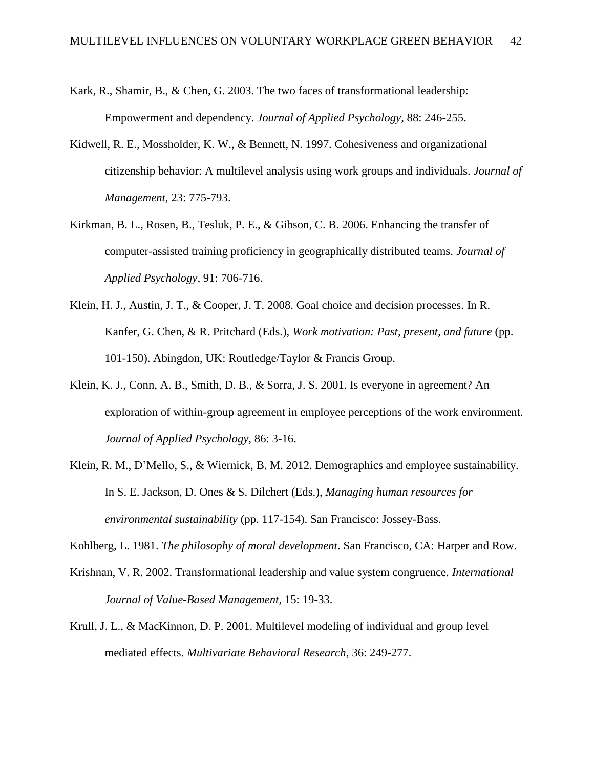Kark, R., Shamir, B., & Chen, G. 2003. The two faces of transformational leadership: Empowerment and dependency. *Journal of Applied Psychology,* 88: 246-255.

Kidwell, R. E., Mossholder, K. W., & Bennett, N. 1997. Cohesiveness and organizational citizenship behavior: A multilevel analysis using work groups and individuals. *Journal of Management,* 23: 775-793.

Kirkman, B. L., Rosen, B., Tesluk, P. E., & Gibson, C. B. 2006. Enhancing the transfer of computer-assisted training proficiency in geographically distributed teams. *Journal of Applied Psychology,* 91: 706-716.

Klein, H. J., Austin, J. T., & Cooper, J. T. 2008. Goal choice and decision processes. In R. Kanfer, G. Chen, & R. Pritchard (Eds.), *Work motivation: Past, present, and future* (pp. 101-150). Abingdon, UK: Routledge/Taylor & Francis Group.

Klein, K. J., Conn, A. B., Smith, D. B., & Sorra, J. S. 2001. Is everyone in agreement? An exploration of within-group agreement in employee perceptions of the work environment. *Journal of Applied Psychology,* 86: 3-16.

Klein, R. M., D'Mello, S., & Wiernick, B. M. 2012. Demographics and employee sustainability. In S. E. Jackson, D. Ones & S. Dilchert (Eds.), *Managing human resources for environmental sustainability* (pp. 117-154). San Francisco: Jossey-Bass.

Kohlberg, L. 1981. *The philosophy of moral development*. San Francisco, CA: Harper and Row.

Krishnan, V. R. 2002. Transformational leadership and value system congruence. *International Journal of Value-Based Management,* 15: 19-33.

Krull, J. L., & MacKinnon, D. P. 2001. Multilevel modeling of individual and group level mediated effects. *Multivariate Behavioral Research,* 36: 249-277.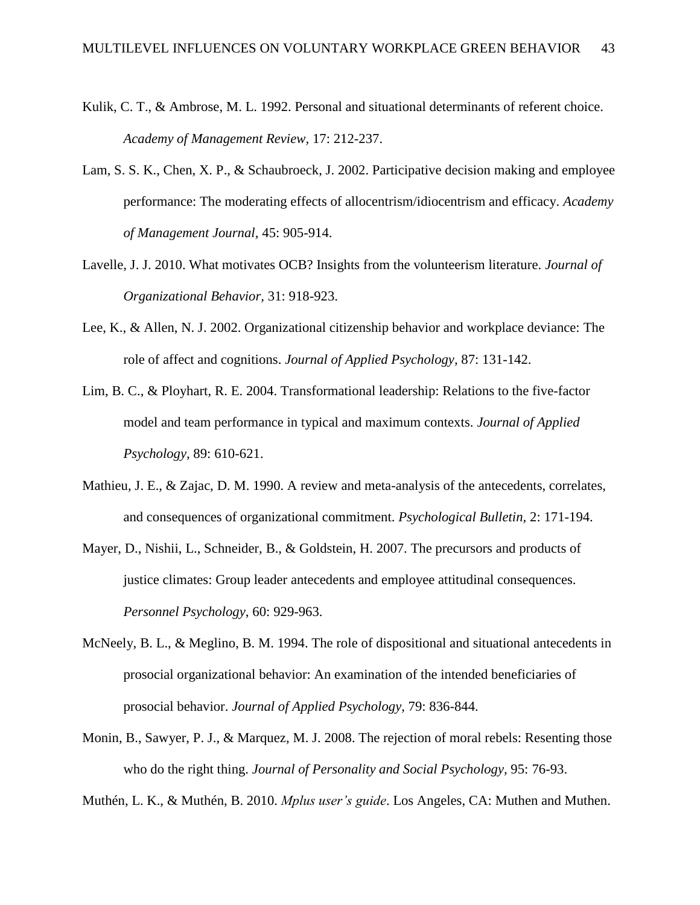Kulik, C. T., & Ambrose, M. L. 1992. Personal and situational determinants of referent choice. *Academy of Management Review*, 17: 212-237.

Lam, S. S. K., Chen, X. P., & Schaubroeck, J. 2002. Participative decision making and employee performance: The moderating effects of allocentrism/idiocentrism and efficacy. *Academy of Management Journal*, 45: 905-914.

Lavelle, J. J. 2010. What motivates OCB? Insights from the volunteerism literature. *Journal of Organizational Behavior,* 31: 918-923.

Lee, K., & Allen, N. J. 2002. Organizational citizenship behavior and workplace deviance: The role of affect and cognitions. *Journal of Applied Psychology,* 87: 131-142.

Lim, B. C., & Ployhart, R. E. 2004. Transformational leadership: Relations to the five-factor model and team performance in typical and maximum contexts. *Journal of Applied Psychology,* 89: 610-621.

Mathieu, J. E., & Zajac, D. M. 1990. A review and meta-analysis of the antecedents, correlates, and consequences of organizational commitment. *Psychological Bulletin,* 2: 171-194.

Mayer, D., Nishii, L., Schneider, B., & Goldstein, H. 2007. The precursors and products of justice climates: Group leader antecedents and employee attitudinal consequences. *Personnel Psychology*, 60: 929-963.

McNeely, B. L., & Meglino, B. M. 1994. The role of dispositional and situational antecedents in prosocial organizational behavior: An examination of the intended beneficiaries of prosocial behavior. *Journal of Applied Psychology,* 79: 836-844.

Monin, B., Sawyer, P. J., & Marquez, M. J. 2008. The rejection of moral rebels: Resenting those who do the right thing. *Journal of Personality and Social Psychology,* 95: 76-93.

Muthén, L. K., & Muthén, B. 2010. *Mplus user's guide*. Los Angeles, CA: Muthen and Muthen.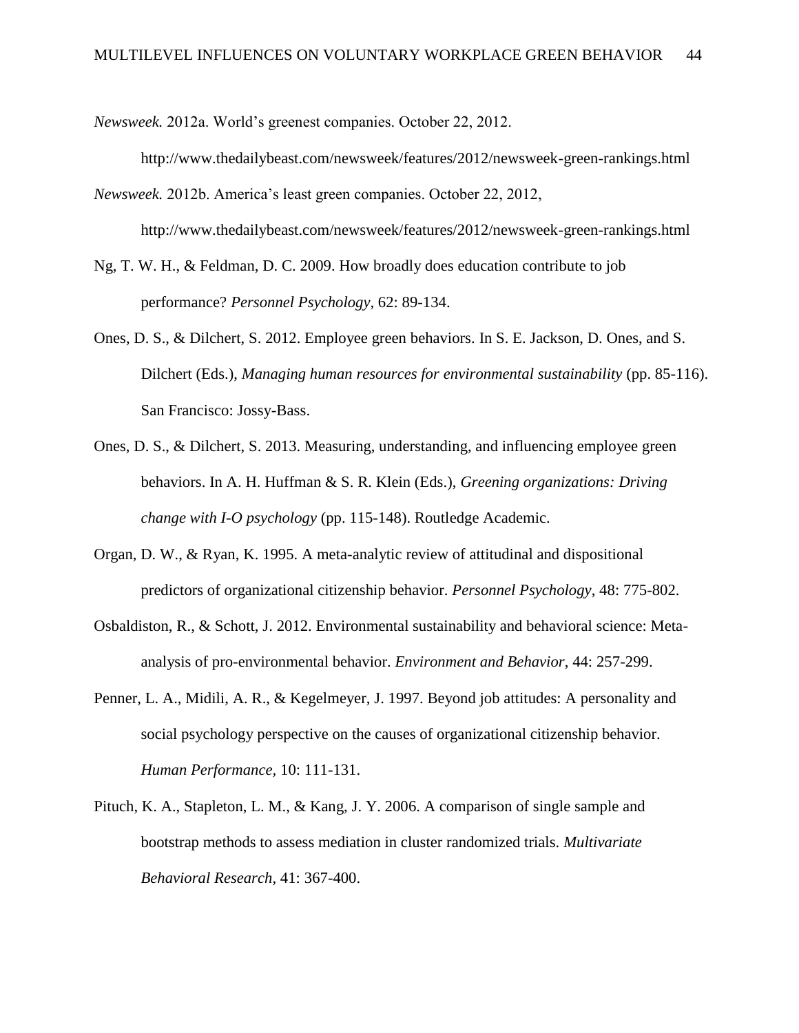*Newsweek.* 2012a. World's greenest companies. October 22, 2012. http://www.thedailybeast.com/newsweek/features/2012/newsweek-green-rankings.html

*Newsweek.* 2012b. America's least green companies. October 22, 2012, http://www.thedailybeast.com/newsweek/features/2012/newsweek-green-rankings.html

Ng, T. W. H., & Feldman, D. C. 2009. How broadly does education contribute to job performance? *Personnel Psychology*, 62: 89-134.

Ones, D. S., & Dilchert, S. 2012. Employee green behaviors. In S. E. Jackson, D. Ones, and S. Dilchert (Eds.), *Managing human resources for environmental sustainability* (pp. 85-116). San Francisco: Jossy-Bass.

Ones, D. S., & Dilchert, S. 2013. Measuring, understanding, and influencing employee green behaviors. In A. H. Huffman & S. R. Klein (Eds.), *Greening organizations: Driving change with I-O psychology* (pp. 115-148). Routledge Academic.

Organ, D. W., & Ryan, K. 1995. A meta-analytic review of attitudinal and dispositional predictors of organizational citizenship behavior. *Personnel Psychology*, 48: 775-802.

Osbaldiston, R., & Schott, J. 2012. Environmental sustainability and behavioral science: Meta-analysis of pro-environmental behavior. *Environment and Behavior*, 44: 257-299.

Penner, L. A., Midili, A. R., & Kegelmeyer, J. 1997. Beyond job attitudes: A personality and social psychology perspective on the causes of organizational citizenship behavior. *Human Performance,* 10: 111-131.

Pituch, K. A., Stapleton, L. M., & Kang, J. Y. 2006. A comparison of single sample and bootstrap methods to assess mediation in cluster randomized trials. *Multivariate Behavioral Research*, 41: 367-400.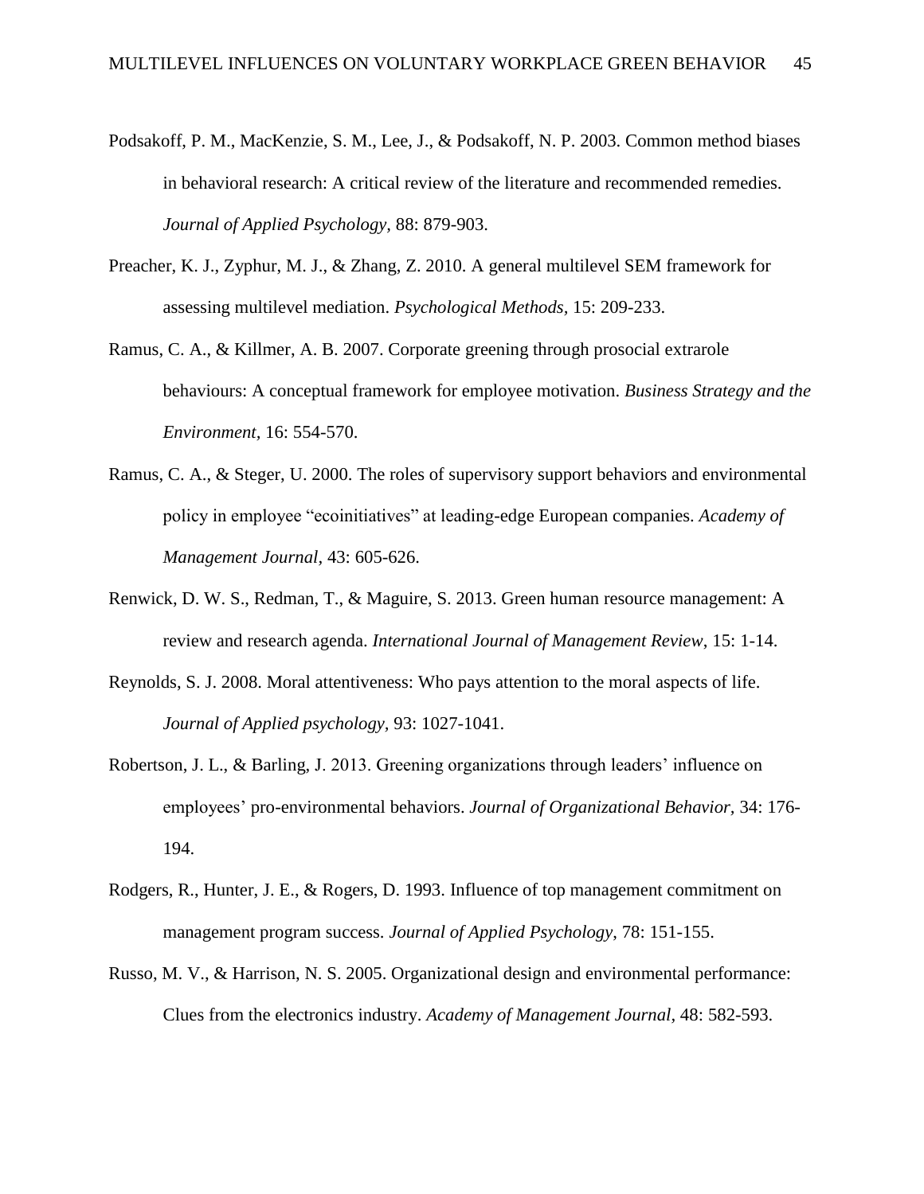Podsakoff, P. M., MacKenzie, S. M., Lee, J., & Podsakoff, N. P. 2003. Common method biases in behavioral research: A critical review of the literature and recommended remedies. *Journal of Applied Psychology,* 88: 879-903.

Preacher, K. J., Zyphur, M. J., & Zhang, Z. 2010. A general multilevel SEM framework for assessing multilevel mediation. *Psychological Methods,* 15: 209-233.

Ramus, C. A., & Killmer, A. B. 2007. Corporate greening through prosocial extrarole behaviours: A conceptual framework for employee motivation. *Business Strategy and the Environment,* 16: 554-570.

Ramus, C. A., & Steger, U. 2000. The roles of supervisory support behaviors and environmental policy in employee "ecoinitiatives" at leading-edge European companies. *Academy of Management Journal*, 43: 605-626.

Renwick, D. W. S., Redman, T., & Maguire, S. 2013. Green human resource management: A review and research agenda. *International Journal of Management Review*, 15: 1-14.

Reynolds, S. J. 2008. Moral attentiveness: Who pays attention to the moral aspects of life. *Journal of Applied psychology,* 93: 1027-1041.

Robertson, J. L., & Barling, J. 2013. Greening organizations through leaders' influence on employees' pro-environmental behaviors. *Journal of Organizational Behavior,* 34: 176-194.

Rodgers, R., Hunter, J. E., & Rogers, D. 1993. Influence of top management commitment on management program success. *Journal of Applied Psychology*, 78: 151-155.

Russo, M. V., & Harrison, N. S. 2005. Organizational design and environmental performance: Clues from the electronics industry. *Academy of Management Journal*, 48: 582-593.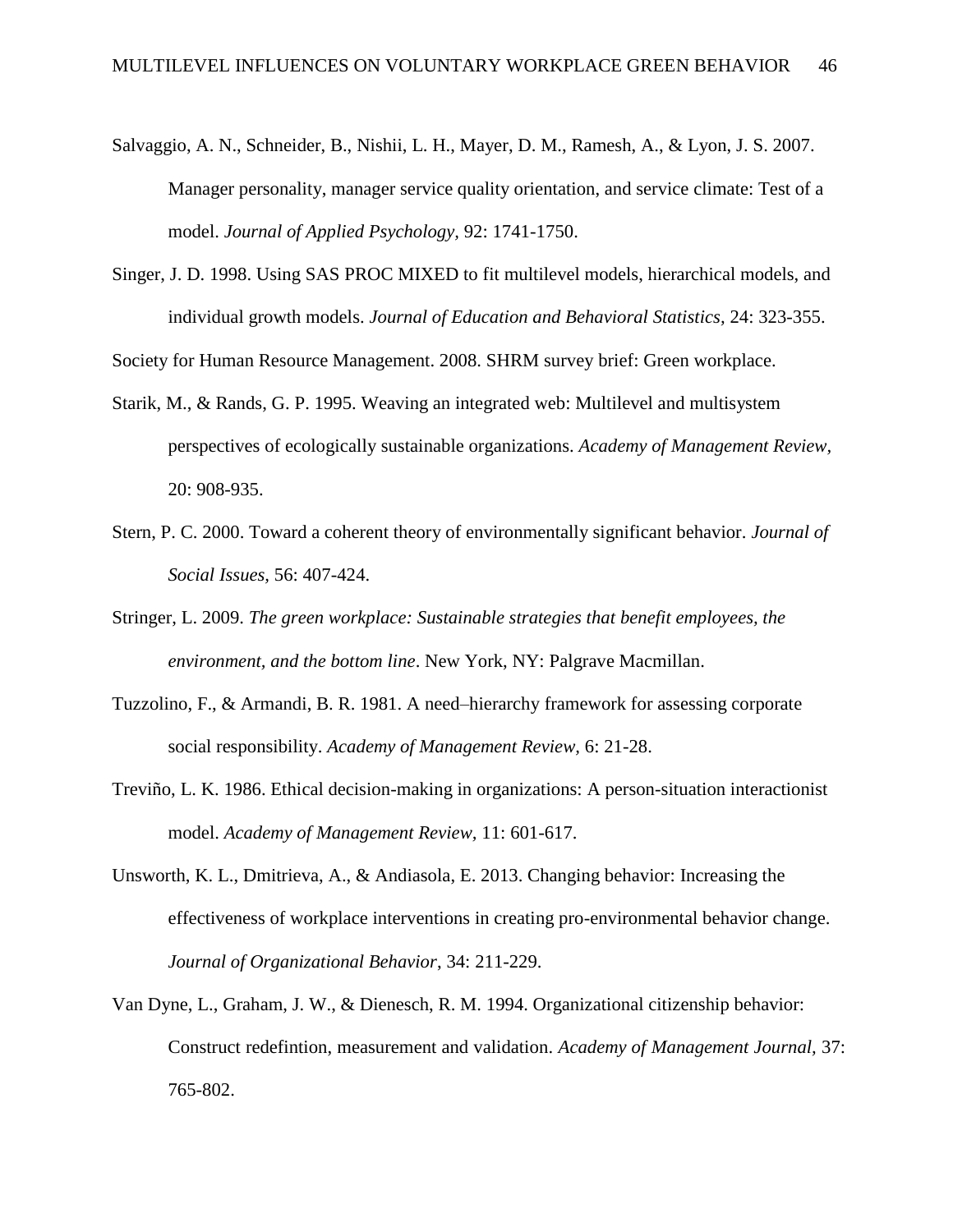Salvaggio, A. N., Schneider, B., Nishii, L. H., Mayer, D. M., Ramesh, A., & Lyon, J. S. 2007. Manager personality, manager service quality orientation, and service climate: Test of a model. *Journal of Applied Psychology,* 92: 1741-1750.

Singer, J. D. 1998. Using SAS PROC MIXED to fit multilevel models, hierarchical models, and individual growth models. *Journal of Education and Behavioral Statistics,* 24: 323-355.

Society for Human Resource Management. 2008. SHRM survey brief: Green workplace.

Starik, M., & Rands, G. P. 1995. Weaving an integrated web: Multilevel and multisystem perspectives of ecologically sustainable organizations. *Academy of Management Review*, 20: 908-935.

Stern, P. C. 2000. Toward a coherent theory of environmentally significant behavior. *Journal of Social Issues,* 56: 407-424.

Stringer, L. 2009. *The green workplace: Sustainable strategies that benefit employees, the environment, and the bottom line*. New York, NY: Palgrave Macmillan.

Tuzzolino, F., & Armandi, B. R. 1981. A need–hierarchy framework for assessing corporate social responsibility. *Academy of Management Review,* 6: 21-28.

Treviño, L. K. 1986. Ethical decision-making in organizations: A person-situation interactionist model. *Academy of Management Review,* 11: 601-617.

Unsworth, K. L., Dmitrieva, A., & Andiasola, E. 2013. Changing behavior: Increasing the effectiveness of workplace interventions in creating pro-environmental behavior change. *Journal of Organizational Behavior*, 34: 211-229.

Van Dyne, L., Graham, J. W., & Dienesch, R. M. 1994. Organizational citizenship behavior: Construct redefintion, measurement and validation. *Academy of Management Journal,* 37: 765-802.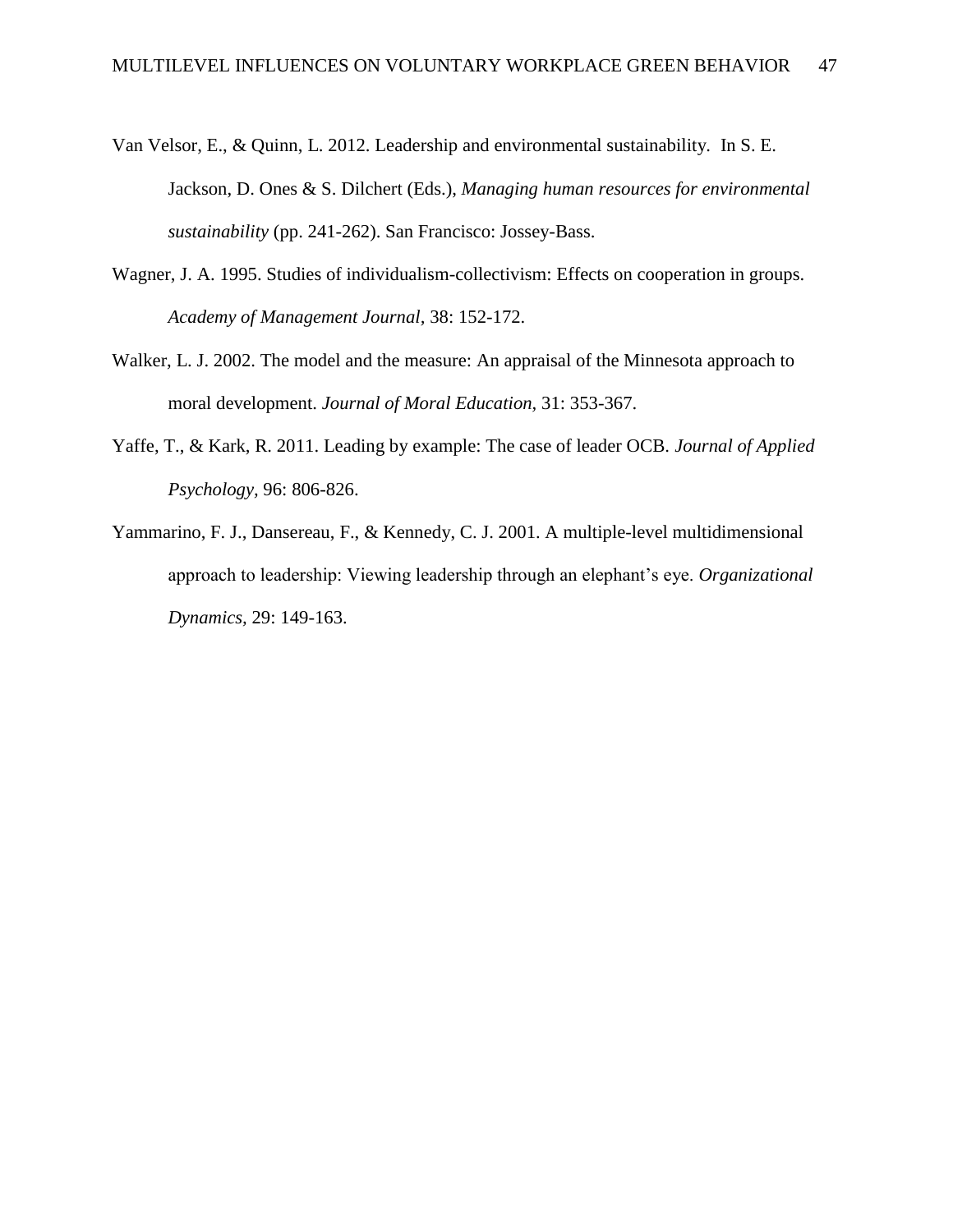Van Velsor, E., & Quinn, L. 2012. Leadership and environmental sustainability. In S. E. Jackson, D. Ones & S. Dilchert (Eds.), *Managing human resources for environmental sustainability* (pp. 241-262). San Francisco: Jossey-Bass.

Wagner, J. A. 1995. Studies of individualism-collectivism: Effects on cooperation in groups. *Academy of Management Journal*, 38: 152-172.

Walker, L. J. 2002. The model and the measure: An appraisal of the Minnesota approach to moral development. *Journal of Moral Education,* 31: 353-367.

Yaffe, T., & Kark, R. 2011. Leading by example: The case of leader OCB. *Journal of Applied Psychology,* 96: 806-826.

Yammarino, F. J., Dansereau, F., & Kennedy, C. J. 2001. A multiple-level multidimensional approach to leadership: Viewing leadership through an elephant's eye. *Organizational Dynamics,* 29: 149-163.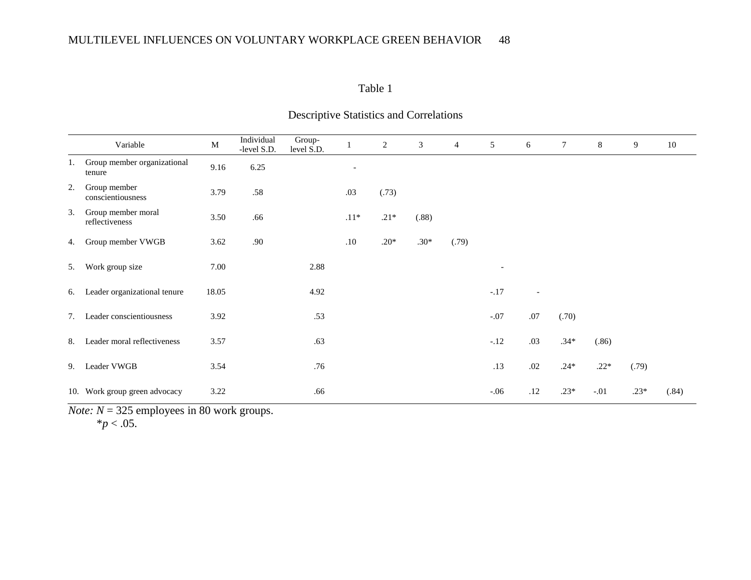Table 1

Descriptive Statistics and Correlations

| | Variable | M | Individual -level S.D. | Group-level S.D. | 1 | 2 | 3 | 4 | 5 | 6 | 7 | 8 | 9 | 10 |
|---|---|---|---|---|---|---|---|---|---|---|---|---|---|---|
| 1. | Group member organizational tenure | 9.16 | 6.25 | | - | | | | | | | | | |
| 2. | Group member conscientiousness | 3.79 | .58 | | .03 | (.73) | | | | | | | | |
| 3. | Group member moral reflectiveness | 3.50 | .66 | | .11* | .21* | (.88) | | | | | | | |
| 4. | Group member VWGB | 3.62 | .90 | | .10 | .20* | .30* | (.79) | | | | | | |
| 5. | Work group size | 7.00 | | 2.88 | | | | | - | | | | | |
| 6. | Leader organizational tenure | 18.05 | | 4.92 | | | | | -.17 | - | | | | |
| 7. | Leader conscientiousness | 3.92 | | .53 | | | | | -.07 | .07 | (.70) | | | |
| 8. | Leader moral reflectiveness | 3.57 | | .63 | | | | | -.12 | .03 | .34* | (.86) | | |
| 9. | Leader VWGB | 3.54 | | .76 | | | | | .13 | .02 | .24* | .22* | (.79) | |
| 10. | Work group green advocacy | 3.22 | | .66 | | | | | -.06 | .12 | .23* | -.01 | .23* | (.84) |

*Note:* $N = 325$ employees in 80 work groups.
$^{*}p < .05$.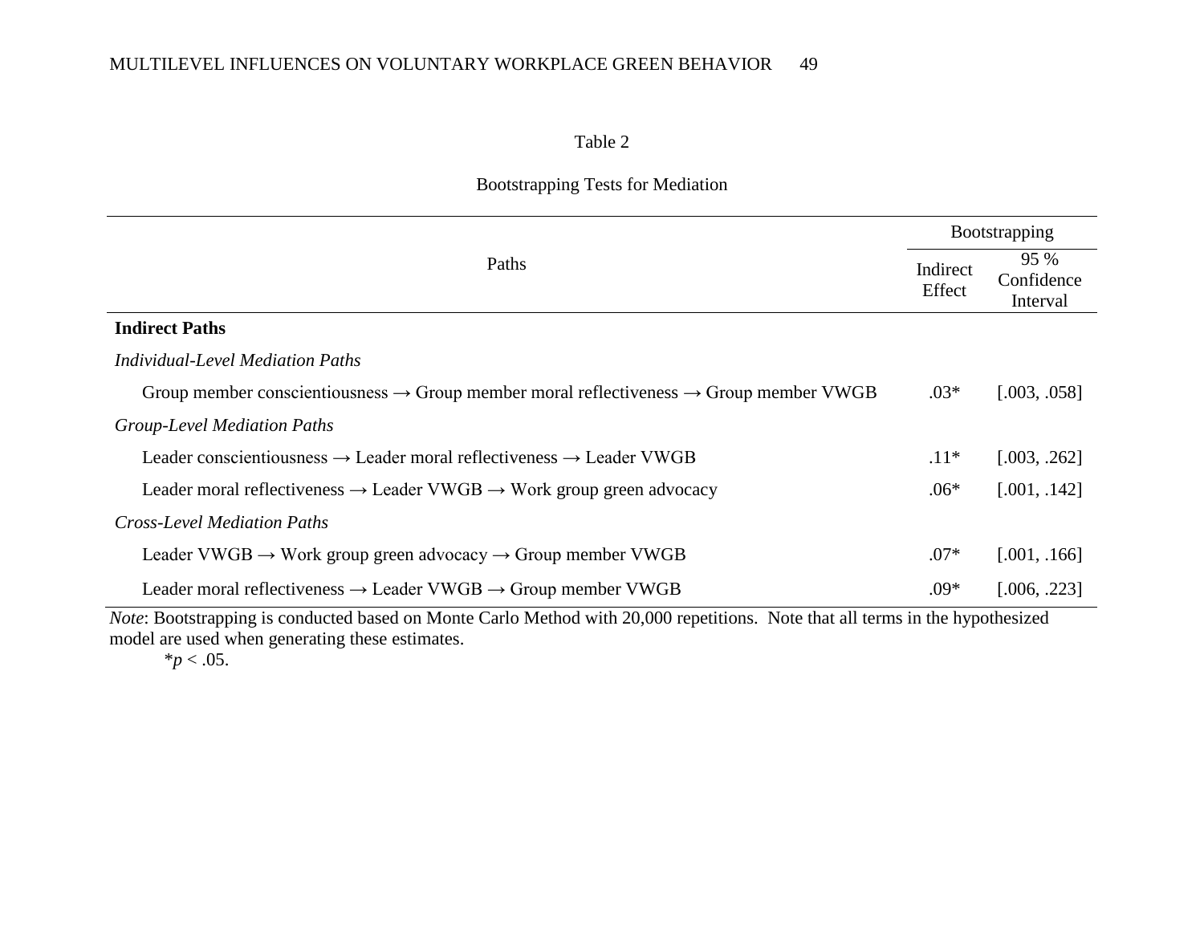Table 2

Bootstrapping Tests for Mediation

| Paths | Bootstrapping | |
|---|---|---|
| | Indirect Effect | 95 % Confidence Interval |
| **Indirect Paths** | | |
| *Individual-Level Mediation Paths* | | |
| Group member conscientiousness → Group member moral reflectiveness → Group member VWGB | .03* | [.003, .058] |
| *Group-Level Mediation Paths* | | |
| Leader conscientiousness → Leader moral reflectiveness → Leader VWGB | .11* | [.003, .262] |
| Leader moral reflectiveness → Leader VWGB → Work group green advocacy | .06* | [.001, .142] |
| *Cross-Level Mediation Paths* | | |
| Leader VWGB → Work group green advocacy → Group member VWGB | .07* | [.001, .166] |
| Leader moral reflectiveness → Leader VWGB → Group member VWGB | .09* | [.006, .223] |

*Note*: Bootstrapping is conducted based on Monte Carlo Method with 20,000 repetitions. Note that all terms in the hypothesized model are used when generating these estimates.

*$p < .05$.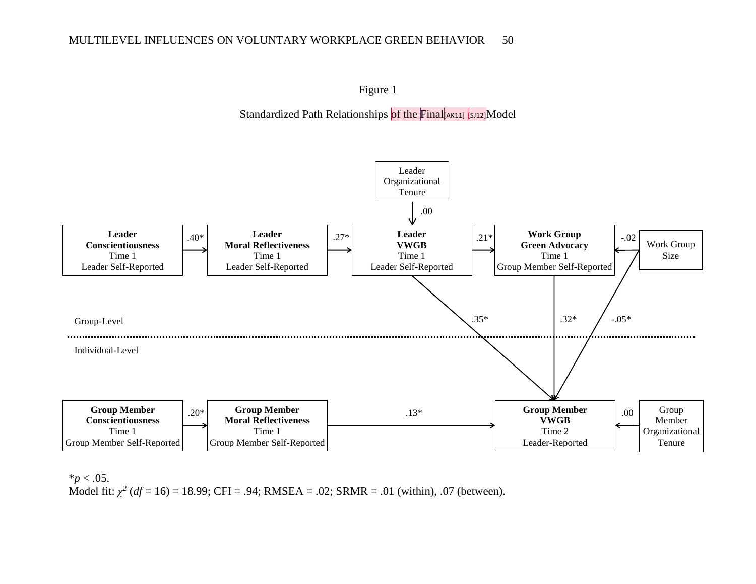Figure 1

Standardized Path Relationships of the Final Model

Leader Organizational Tenure

.00

**Leader Conscientiousness** Time 1 Leader Self-Reported

.40*

**Leader Moral Reflectiveness** Time 1 Leader Self-Reported

.27*

**Leader VWGB** Time 1 Leader Self-Reported

.21*

**Work Group Green Advocacy** Time 1 Group Member Self-Reported

-.02

Work Group Size

.35*

.32*

-.05*

Group-Level

Individual-Level

**Group Member Conscientiousness** Time 1 Group Member Self-Reported

.20*

**Group Member Moral Reflectiveness** Time 1 Group Member Self-Reported

.13*

**Group Member VWGB** Time 2 Leader-Reported

.00

Group Member Organizational Tenure

*$p < .05$.

Model fit: $\chi^2$ ($df$ = 16) = 18.99; CFI = .94; RMSEA = .02; SRMR = .01 (within), .07 (between).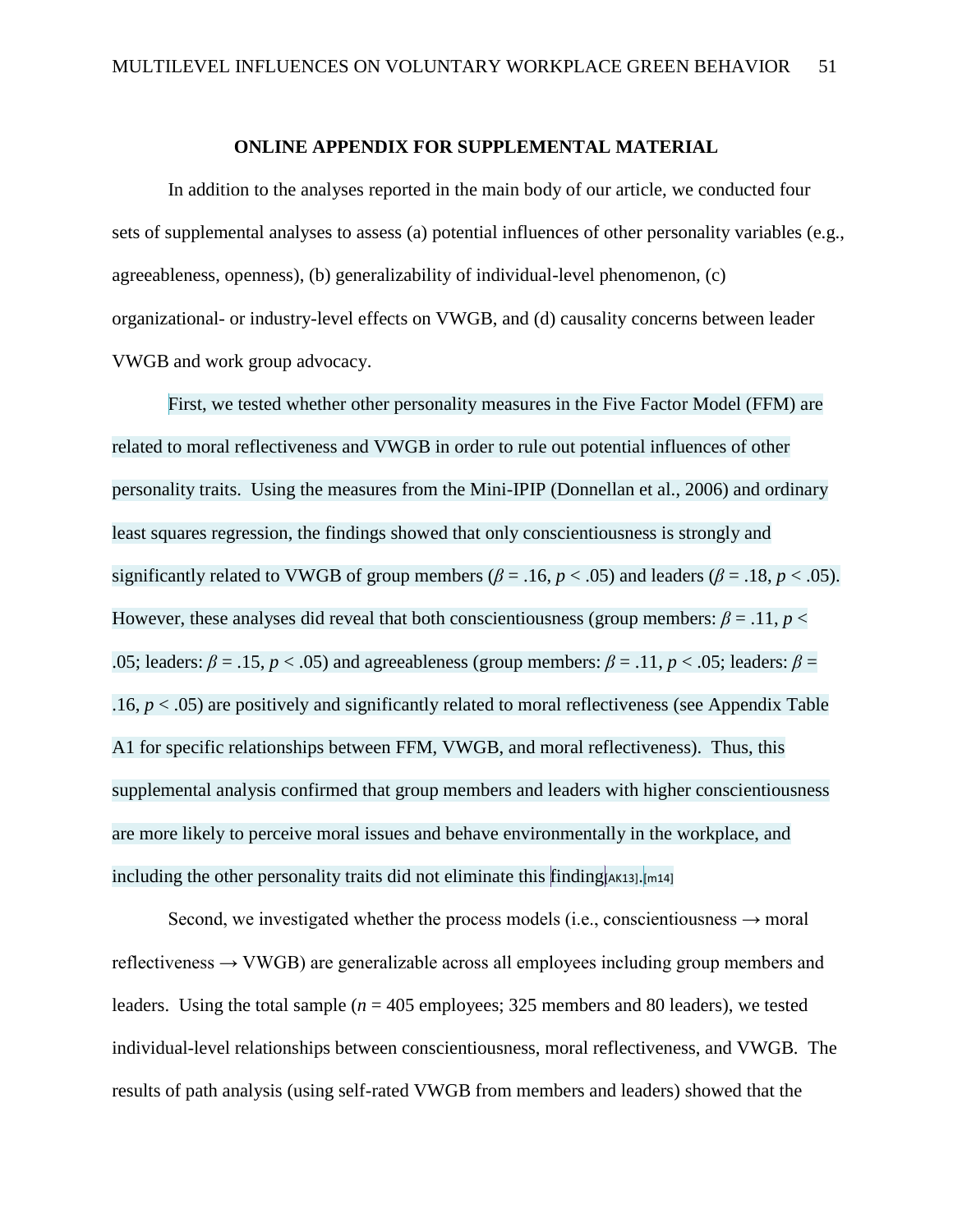**ONLINE APPENDIX FOR SUPPLEMENTAL MATERIAL**

In addition to the analyses reported in the main body of our article, we conducted four sets of supplemental analyses to assess (a) potential influences of other personality variables (e.g., agreeableness, openness), (b) generalizability of individual-level phenomenon, (c) organizational- or industry-level effects on VWGB, and (d) causality concerns between leader VWGB and work group advocacy.

First, we tested whether other personality measures in the Five Factor Model (FFM) are related to moral reflectiveness and VWGB in order to rule out potential influences of other personality traits. Using the measures from the Mini-IPIP (Donnellan et al., 2006) and ordinary least squares regression, the findings showed that only conscientiousness is strongly and significantly related to VWGB of group members ($\beta = .16$, $p < .05$) and leaders ($\beta = .18$, $p < .05$). However, these analyses did reveal that both conscientiousness (group members: $\beta = .11$, $p < .05$; leaders: $\beta = .15$, $p < .05$) and agreeableness (group members: $\beta = .11$, $p < .05$; leaders: $\beta = .16$, $p < .05$) are positively and significantly related to moral reflectiveness (see Appendix Table A1 for specific relationships between FFM, VWGB, and moral reflectiveness). Thus, this supplemental analysis confirmed that group members and leaders with higher conscientiousness are more likely to perceive moral issues and behave environmentally in the workplace, and including the other personality traits did not eliminate this finding[AK13].[m14]

Second, we investigated whether the process models (i.e., conscientiousness → moral reflectiveness → VWGB) are generalizable across all employees including group members and leaders. Using the total sample ($n = 405$ employees; 325 members and 80 leaders), we tested individual-level relationships between conscientiousness, moral reflectiveness, and VWGB. The results of path analysis (using self-rated VWGB from members and leaders) showed that the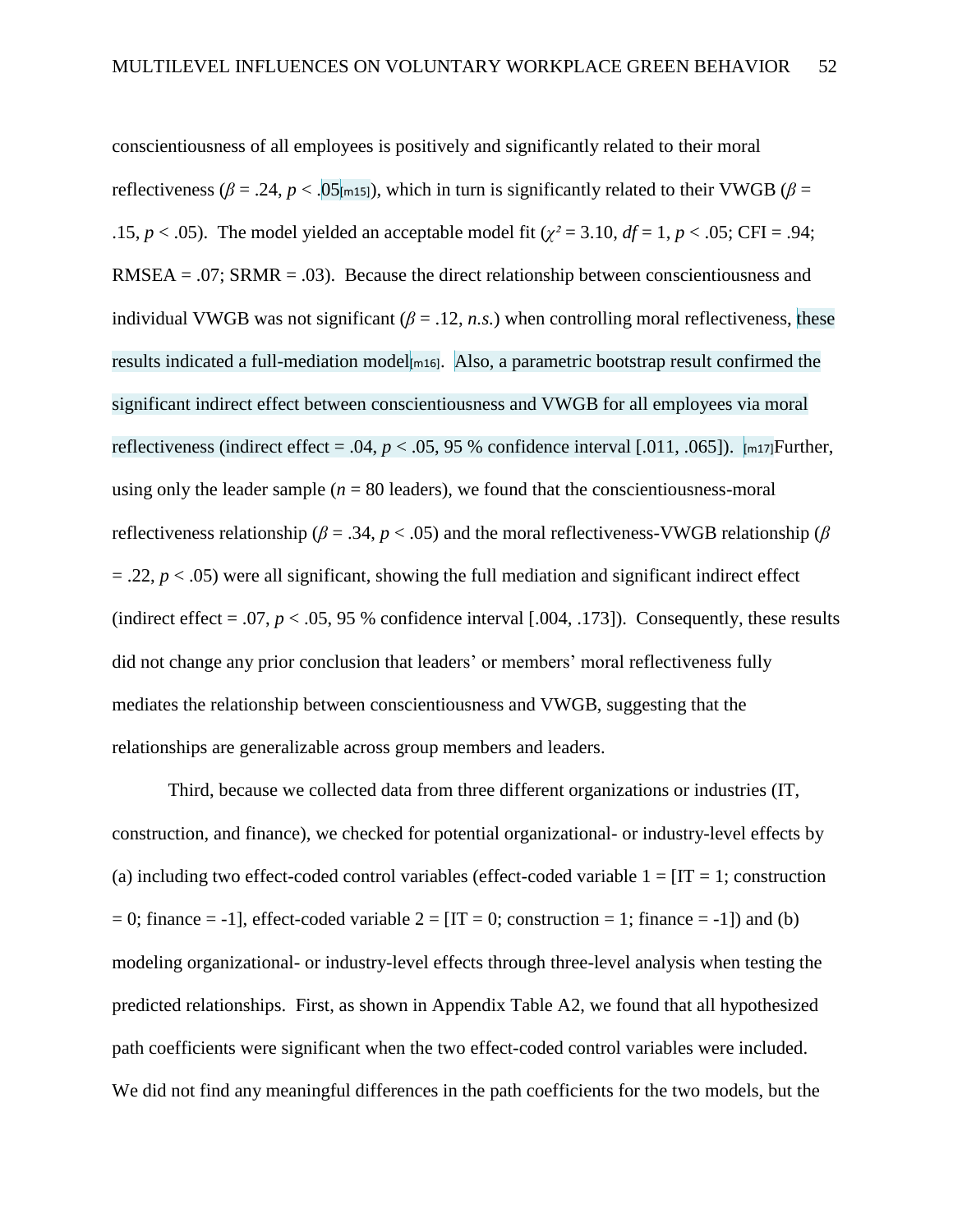conscientiousness of all employees is positively and significantly related to their moral reflectiveness ($\beta = .24$, $p < .05$[m15]), which in turn is significantly related to their VWGB ($\beta = .15$, $p < .05$). The model yielded an acceptable model fit ($\chi^2 = 3.10$, $df = 1$, $p < .05$; CFI = .94; RMSEA = .07; SRMR = .03). Because the direct relationship between conscientiousness and individual VWGB was not significant ($\beta = .12$, *n.s.*) when controlling moral reflectiveness, these results indicated a full-mediation model[m16]. Also, a parametric bootstrap result confirmed the significant indirect effect between conscientiousness and VWGB for all employees via moral reflectiveness (indirect effect = .04, $p < .05$, 95 % confidence interval [.011, .065]). [m17]Further, using only the leader sample ($n = 80$ leaders), we found that the conscientiousness-moral reflectiveness relationship ($\beta = .34$, $p < .05$) and the moral reflectiveness-VWGB relationship ($\beta = .22$, $p < .05$) were all significant, showing the full mediation and significant indirect effect (indirect effect = .07, $p < .05$, 95 % confidence interval [.004, .173]). Consequently, these results did not change any prior conclusion that leaders' or members' moral reflectiveness fully mediates the relationship between conscientiousness and VWGB, suggesting that the relationships are generalizable across group members and leaders.

Third, because we collected data from three different organizations or industries (IT, construction, and finance), we checked for potential organizational- or industry-level effects by (a) including two effect-coded control variables (effect-coded variable 1 = [IT = 1; construction = 0; finance = -1], effect-coded variable 2 = [IT = 0; construction = 1; finance = -1]) and (b) modeling organizational- or industry-level effects through three-level analysis when testing the predicted relationships. First, as shown in Appendix Table A2, we found that all hypothesized path coefficients were significant when the two effect-coded control variables were included. We did not find any meaningful differences in the path coefficients for the two models, but the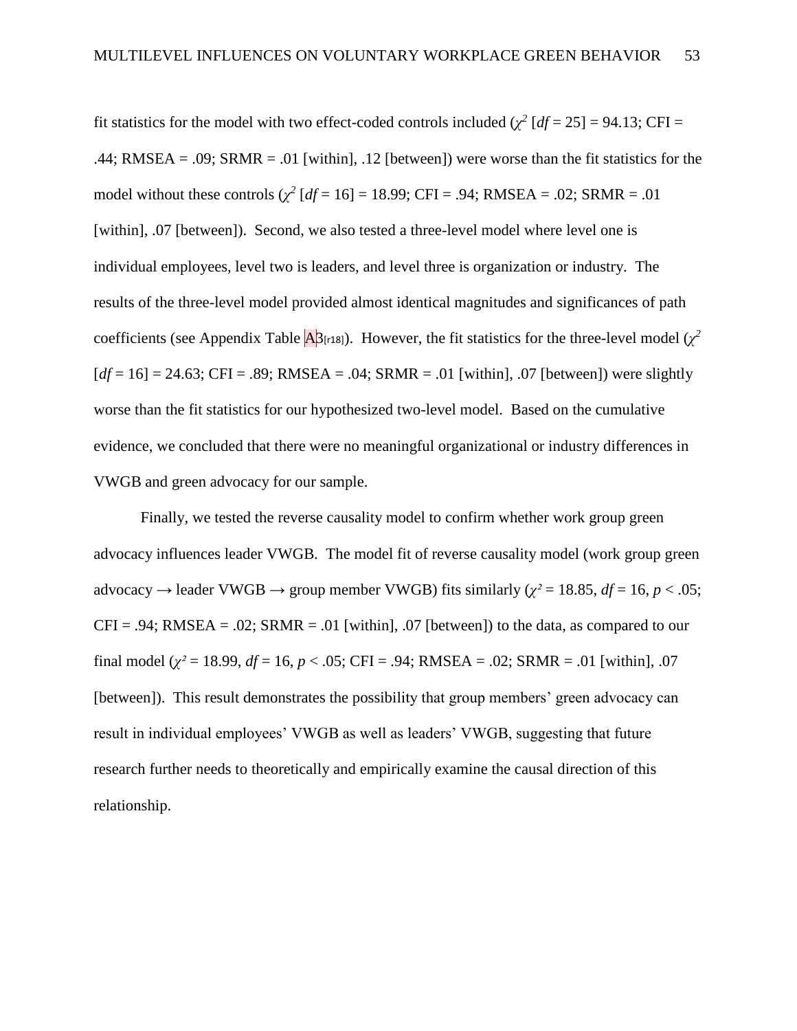fit statistics for the model with two effect-coded controls included ($\chi^2$ [$df$ = 25] = 94.13; CFI = .44; RMSEA = .09; SRMR = .01 [within], .12 [between]) were worse than the fit statistics for the model without these controls ($\chi^2$ [$df$ = 16] = 18.99; CFI = .94; RMSEA = .02; SRMR = .01 [within], .07 [between]). Second, we also tested a three-level model where level one is individual employees, level two is leaders, and level three is organization or industry. The results of the three-level model provided almost identical magnitudes and significances of path coefficients (see Appendix Table A3[r18]). However, the fit statistics for the three-level model ($\chi^2$ [$df$ = 16] = 24.63; CFI = .89; RMSEA = .04; SRMR = .01 [within], .07 [between]) were slightly worse than the fit statistics for our hypothesized two-level model. Based on the cumulative evidence, we concluded that there were no meaningful organizational or industry differences in VWGB and green advocacy for our sample.

Finally, we tested the reverse causality model to confirm whether work group green advocacy influences leader VWGB. The model fit of reverse causality model (work group green advocacy → leader VWGB → group member VWGB) fits similarly ($\chi^2$ = 18.85, $df$ = 16, $p < .05$; CFI = .94; RMSEA = .02; SRMR = .01 [within], .07 [between]) to the data, as compared to our final model ($\chi^2$ = 18.99, $df$ = 16, $p < .05$; CFI = .94; RMSEA = .02; SRMR = .01 [within], .07 [between]). This result demonstrates the possibility that group members' green advocacy can result in individual employees' VWGB as well as leaders' VWGB, suggesting that future research further needs to theoretically and empirically examine the causal direction of this relationship.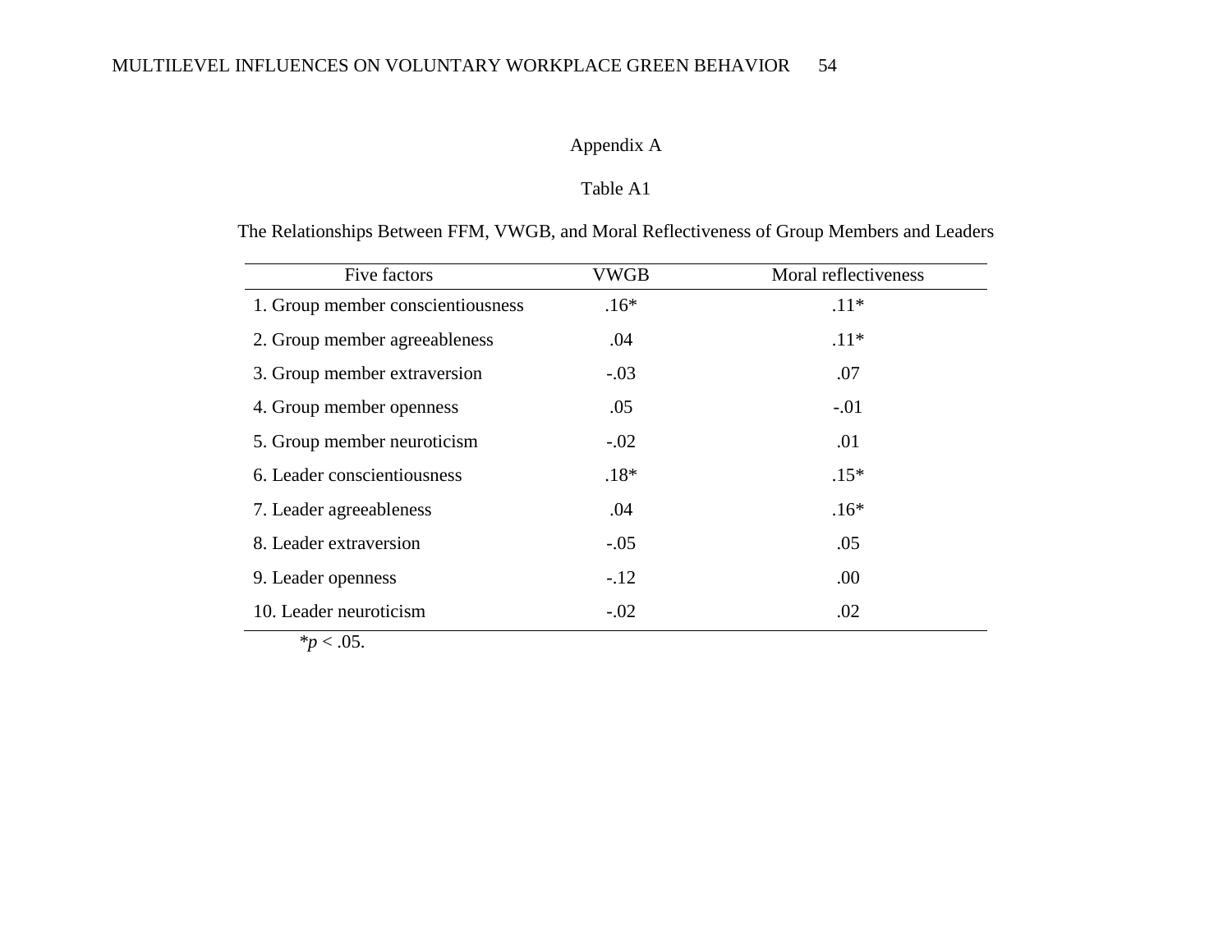# Appendix A

Table A1

The Relationships Between FFM, VWGB, and Moral Reflectiveness of Group Members and Leaders

| Five factors | VWGB | Moral reflectiveness |
|---|---|---|
| 1. Group member conscientiousness | .16* | .11* |
| 2. Group member agreeableness | .04 | .11* |
| 3. Group member extraversion | -.03 | .07 |
| 4. Group member openness | .05 | -.01 |
| 5. Group member neuroticism | -.02 | .01 |
| 6. Leader conscientiousness | .18* | .15* |
| 7. Leader agreeableness | .04 | .16* |
| 8. Leader extraversion | -.05 | .05 |
| 9. Leader openness | -.12 | .00 |
| 10. Leader neuroticism | -.02 | .02 |

*$p < .05$.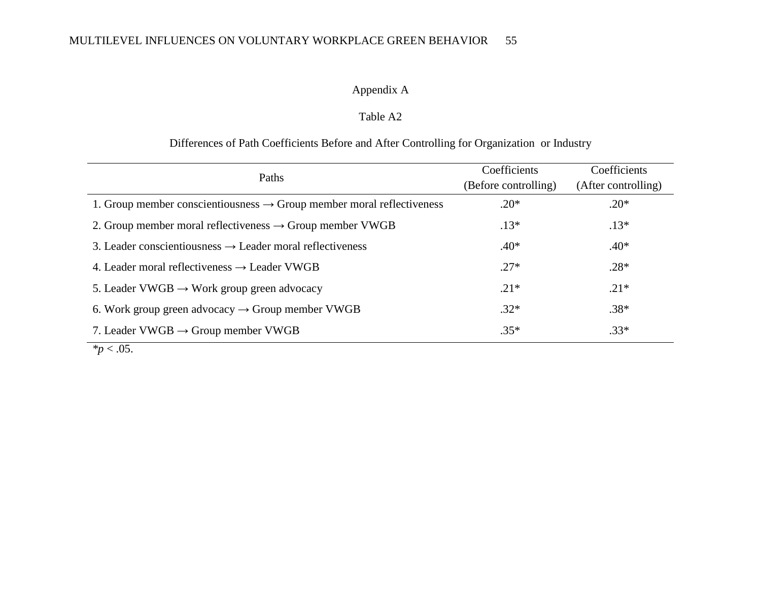Appendix A

Table A2

Differences of Path Coefficients Before and After Controlling for Organization or Industry

| Paths | Coefficients (Before controlling) | Coefficients (After controlling) |
|---|---|---|
| 1. Group member conscientiousness → Group member moral reflectiveness | .20* | .20* |
| 2. Group member moral reflectiveness → Group member VWGB | .13* | .13* |
| 3. Leader conscientiousness → Leader moral reflectiveness | .40* | .40* |
| 4. Leader moral reflectiveness → Leader VWGB | .27* | .28* |
| 5. Leader VWGB → Work group green advocacy | .21* | .21* |
| 6. Work group green advocacy → Group member VWGB | .32* | .38* |
| 7. Leader VWGB → Group member VWGB | .35* | .33* |

*$p < .05$.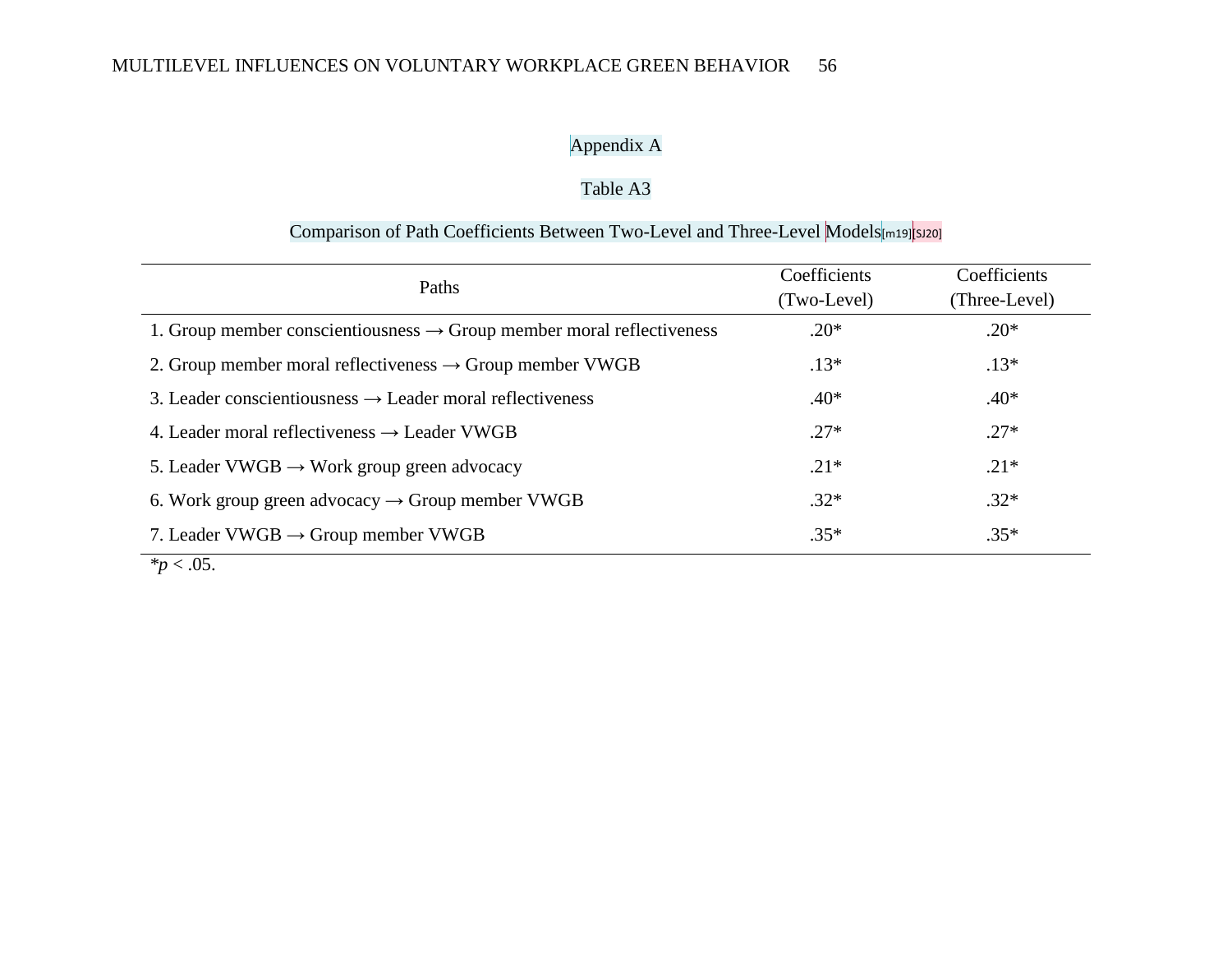# Appendix A

## Table A3

### Comparison of Path Coefficients Between Two-Level and Three-Level Models[m19][SJ20]

| Paths | Coefficients (Two-Level) | Coefficients (Three-Level) |
|---|---|---|
| 1. Group member conscientiousness → Group member moral reflectiveness | .20* | .20* |
| 2. Group member moral reflectiveness → Group member VWGB | .13* | .13* |
| 3. Leader conscientiousness → Leader moral reflectiveness | .40* | .40* |
| 4. Leader moral reflectiveness → Leader VWGB | .27* | .27* |
| 5. Leader VWGB → Work group green advocacy | .21* | .21* |
| 6. Work group green advocacy → Group member VWGB | .32* | .32* |
| 7. Leader VWGB → Group member VWGB | .35* | .35* |

*$p < .05$.